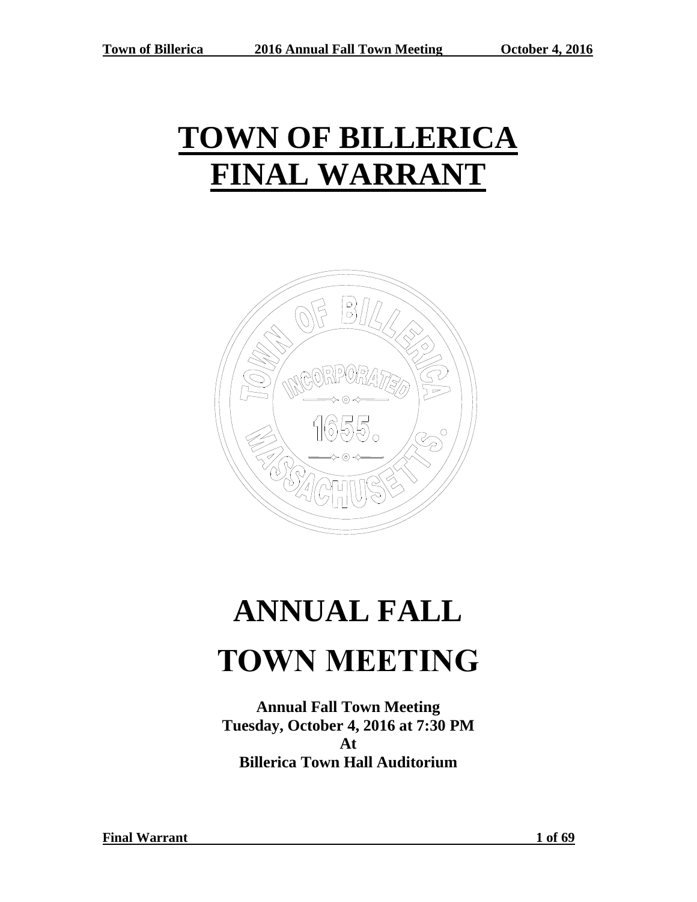# TOWN OF BILLERICA FINAL WARRANT

# ANNUAL FALL TOWN MEETING

**Annual Fall Town Meeting**
**Tuesday, October 4, 2016 at 7:30 PM**
**At**
**Billerica Town Hall Auditorium**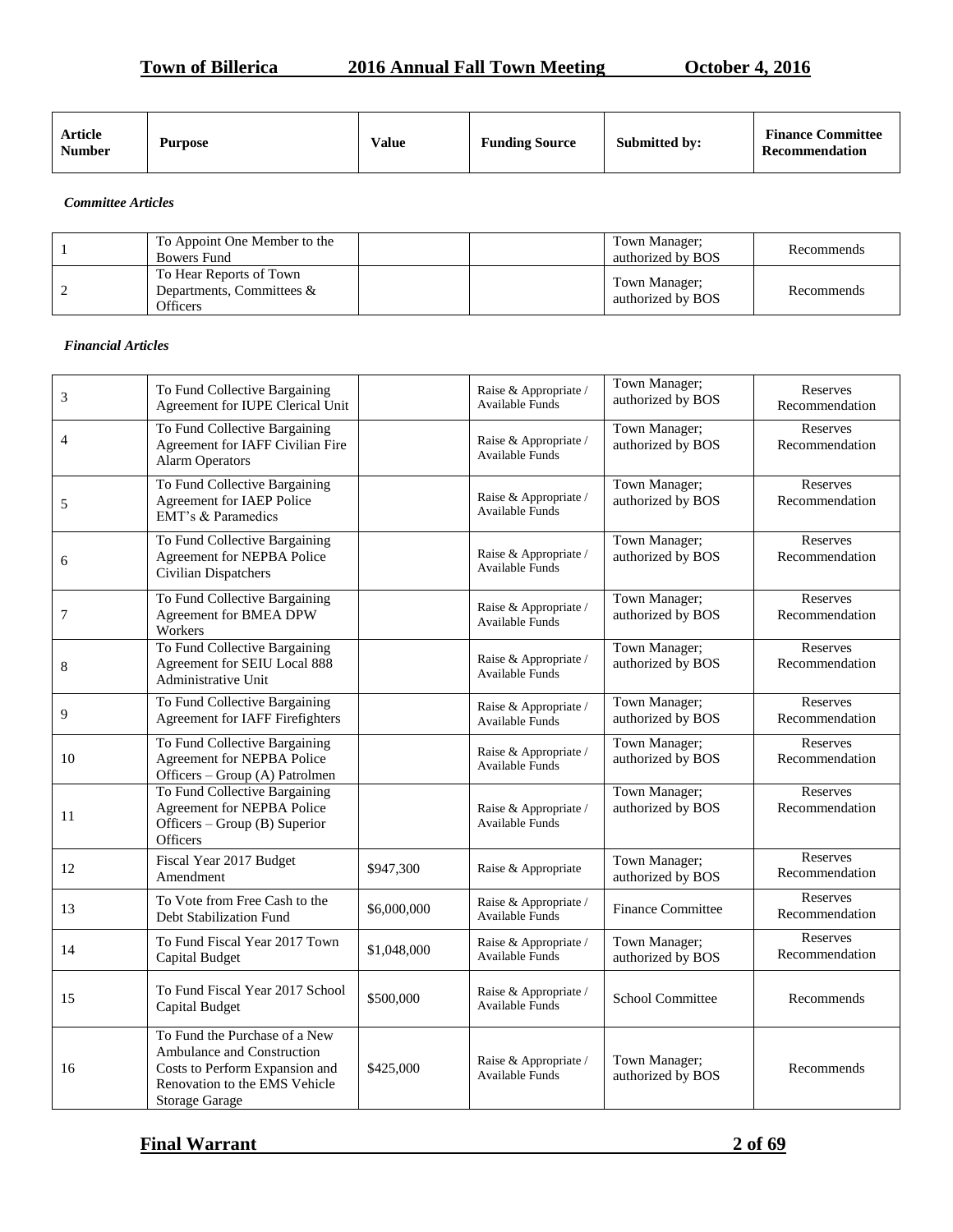| Article Number | Purpose | Value | Funding Source | Submitted by: | Finance Committee Recommendation |
|---|---|---|---|---|---|

***Committee Articles***

| Article Number | Purpose | Value | Funding Source | Submitted by: | Finance Committee Recommendation |
|---|---|---|---|---|---|
| 1 | To Appoint One Member to the Bowers Fund | | | Town Manager; authorized by BOS | Recommends |
| 2 | To Hear Reports of Town Departments, Committees & Officers | | | Town Manager; authorized by BOS | Recommends |

***Financial Articles***

| Article Number | Purpose | Value | Funding Source | Submitted by: | Finance Committee Recommendation |
|---|---|---|---|---|---|
| 3 | To Fund Collective Bargaining Agreement for IUPE Clerical Unit | | Raise & Appropriate / Available Funds | Town Manager; authorized by BOS | Reserves Recommendation |
| 4 | To Fund Collective Bargaining Agreement for IAFF Civilian Fire Alarm Operators | | Raise & Appropriate / Available Funds | Town Manager; authorized by BOS | Reserves Recommendation |
| 5 | To Fund Collective Bargaining Agreement for IAEP Police EMT's & Paramedics | | Raise & Appropriate / Available Funds | Town Manager; authorized by BOS | Reserves Recommendation |
| 6 | To Fund Collective Bargaining Agreement for NEPBA Police Civilian Dispatchers | | Raise & Appropriate / Available Funds | Town Manager; authorized by BOS | Reserves Recommendation |
| 7 | To Fund Collective Bargaining Agreement for BMEA DPW Workers | | Raise & Appropriate / Available Funds | Town Manager; authorized by BOS | Reserves Recommendation |
| 8 | To Fund Collective Bargaining Agreement for SEIU Local 888 Administrative Unit | | Raise & Appropriate / Available Funds | Town Manager; authorized by BOS | Reserves Recommendation |
| 9 | To Fund Collective Bargaining Agreement for IAFF Firefighters | | Raise & Appropriate / Available Funds | Town Manager; authorized by BOS | Reserves Recommendation |
| 10 | To Fund Collective Bargaining Agreement for NEPBA Police Officers – Group (A) Patrolmen | | Raise & Appropriate / Available Funds | Town Manager; authorized by BOS | Reserves Recommendation |
| 11 | To Fund Collective Bargaining Agreement for NEPBA Police Officers – Group (B) Superior Officers | | Raise & Appropriate / Available Funds | Town Manager; authorized by BOS | Reserves Recommendation |
| 12 | Fiscal Year 2017 Budget Amendment | $947,300 | Raise & Appropriate | Town Manager; authorized by BOS | Reserves Recommendation |
| 13 | To Vote from Free Cash to the Debt Stabilization Fund | $6,000,000 | Raise & Appropriate / Available Funds | Finance Committee | Reserves Recommendation |
| 14 | To Fund Fiscal Year 2017 Town Capital Budget | $1,048,000 | Raise & Appropriate / Available Funds | Town Manager; authorized by BOS | Reserves Recommendation |
| 15 | To Fund Fiscal Year 2017 School Capital Budget | $500,000 | Raise & Appropriate / Available Funds | School Committee | Recommends |
| 16 | To Fund the Purchase of a New Ambulance and Construction Costs to Perform Expansion and Renovation to the EMS Vehicle Storage Garage | $425,000 | Raise & Appropriate / Available Funds | Town Manager; authorized by BOS | Recommends |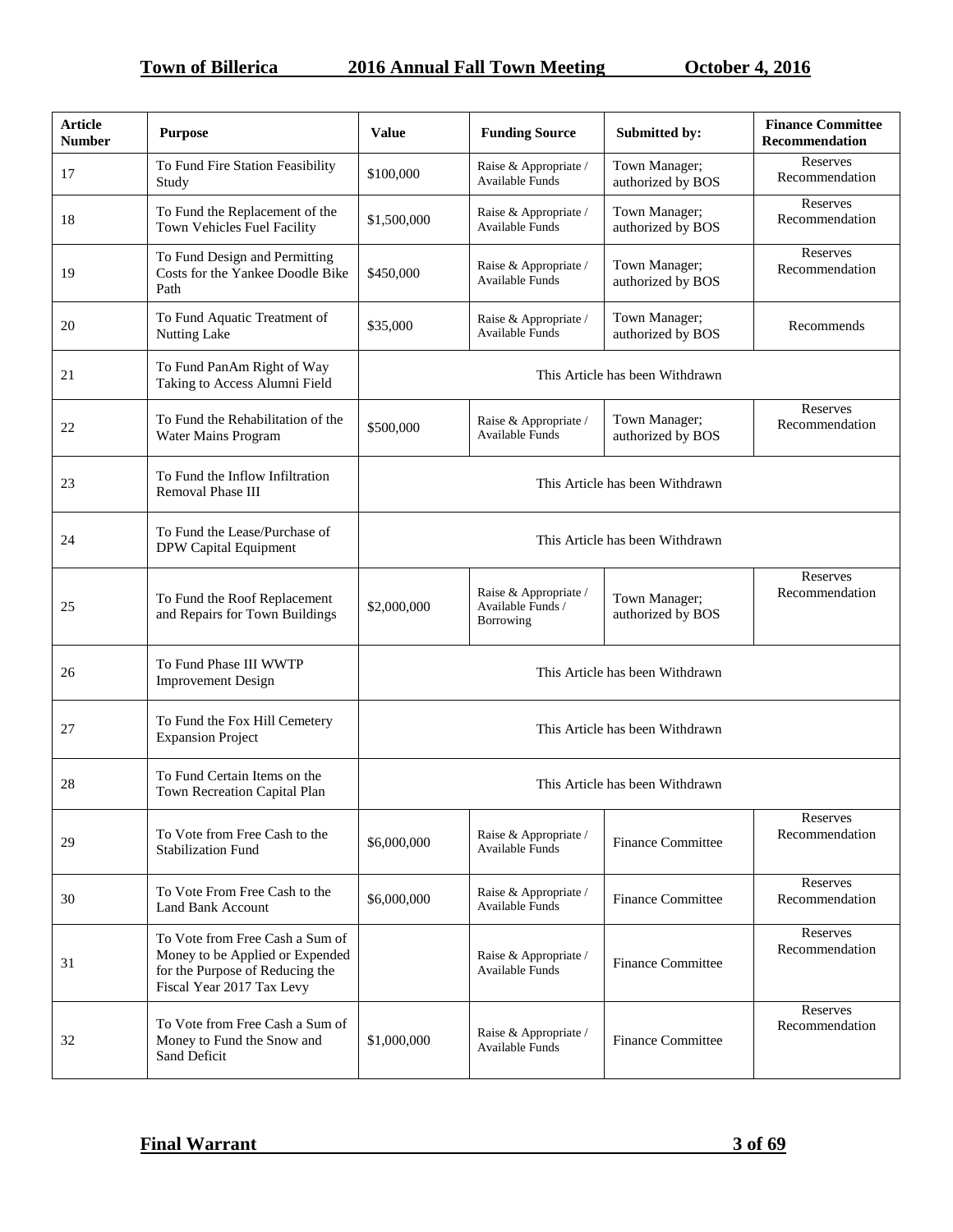| Article Number | Purpose | Value | Funding Source | Submitted by: | Finance Committee Recommendation |
|---|---|---|---|---|---|
| 17 | To Fund Fire Station Feasibility Study | $100,000 | Raise & Appropriate / Available Funds | Town Manager; authorized by BOS | Reserves Recommendation |
| 18 | To Fund the Replacement of the Town Vehicles Fuel Facility | $1,500,000 | Raise & Appropriate / Available Funds | Town Manager; authorized by BOS | Reserves Recommendation |
| 19 | To Fund Design and Permitting Costs for the Yankee Doodle Bike Path | $450,000 | Raise & Appropriate / Available Funds | Town Manager; authorized by BOS | Reserves Recommendation |
| 20 | To Fund Aquatic Treatment of Nutting Lake | $35,000 | Raise & Appropriate / Available Funds | Town Manager; authorized by BOS | Recommends |
| 21 | To Fund PanAm Right of Way Taking to Access Alumni Field | This Article has been Withdrawn | | | |
| 22 | To Fund the Rehabilitation of the Water Mains Program | $500,000 | Raise & Appropriate / Available Funds | Town Manager; authorized by BOS | Reserves Recommendation |
| 23 | To Fund the Inflow Infiltration Removal Phase III | This Article has been Withdrawn | | | |
| 24 | To Fund the Lease/Purchase of DPW Capital Equipment | This Article has been Withdrawn | | | |
| 25 | To Fund the Roof Replacement and Repairs for Town Buildings | $2,000,000 | Raise & Appropriate / Available Funds / Borrowing | Town Manager; authorized by BOS | Reserves Recommendation |
| 26 | To Fund Phase III WWTP Improvement Design | This Article has been Withdrawn | | | |
| 27 | To Fund the Fox Hill Cemetery Expansion Project | This Article has been Withdrawn | | | |
| 28 | To Fund Certain Items on the Town Recreation Capital Plan | This Article has been Withdrawn | | | |
| 29 | To Vote from Free Cash to the Stabilization Fund | $6,000,000 | Raise & Appropriate / Available Funds | Finance Committee | Reserves Recommendation |
| 30 | To Vote From Free Cash to the Land Bank Account | $6,000,000 | Raise & Appropriate / Available Funds | Finance Committee | Reserves Recommendation |
| 31 | To Vote from Free Cash a Sum of Money to be Applied or Expended for the Purpose of Reducing the Fiscal Year 2017 Tax Levy | | Raise & Appropriate / Available Funds | Finance Committee | Reserves Recommendation |
| 32 | To Vote from Free Cash a Sum of Money to Fund the Snow and Sand Deficit | $1,000,000 | Raise & Appropriate / Available Funds | Finance Committee | Reserves Recommendation |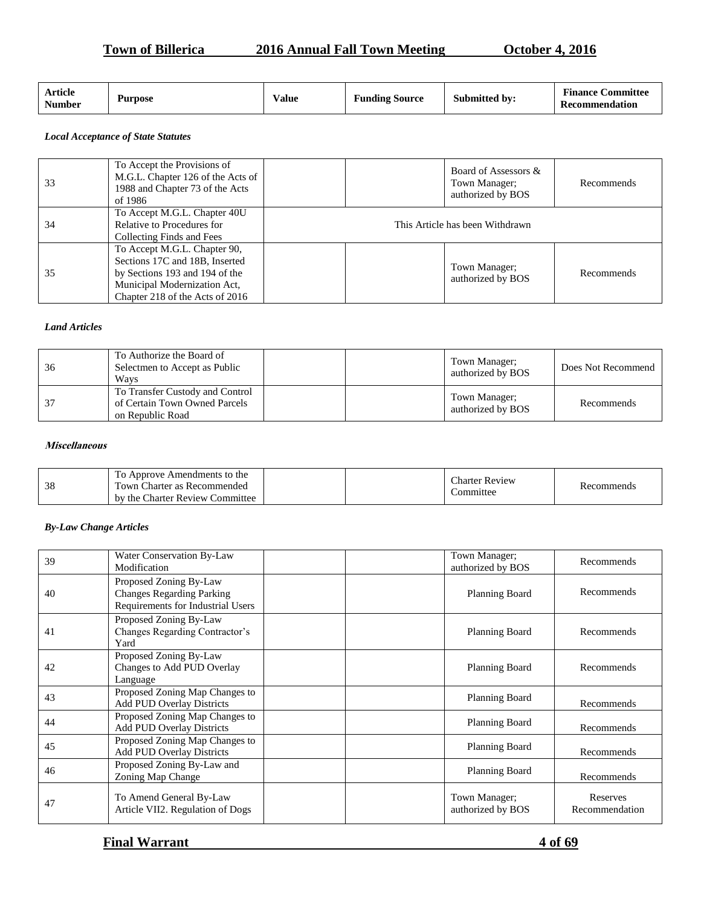| Article Number | Purpose | Value | Funding Source | Submitted by: | Finance Committee Recommendation |
|---|---|---|---|---|---|

***Local Acceptance of State Statutes***

| Article Number | Purpose | Value | Funding Source | Submitted by: | Finance Committee Recommendation |
|---|---|---|---|---|---|
| 33 | To Accept the Provisions of M.G.L. Chapter 126 of the Acts of 1988 and Chapter 73 of the Acts of 1986 | | | Board of Assessors & Town Manager; authorized by BOS | Recommends |
| 34 | To Accept M.G.L. Chapter 40U Relative to Procedures for Collecting Finds and Fees | This Article has been Withdrawn | | | |
| 35 | To Accept M.G.L. Chapter 90, Sections 17C and 18B, Inserted by Sections 193 and 194 of the Municipal Modernization Act, Chapter 218 of the Acts of 2016 | | | Town Manager; authorized by BOS | Recommends |

***Land Articles***

| Article Number | Purpose | Value | Funding Source | Submitted by: | Finance Committee Recommendation |
|---|---|---|---|---|---|
| 36 | To Authorize the Board of Selectmen to Accept as Public Ways | | | Town Manager; authorized by BOS | Does Not Recommend |
| 37 | To Transfer Custody and Control of Certain Town Owned Parcels on Republic Road | | | Town Manager; authorized by BOS | Recommends |

***Miscellaneous***

| Article Number | Purpose | Value | Funding Source | Submitted by: | Finance Committee Recommendation |
|---|---|---|---|---|---|
| 38 | To Approve Amendments to the Town Charter as Recommended by the Charter Review Committee | | | Charter Review Committee | Recommends |

***By-Law Change Articles***

| Article Number | Purpose | Value | Funding Source | Submitted by: | Finance Committee Recommendation |
|---|---|---|---|---|---|
| 39 | Water Conservation By-Law Modification | | | Town Manager; authorized by BOS | Recommends |
| 40 | Proposed Zoning By-Law Changes Regarding Parking Requirements for Industrial Users | | | Planning Board | Recommends |
| 41 | Proposed Zoning By-Law Changes Regarding Contractor's Yard | | | Planning Board | Recommends |
| 42 | Proposed Zoning By-Law Changes to Add PUD Overlay Language | | | Planning Board | Recommends |
| 43 | Proposed Zoning Map Changes to Add PUD Overlay Districts | | | Planning Board | Recommends |
| 44 | Proposed Zoning Map Changes to Add PUD Overlay Districts | | | Planning Board | Recommends |
| 45 | Proposed Zoning Map Changes to Add PUD Overlay Districts | | | Planning Board | Recommends |
| 46 | Proposed Zoning By-Law and Zoning Map Change | | | Planning Board | Recommends |
| 47 | To Amend General By-Law Article VII2. Regulation of Dogs | | | Town Manager; authorized by BOS | Reserves Recommendation |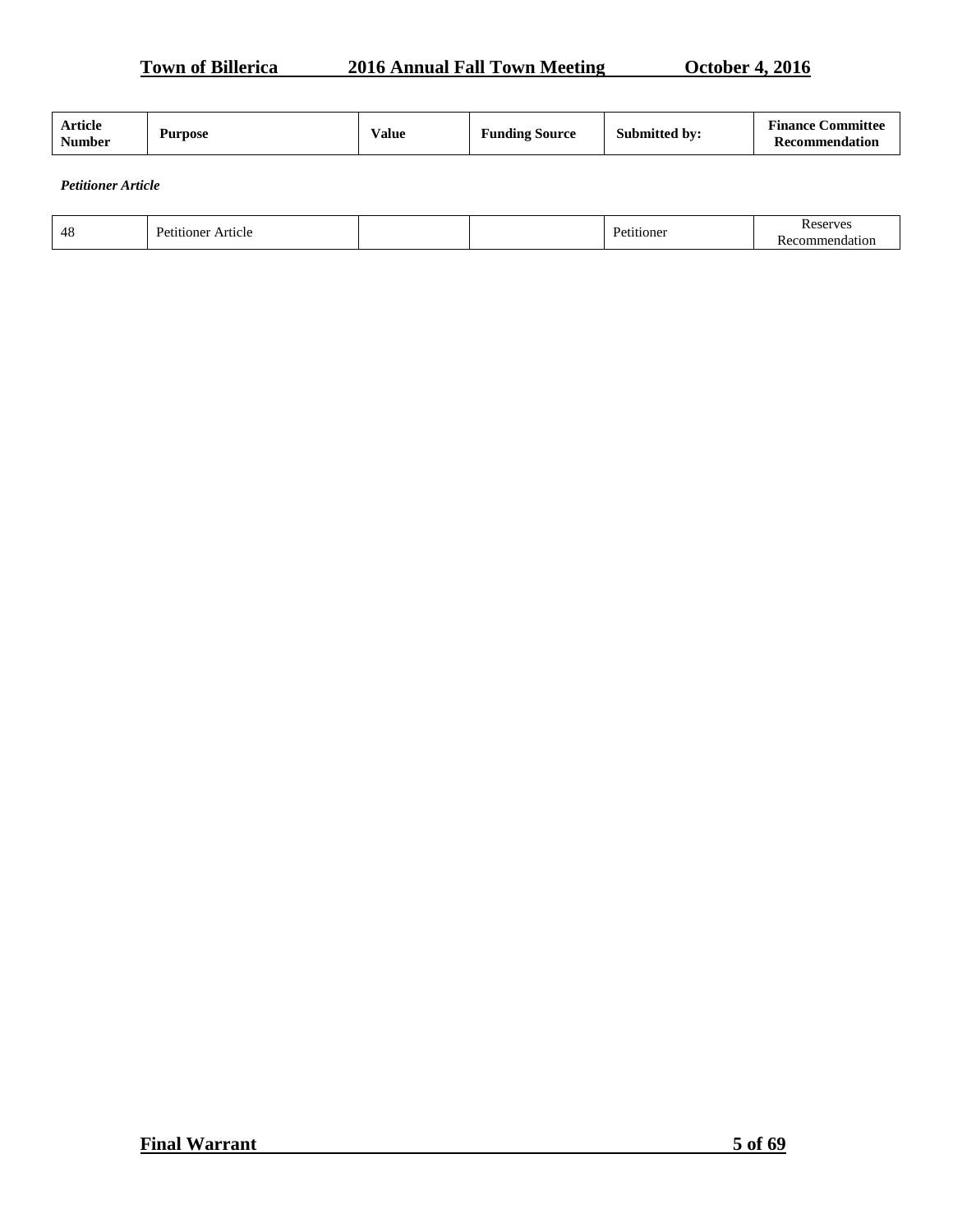| Article Number | Purpose | Value | Funding Source | Submitted by: | Finance Committee Recommendation |
|---|---|---|---|---|---|

*Petitioner Article*

| Article Number | Purpose | Value | Funding Source | Submitted by: | Finance Committee Recommendation |
|---|---|---|---|---|---|
| 48 | Petitioner Article | | | Petitioner | Reserves Recommendation |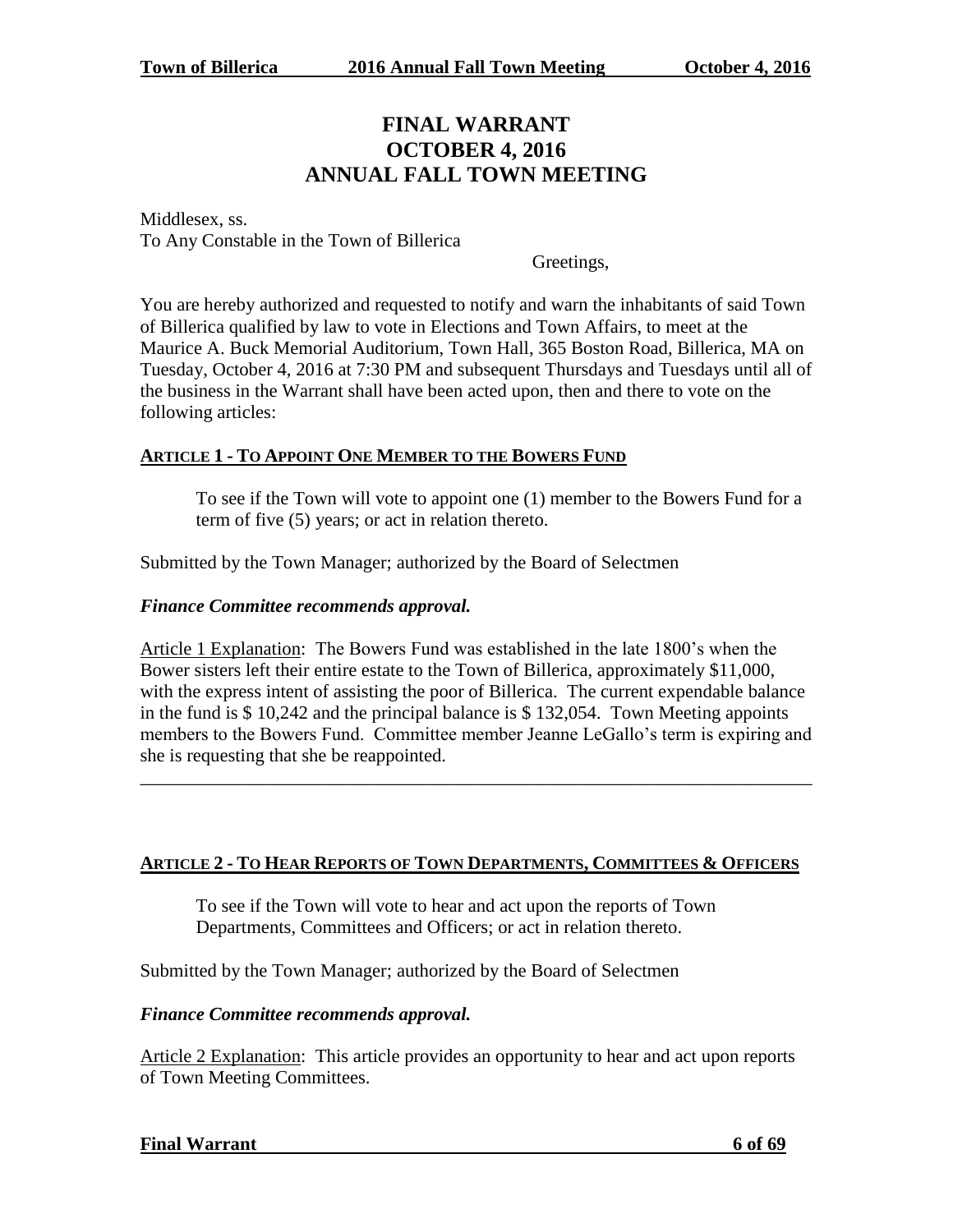# FINAL WARRANT
# OCTOBER 4, 2016
# ANNUAL FALL TOWN MEETING

Middlesex, ss.
To Any Constable in the Town of Billerica

Greetings,

You are hereby authorized and requested to notify and warn the inhabitants of said Town of Billerica qualified by law to vote in Elections and Town Affairs, to meet at the Maurice A. Buck Memorial Auditorium, Town Hall, 365 Boston Road, Billerica, MA on Tuesday, October 4, 2016 at 7:30 PM and subsequent Thursdays and Tuesdays until all of the business in the Warrant shall have been acted upon, then and there to vote on the following articles:

## ARTICLE 1 - TO APPOINT ONE MEMBER TO THE BOWERS FUND

> To see if the Town will vote to appoint one (1) member to the Bowers Fund for a term of five (5) years; or act in relation thereto.

Submitted by the Town Manager; authorized by the Board of Selectmen

***Finance Committee recommends approval.***

Article 1 Explanation: The Bowers Fund was established in the late 1800's when the Bower sisters left their entire estate to the Town of Billerica, approximately $11,000, with the express intent of assisting the poor of Billerica. The current expendable balance in the fund is $ 10,242 and the principal balance is $ 132,054. Town Meeting appoints members to the Bowers Fund. Committee member Jeanne LeGallo's term is expiring and she is requesting that she be reappointed.

---

## ARTICLE 2 - TO HEAR REPORTS OF TOWN DEPARTMENTS, COMMITTEES & OFFICERS

> To see if the Town will vote to hear and act upon the reports of Town Departments, Committees and Officers; or act in relation thereto.

Submitted by the Town Manager; authorized by the Board of Selectmen

***Finance Committee recommends approval.***

Article 2 Explanation: This article provides an opportunity to hear and act upon reports of Town Meeting Committees.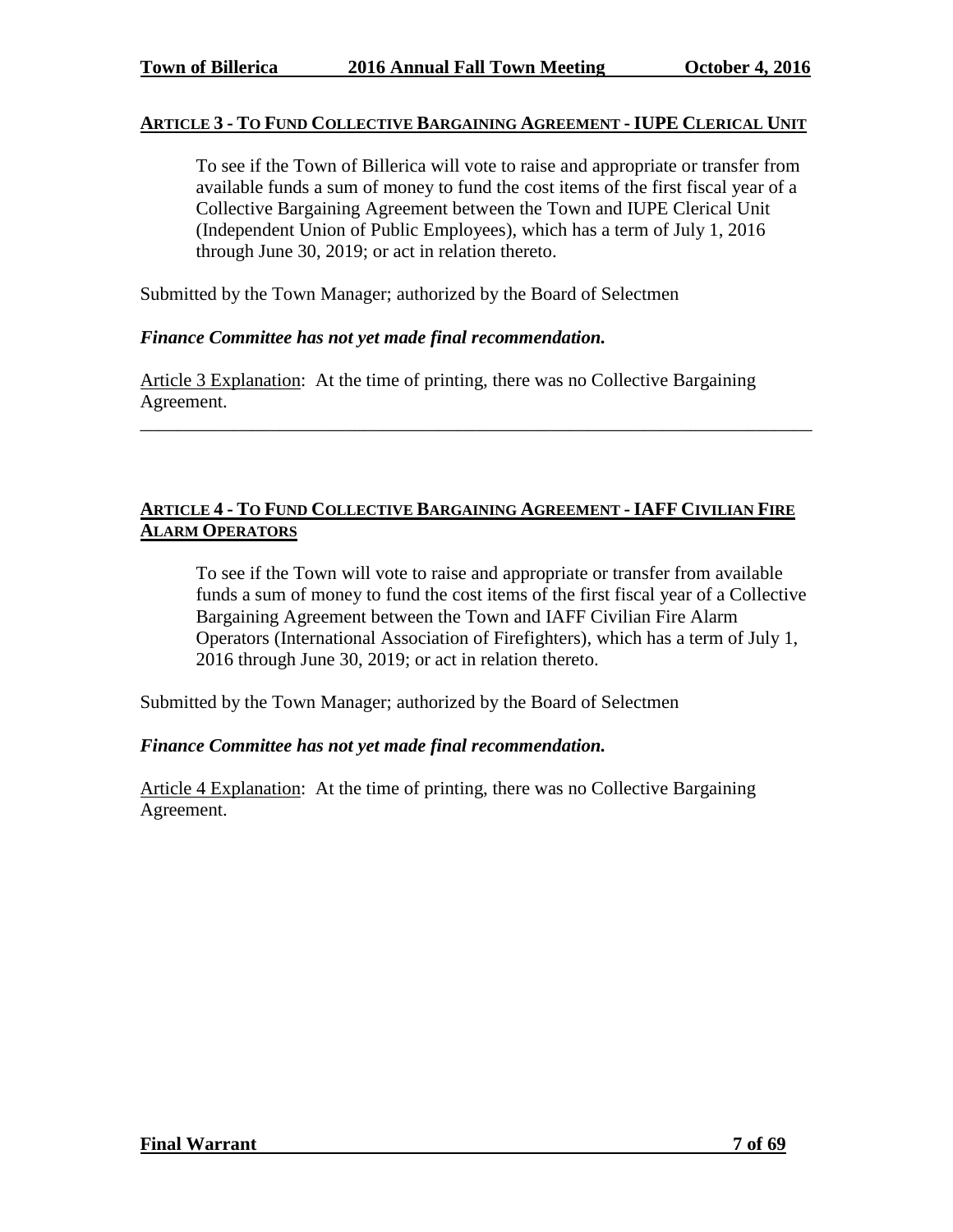## ARTICLE 3 - TO FUND COLLECTIVE BARGAINING AGREEMENT - IUPE CLERICAL UNIT

> To see if the Town of Billerica will vote to raise and appropriate or transfer from available funds a sum of money to fund the cost items of the first fiscal year of a Collective Bargaining Agreement between the Town and IUPE Clerical Unit (Independent Union of Public Employees), which has a term of July 1, 2016 through June 30, 2019; or act in relation thereto.

Submitted by the Town Manager; authorized by the Board of Selectmen

***Finance Committee has not yet made final recommendation.***

Article 3 Explanation: At the time of printing, there was no Collective Bargaining Agreement.

---

## ARTICLE 4 - TO FUND COLLECTIVE BARGAINING AGREEMENT - IAFF CIVILIAN FIRE ALARM OPERATORS

> To see if the Town will vote to raise and appropriate or transfer from available funds a sum of money to fund the cost items of the first fiscal year of a Collective Bargaining Agreement between the Town and IAFF Civilian Fire Alarm Operators (International Association of Firefighters), which has a term of July 1, 2016 through June 30, 2019; or act in relation thereto.

Submitted by the Town Manager; authorized by the Board of Selectmen

***Finance Committee has not yet made final recommendation.***

Article 4 Explanation: At the time of printing, there was no Collective Bargaining Agreement.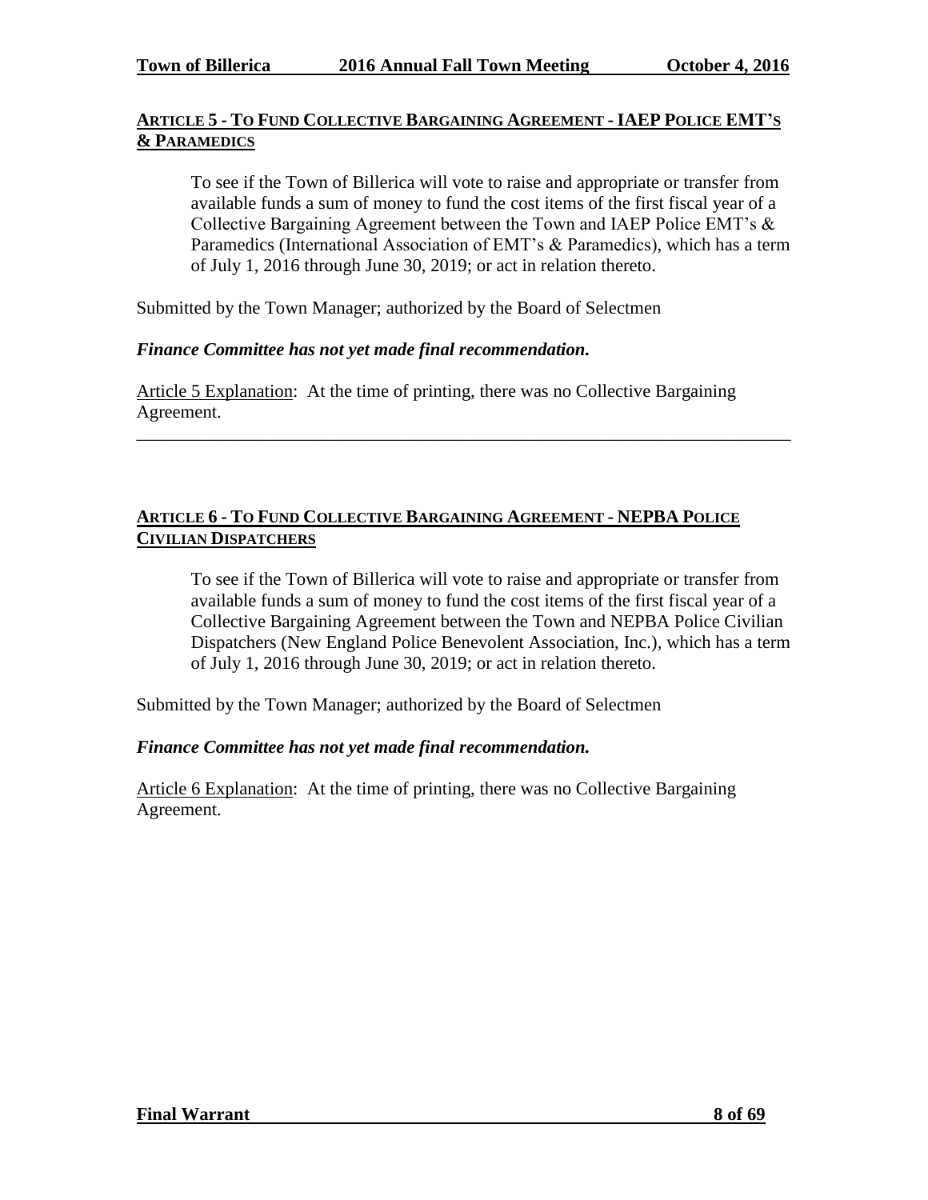## ARTICLE 5 - TO FUND COLLECTIVE BARGAINING AGREEMENT - IAEP POLICE EMT'S & PARAMEDICS

To see if the Town of Billerica will vote to raise and appropriate or transfer from available funds a sum of money to fund the cost items of the first fiscal year of a Collective Bargaining Agreement between the Town and IAEP Police EMT's & Paramedics (International Association of EMT's & Paramedics), which has a term of July 1, 2016 through June 30, 2019; or act in relation thereto.

Submitted by the Town Manager; authorized by the Board of Selectmen

***Finance Committee has not yet made final recommendation.***

Article 5 Explanation: At the time of printing, there was no Collective Bargaining Agreement.

---

## ARTICLE 6 - TO FUND COLLECTIVE BARGAINING AGREEMENT - NEPBA POLICE CIVILIAN DISPATCHERS

To see if the Town of Billerica will vote to raise and appropriate or transfer from available funds a sum of money to fund the cost items of the first fiscal year of a Collective Bargaining Agreement between the Town and NEPBA Police Civilian Dispatchers (New England Police Benevolent Association, Inc.), which has a term of July 1, 2016 through June 30, 2019; or act in relation thereto.

Submitted by the Town Manager; authorized by the Board of Selectmen

***Finance Committee has not yet made final recommendation.***

Article 6 Explanation: At the time of printing, there was no Collective Bargaining Agreement.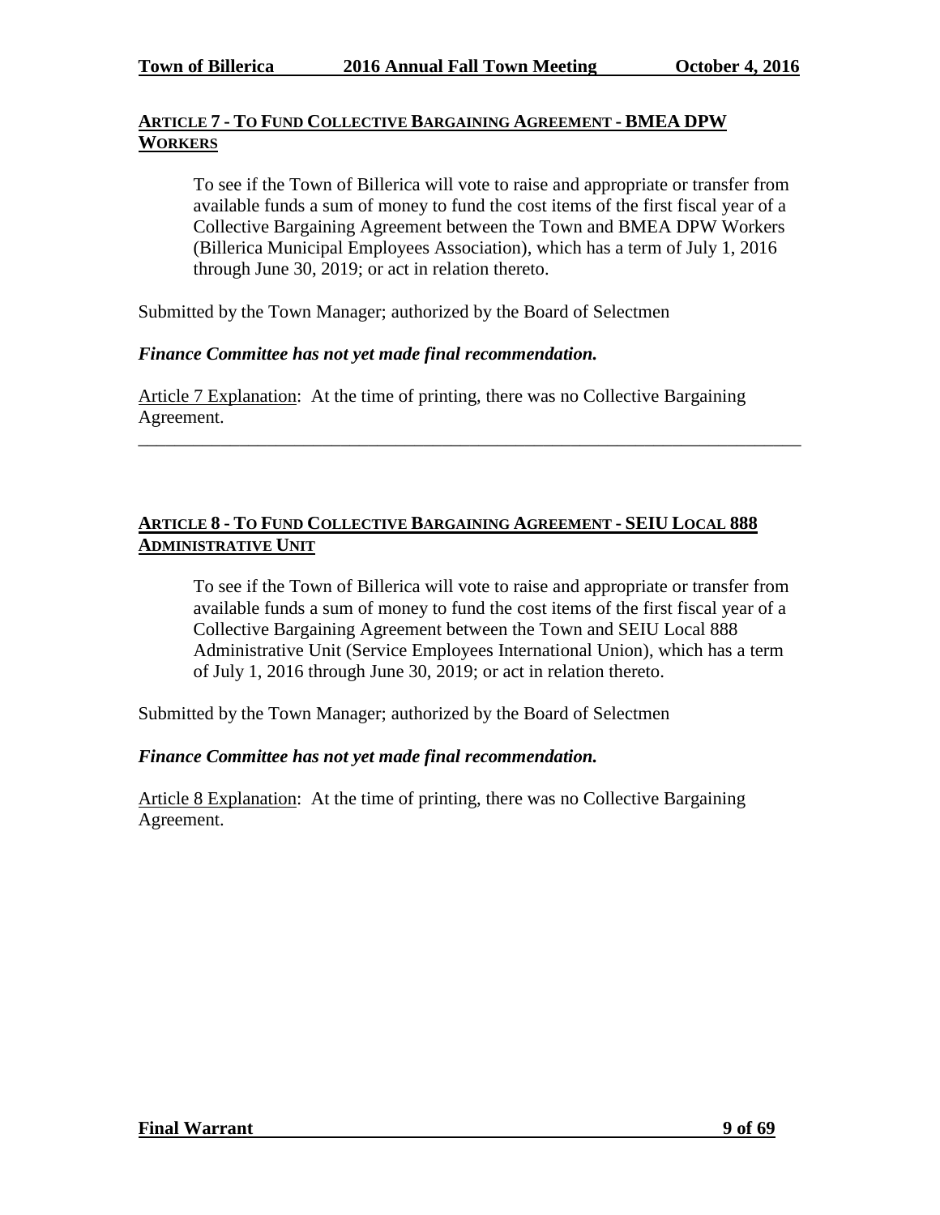## ARTICLE 7 - TO FUND COLLECTIVE BARGAINING AGREEMENT - BMEA DPW WORKERS

To see if the Town of Billerica will vote to raise and appropriate or transfer from available funds a sum of money to fund the cost items of the first fiscal year of a Collective Bargaining Agreement between the Town and BMEA DPW Workers (Billerica Municipal Employees Association), which has a term of July 1, 2016 through June 30, 2019; or act in relation thereto.

Submitted by the Town Manager; authorized by the Board of Selectmen

***Finance Committee has not yet made final recommendation.***

Article 7 Explanation: At the time of printing, there was no Collective Bargaining Agreement.

---

## ARTICLE 8 - TO FUND COLLECTIVE BARGAINING AGREEMENT - SEIU LOCAL 888 ADMINISTRATIVE UNIT

To see if the Town of Billerica will vote to raise and appropriate or transfer from available funds a sum of money to fund the cost items of the first fiscal year of a Collective Bargaining Agreement between the Town and SEIU Local 888 Administrative Unit (Service Employees International Union), which has a term of July 1, 2016 through June 30, 2019; or act in relation thereto.

Submitted by the Town Manager; authorized by the Board of Selectmen

***Finance Committee has not yet made final recommendation.***

Article 8 Explanation: At the time of printing, there was no Collective Bargaining Agreement.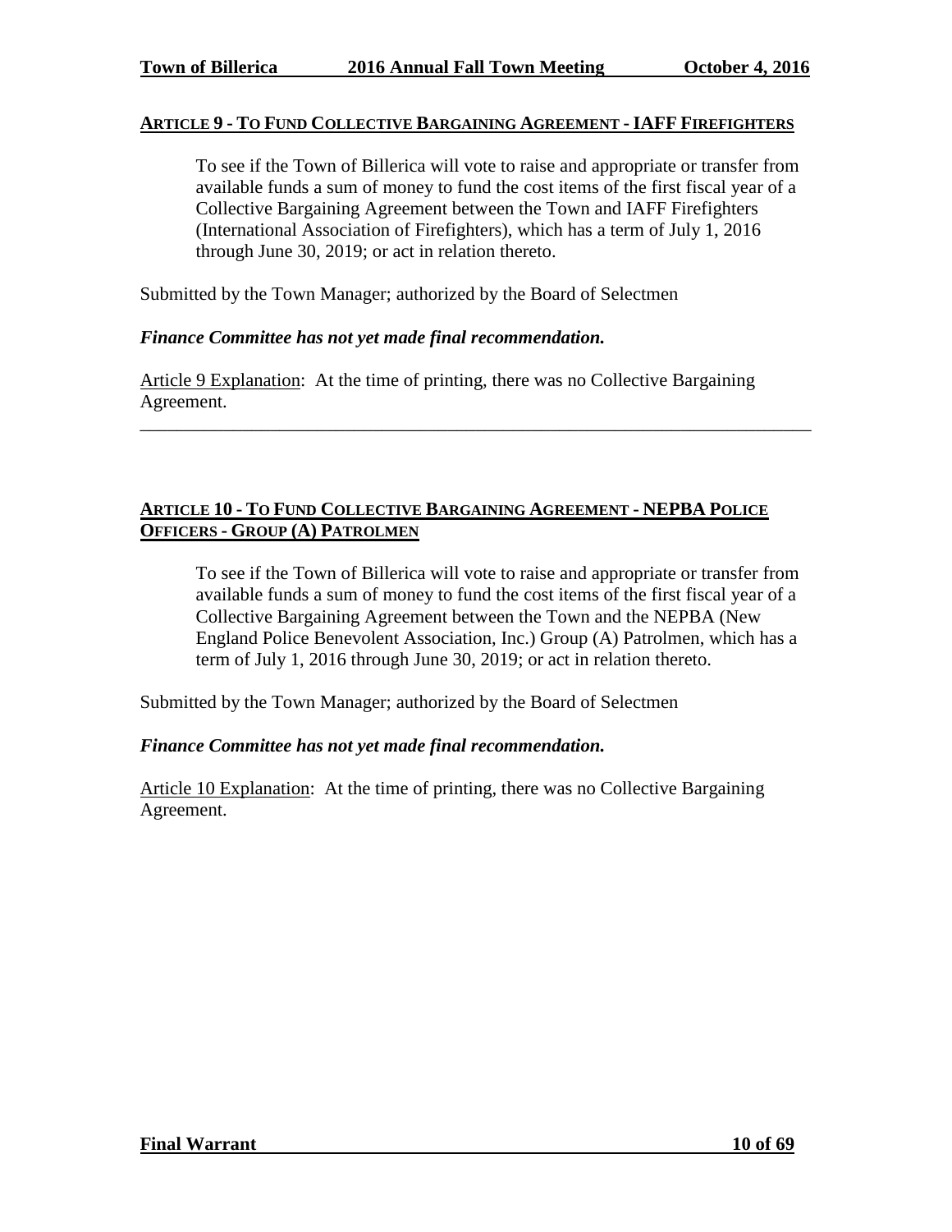## ARTICLE 9 - TO FUND COLLECTIVE BARGAINING AGREEMENT - IAFF FIREFIGHTERS

To see if the Town of Billerica will vote to raise and appropriate or transfer from available funds a sum of money to fund the cost items of the first fiscal year of a Collective Bargaining Agreement between the Town and IAFF Firefighters (International Association of Firefighters), which has a term of July 1, 2016 through June 30, 2019; or act in relation thereto.

Submitted by the Town Manager; authorized by the Board of Selectmen

***Finance Committee has not yet made final recommendation.***

Article 9 Explanation: At the time of printing, there was no Collective Bargaining Agreement.

---

## ARTICLE 10 - TO FUND COLLECTIVE BARGAINING AGREEMENT - NEPBA POLICE OFFICERS - GROUP (A) PATROLMEN

To see if the Town of Billerica will vote to raise and appropriate or transfer from available funds a sum of money to fund the cost items of the first fiscal year of a Collective Bargaining Agreement between the Town and the NEPBA (New England Police Benevolent Association, Inc.) Group (A) Patrolmen, which has a term of July 1, 2016 through June 30, 2019; or act in relation thereto.

Submitted by the Town Manager; authorized by the Board of Selectmen

***Finance Committee has not yet made final recommendation.***

Article 10 Explanation: At the time of printing, there was no Collective Bargaining Agreement.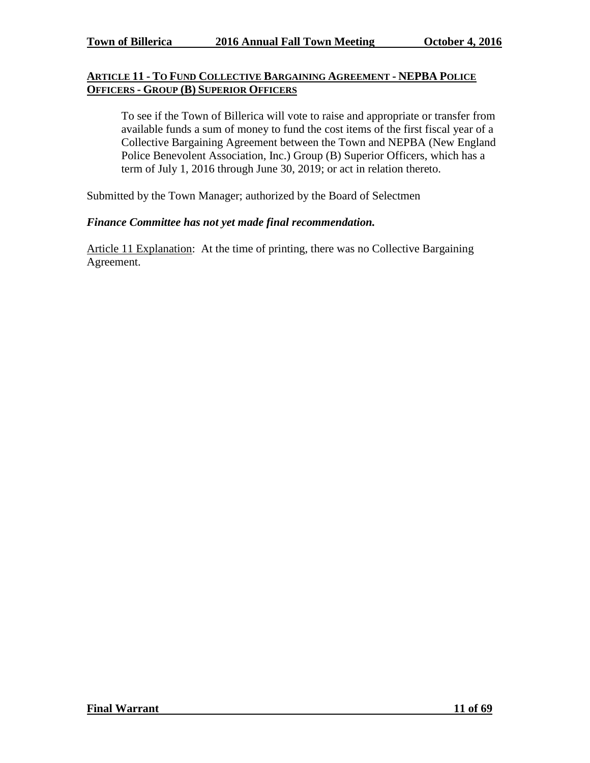## Article 11 - To Fund Collective Bargaining Agreement - NEPBA Police Officers - Group (B) Superior Officers

> To see if the Town of Billerica will vote to raise and appropriate or transfer from available funds a sum of money to fund the cost items of the first fiscal year of a Collective Bargaining Agreement between the Town and NEPBA (New England Police Benevolent Association, Inc.) Group (B) Superior Officers, which has a term of July 1, 2016 through June 30, 2019; or act in relation thereto.

Submitted by the Town Manager; authorized by the Board of Selectmen

***Finance Committee has not yet made final recommendation.***

Article 11 Explanation: At the time of printing, there was no Collective Bargaining Agreement.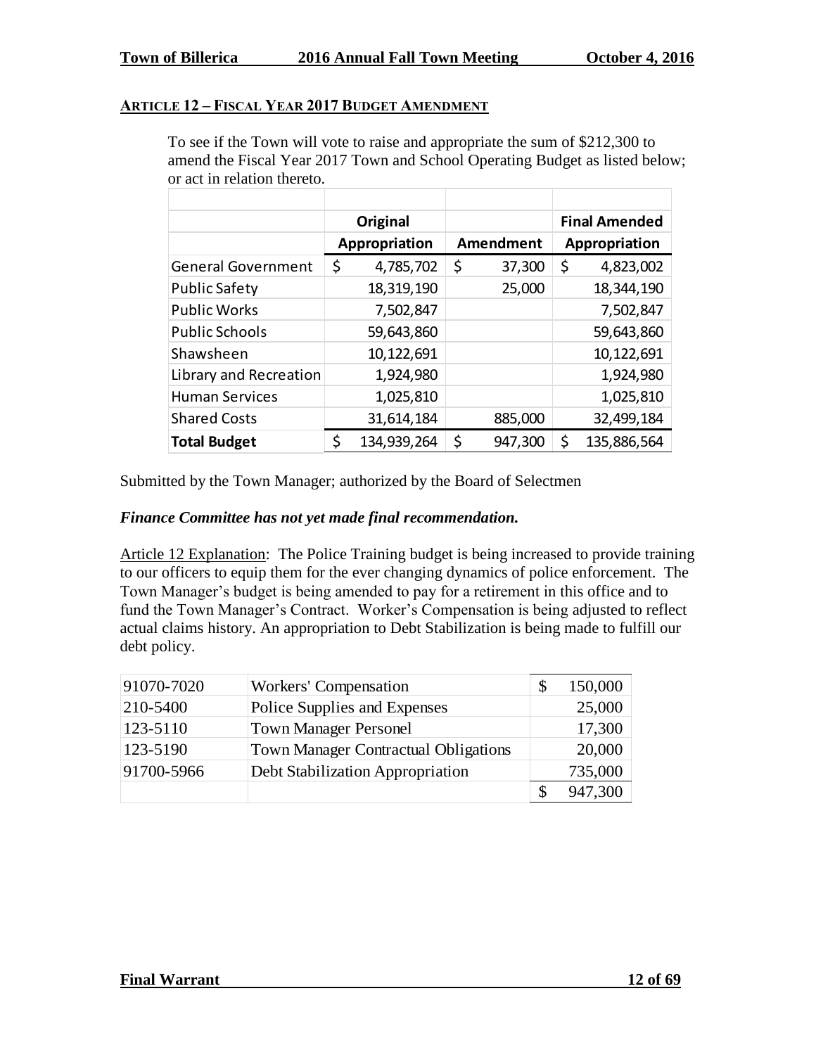## ARTICLE 12 – FISCAL YEAR 2017 BUDGET AMENDMENT

To see if the Town will vote to raise and appropriate the sum of $212,300 to amend the Fiscal Year 2017 Town and School Operating Budget as listed below; or act in relation thereto.

| | Original Appropriation | Amendment | Final Amended Appropriation |
|---|---|---|---|
| General Government | $ 4,785,702 | $ 37,300 | $ 4,823,002 |
| Public Safety | 18,319,190 | 25,000 | 18,344,190 |
| Public Works | 7,502,847 | | 7,502,847 |
| Public Schools | 59,643,860 | | 59,643,860 |
| Shawsheen | 10,122,691 | | 10,122,691 |
| Library and Recreation | 1,924,980 | | 1,924,980 |
| Human Services | 1,025,810 | | 1,025,810 |
| Shared Costs | 31,614,184 | 885,000 | 32,499,184 |
| **Total Budget** | $ 134,939,264 | $ 947,300 | $ 135,886,564 |

Submitted by the Town Manager; authorized by the Board of Selectmen

***Finance Committee has not yet made final recommendation.***

Article 12 Explanation: The Police Training budget is being increased to provide training to our officers to equip them for the ever changing dynamics of police enforcement. The Town Manager's budget is being amended to pay for a retirement in this office and to fund the Town Manager's Contract. Worker's Compensation is being adjusted to reflect actual claims history. An appropriation to Debt Stabilization is being made to fulfill our debt policy.

| | | |
|---|---|---|
| 91070-7020 | Workers' Compensation | $ 150,000 |
| 210-5400 | Police Supplies and Expenses | 25,000 |
| 123-5110 | Town Manager Personel | 17,300 |
| 123-5190 | Town Manager Contractual Obligations | 20,000 |
| 91700-5966 | Debt Stabilization Appropriation | 735,000 |
| | | $ 947,300 |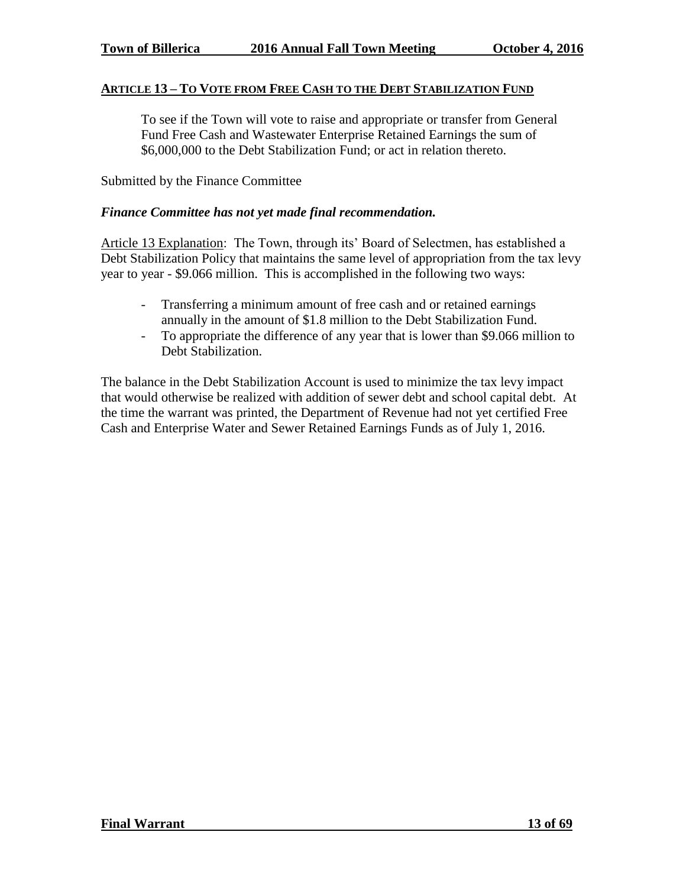## ARTICLE 13 – TO VOTE FROM FREE CASH TO THE DEBT STABILIZATION FUND

To see if the Town will vote to raise and appropriate or transfer from General Fund Free Cash and Wastewater Enterprise Retained Earnings the sum of $6,000,000 to the Debt Stabilization Fund; or act in relation thereto.

Submitted by the Finance Committee

***Finance Committee has not yet made final recommendation.***

Article 13 Explanation: The Town, through its' Board of Selectmen, has established a Debt Stabilization Policy that maintains the same level of appropriation from the tax levy year to year - $9.066 million. This is accomplished in the following two ways:

- Transferring a minimum amount of free cash and or retained earnings annually in the amount of $1.8 million to the Debt Stabilization Fund.
- To appropriate the difference of any year that is lower than $9.066 million to Debt Stabilization.

The balance in the Debt Stabilization Account is used to minimize the tax levy impact that would otherwise be realized with addition of sewer debt and school capital debt. At the time the warrant was printed, the Department of Revenue had not yet certified Free Cash and Enterprise Water and Sewer Retained Earnings Funds as of July 1, 2016.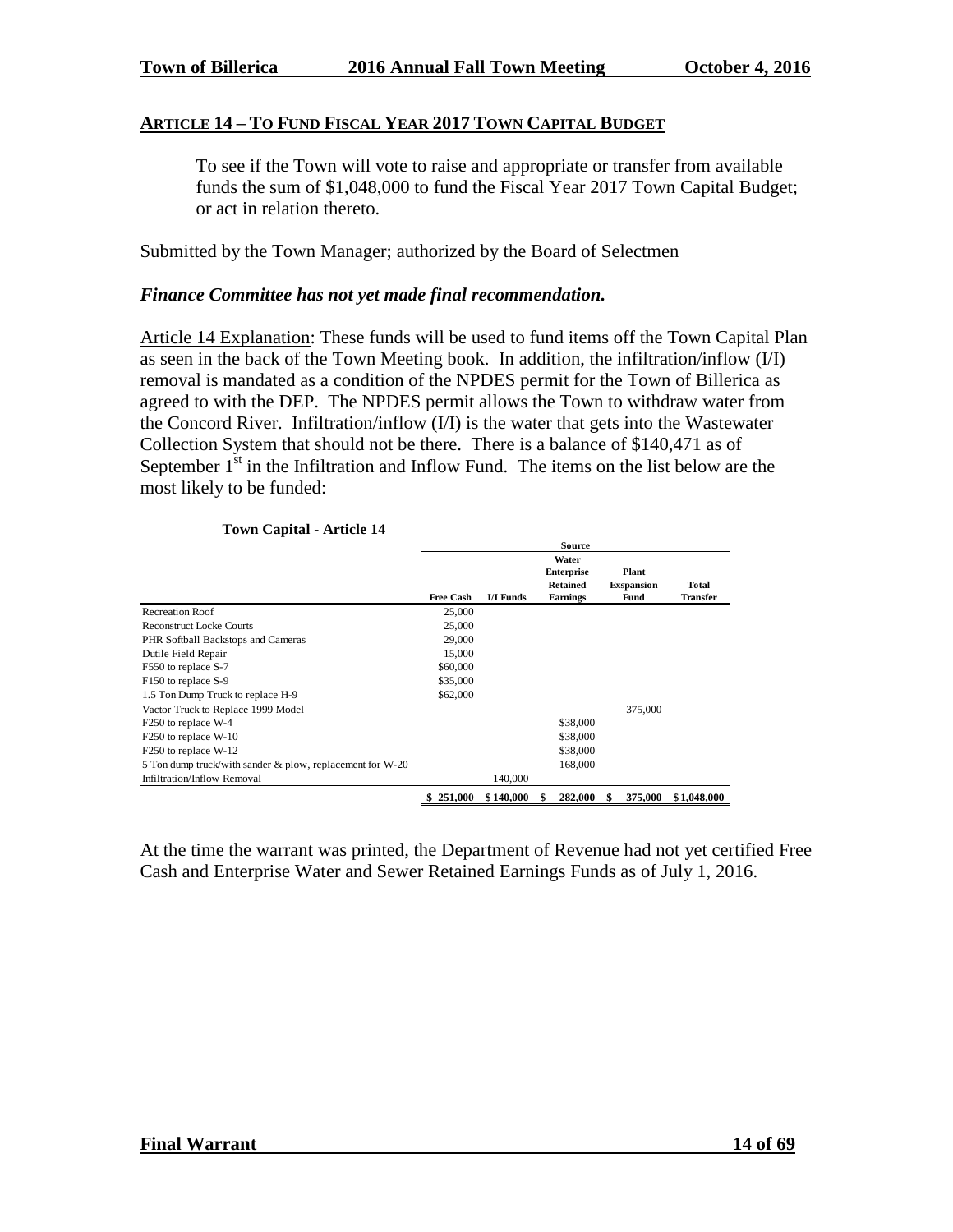## **ARTICLE 14 – TO FUND FISCAL YEAR 2017 TOWN CAPITAL BUDGET**

To see if the Town will vote to raise and appropriate or transfer from available funds the sum of $1,048,000 to fund the Fiscal Year 2017 Town Capital Budget; or act in relation thereto.

Submitted by the Town Manager; authorized by the Board of Selectmen

***Finance Committee has not yet made final recommendation.***

Article 14 Explanation: These funds will be used to fund items off the Town Capital Plan as seen in the back of the Town Meeting book. In addition, the infiltration/inflow (I/I) removal is mandated as a condition of the NPDES permit for the Town of Billerica as agreed to with the DEP. The NPDES permit allows the Town to withdraw water from the Concord River. Infiltration/inflow (I/I) is the water that gets into the Wastewater Collection System that should not be there. There is a balance of $140,471 as of September 1st in the Infiltration and Inflow Fund. The items on the list below are the most likely to be funded:

**Town Capital - Article 14**

| | Source | | | | |
|---|---|---|---|---|---|
| | **Free Cash** | **I/I Funds** | **Water Enterprise Retained Earnings** | **Plant Exspansion Fund** | **Total Transfer** |
| Recreation Roof | 25,000 | | | | |
| Reconstruct Locke Courts | 25,000 | | | | |
| PHR Softball Backstops and Cameras | 29,000 | | | | |
| Dutile Field Repair | 15,000 | | | | |
| F550 to replace S-7 | $60,000 | | | | |
| F150 to replace S-9 | $35,000 | | | | |
| 1.5 Ton Dump Truck to replace H-9 | $62,000 | | | | |
| Vactor Truck to Replace 1999 Model | | | | 375,000 | |
| F250 to replace W-4 | | | $38,000 | | |
| F250 to replace W-10 | | | $38,000 | | |
| F250 to replace W-12 | | | $38,000 | | |
| 5 Ton dump truck/with sander & plow, replacement for W-20 | | | 168,000 | | |
| Infiltration/Inflow Removal | | 140,000 | | | |
| | **$ 251,000** | **$ 140,000** | **$ 282,000** | **$ 375,000** | **$ 1,048,000** |

At the time the warrant was printed, the Department of Revenue had not yet certified Free Cash and Enterprise Water and Sewer Retained Earnings Funds as of July 1, 2016.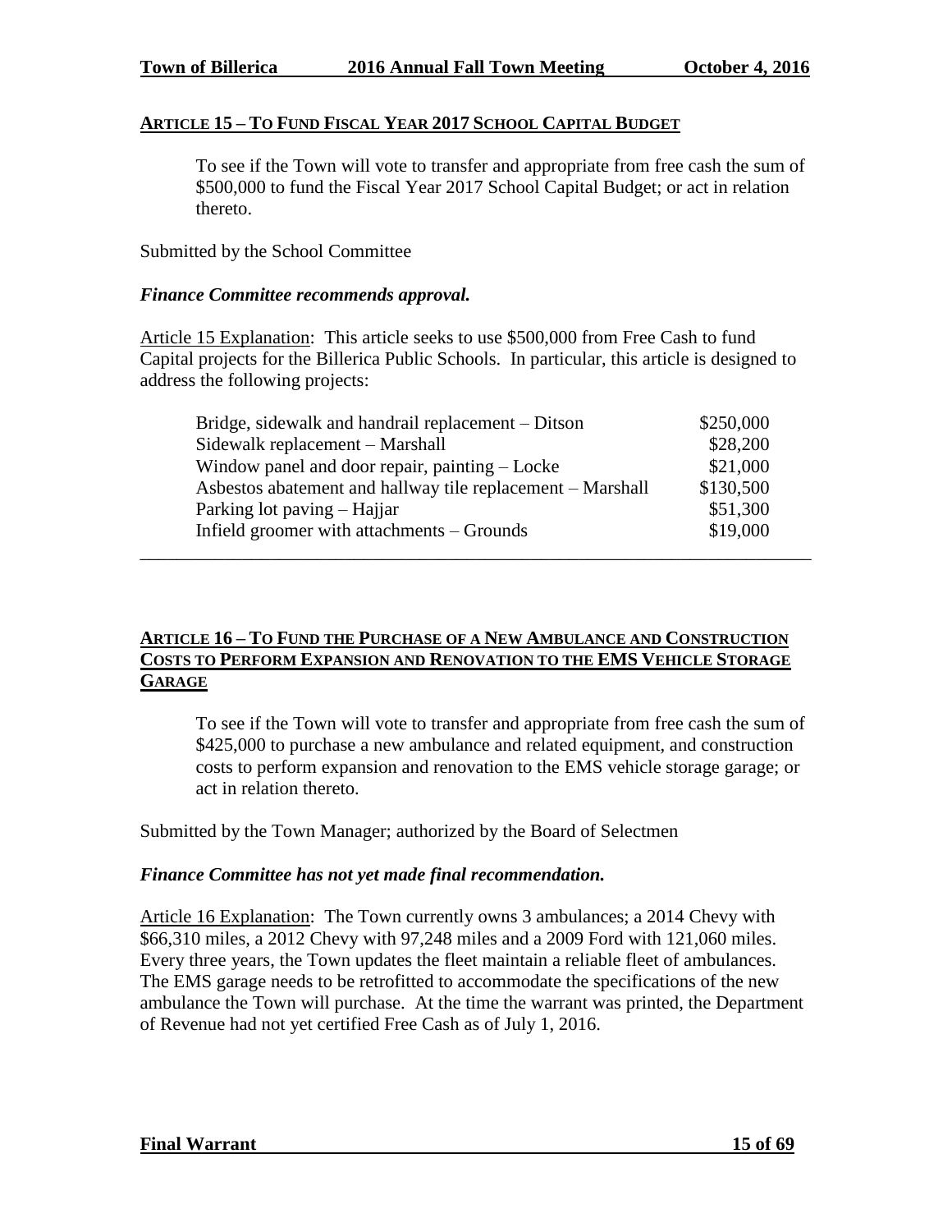## ARTICLE 15 – TO FUND FISCAL YEAR 2017 SCHOOL CAPITAL BUDGET

To see if the Town will vote to transfer and appropriate from free cash the sum of $500,000 to fund the Fiscal Year 2017 School Capital Budget; or act in relation thereto.

Submitted by the School Committee

***Finance Committee recommends approval.***

Article 15 Explanation: This article seeks to use $500,000 from Free Cash to fund Capital projects for the Billerica Public Schools. In particular, this article is designed to address the following projects:

| | |
|---|---|
| Bridge, sidewalk and handrail replacement – Ditson | $250,000 |
| Sidewalk replacement – Marshall | $28,200 |
| Window panel and door repair, painting – Locke | $21,000 |
| Asbestos abatement and hallway tile replacement – Marshall | $130,500 |
| Parking lot paving – Hajjar | $51,300 |
| Infield groomer with attachments – Grounds | $19,000 |

---

## ARTICLE 16 – TO FUND THE PURCHASE OF A NEW AMBULANCE AND CONSTRUCTION COSTS TO PERFORM EXPANSION AND RENOVATION TO THE EMS VEHICLE STORAGE GARAGE

To see if the Town will vote to transfer and appropriate from free cash the sum of $425,000 to purchase a new ambulance and related equipment, and construction costs to perform expansion and renovation to the EMS vehicle storage garage; or act in relation thereto.

Submitted by the Town Manager; authorized by the Board of Selectmen

***Finance Committee has not yet made final recommendation.***

Article 16 Explanation: The Town currently owns 3 ambulances; a 2014 Chevy with $66,310 miles, a 2012 Chevy with 97,248 miles and a 2009 Ford with 121,060 miles. Every three years, the Town updates the fleet maintain a reliable fleet of ambulances. The EMS garage needs to be retrofitted to accommodate the specifications of the new ambulance the Town will purchase. At the time the warrant was printed, the Department of Revenue had not yet certified Free Cash as of July 1, 2016.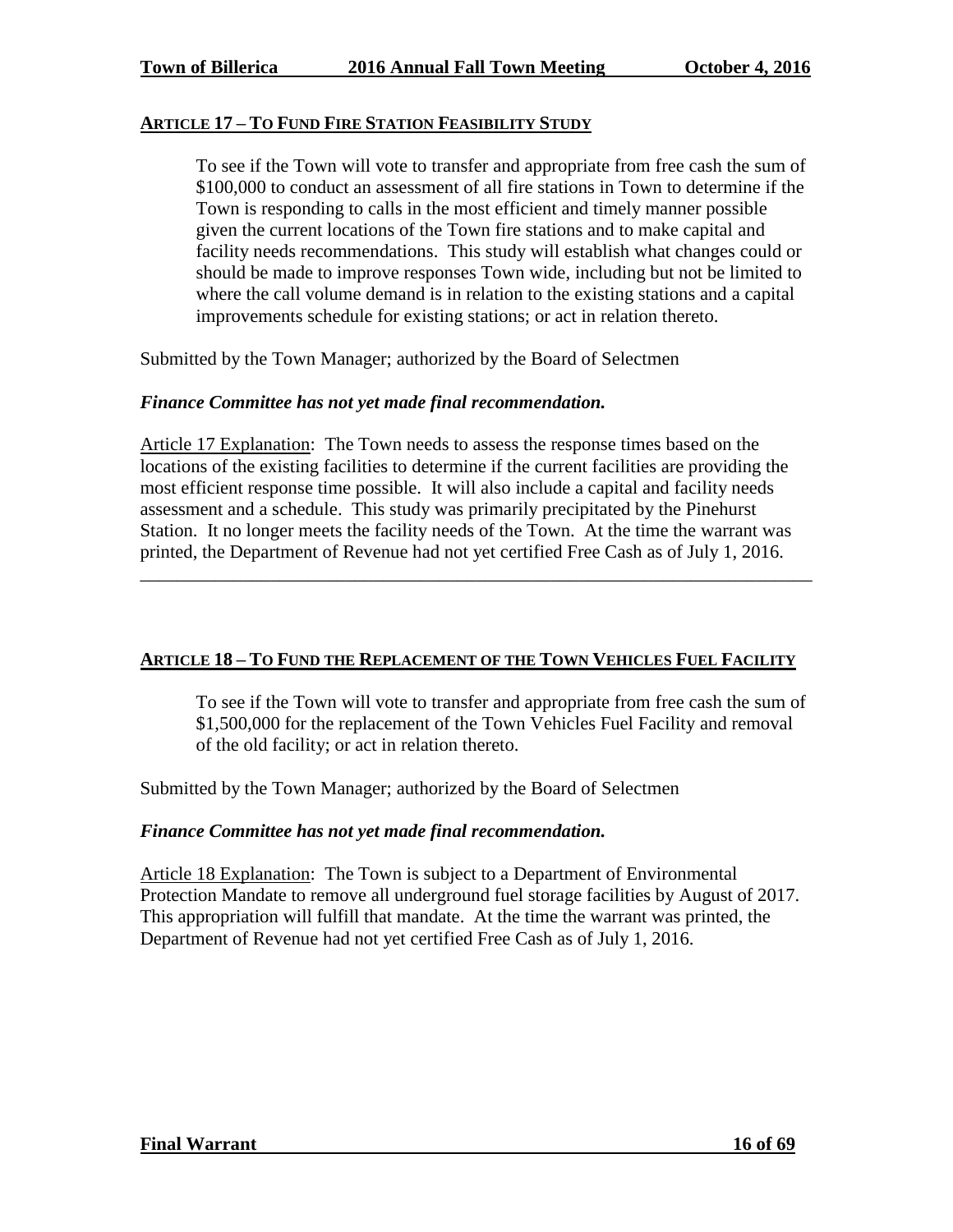## ARTICLE 17 – TO FUND FIRE STATION FEASIBILITY STUDY

> To see if the Town will vote to transfer and appropriate from free cash the sum of \$100,000 to conduct an assessment of all fire stations in Town to determine if the Town is responding to calls in the most efficient and timely manner possible given the current locations of the Town fire stations and to make capital and facility needs recommendations. This study will establish what changes could or should be made to improve responses Town wide, including but not be limited to where the call volume demand is in relation to the existing stations and a capital improvements schedule for existing stations; or act in relation thereto.

Submitted by the Town Manager; authorized by the Board of Selectmen

***Finance Committee has not yet made final recommendation.***

Article 17 Explanation: The Town needs to assess the response times based on the locations of the existing facilities to determine if the current facilities are providing the most efficient response time possible. It will also include a capital and facility needs assessment and a schedule. This study was primarily precipitated by the Pinehurst Station. It no longer meets the facility needs of the Town. At the time the warrant was printed, the Department of Revenue had not yet certified Free Cash as of July 1, 2016.

---

## ARTICLE 18 – TO FUND THE REPLACEMENT OF THE TOWN VEHICLES FUEL FACILITY

> To see if the Town will vote to transfer and appropriate from free cash the sum of \$1,500,000 for the replacement of the Town Vehicles Fuel Facility and removal of the old facility; or act in relation thereto.

Submitted by the Town Manager; authorized by the Board of Selectmen

***Finance Committee has not yet made final recommendation.***

Article 18 Explanation: The Town is subject to a Department of Environmental Protection Mandate to remove all underground fuel storage facilities by August of 2017. This appropriation will fulfill that mandate. At the time the warrant was printed, the Department of Revenue had not yet certified Free Cash as of July 1, 2016.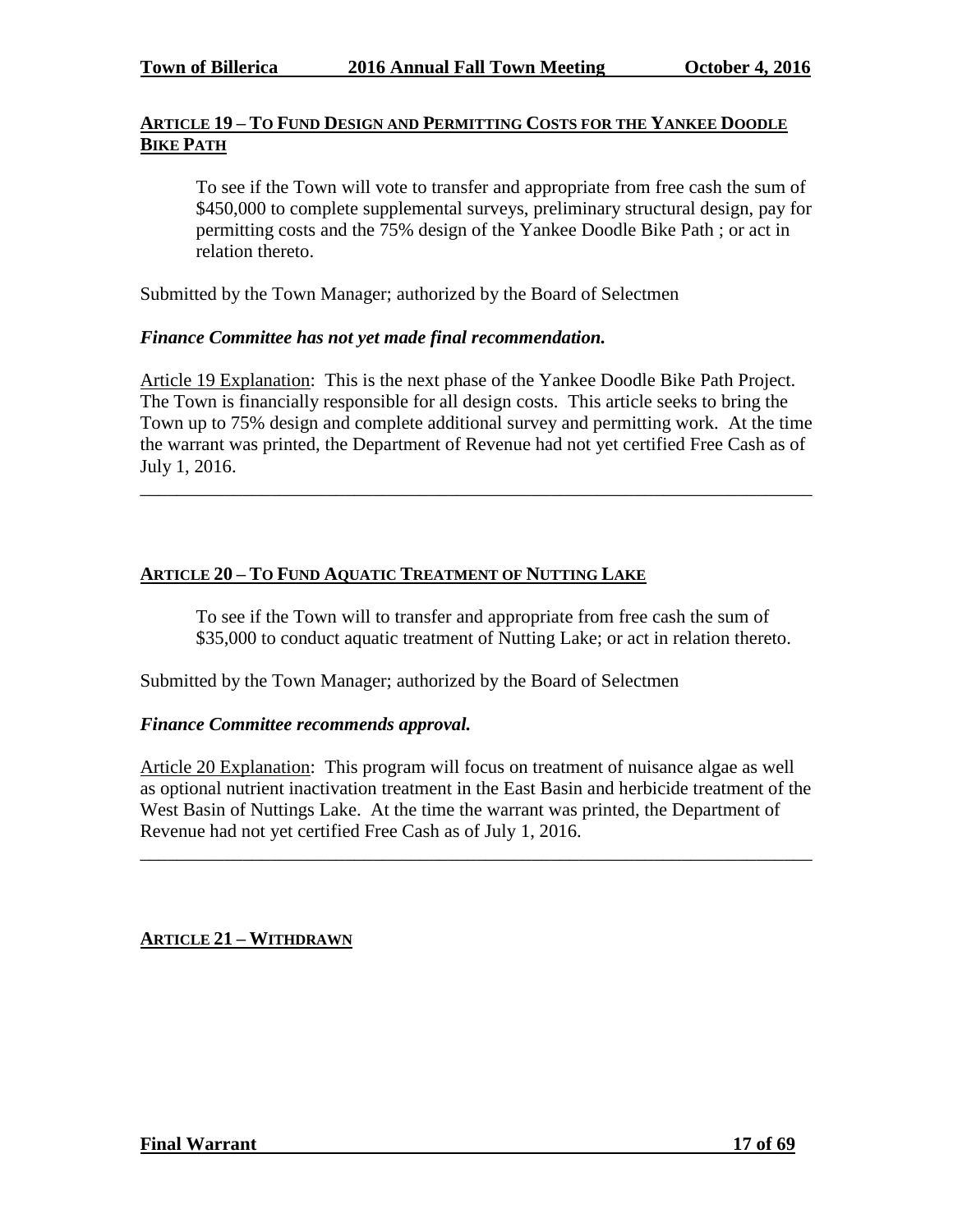## ARTICLE 19 – TO FUND DESIGN AND PERMITTING COSTS FOR THE YANKEE DOODLE BIKE PATH

To see if the Town will vote to transfer and appropriate from free cash the sum of \$450,000 to complete supplemental surveys, preliminary structural design, pay for permitting costs and the 75% design of the Yankee Doodle Bike Path ; or act in relation thereto.

Submitted by the Town Manager; authorized by the Board of Selectmen

***Finance Committee has not yet made final recommendation.***

Article 19 Explanation: This is the next phase of the Yankee Doodle Bike Path Project. The Town is financially responsible for all design costs. This article seeks to bring the Town up to 75% design and complete additional survey and permitting work. At the time the warrant was printed, the Department of Revenue had not yet certified Free Cash as of July 1, 2016.

---

## ARTICLE 20 – TO FUND AQUATIC TREATMENT OF NUTTING LAKE

To see if the Town will to transfer and appropriate from free cash the sum of \$35,000 to conduct aquatic treatment of Nutting Lake; or act in relation thereto.

Submitted by the Town Manager; authorized by the Board of Selectmen

***Finance Committee recommends approval.***

Article 20 Explanation: This program will focus on treatment of nuisance algae as well as optional nutrient inactivation treatment in the East Basin and herbicide treatment of the West Basin of Nuttings Lake. At the time the warrant was printed, the Department of Revenue had not yet certified Free Cash as of July 1, 2016.

---

## ARTICLE 21 – WITHDRAWN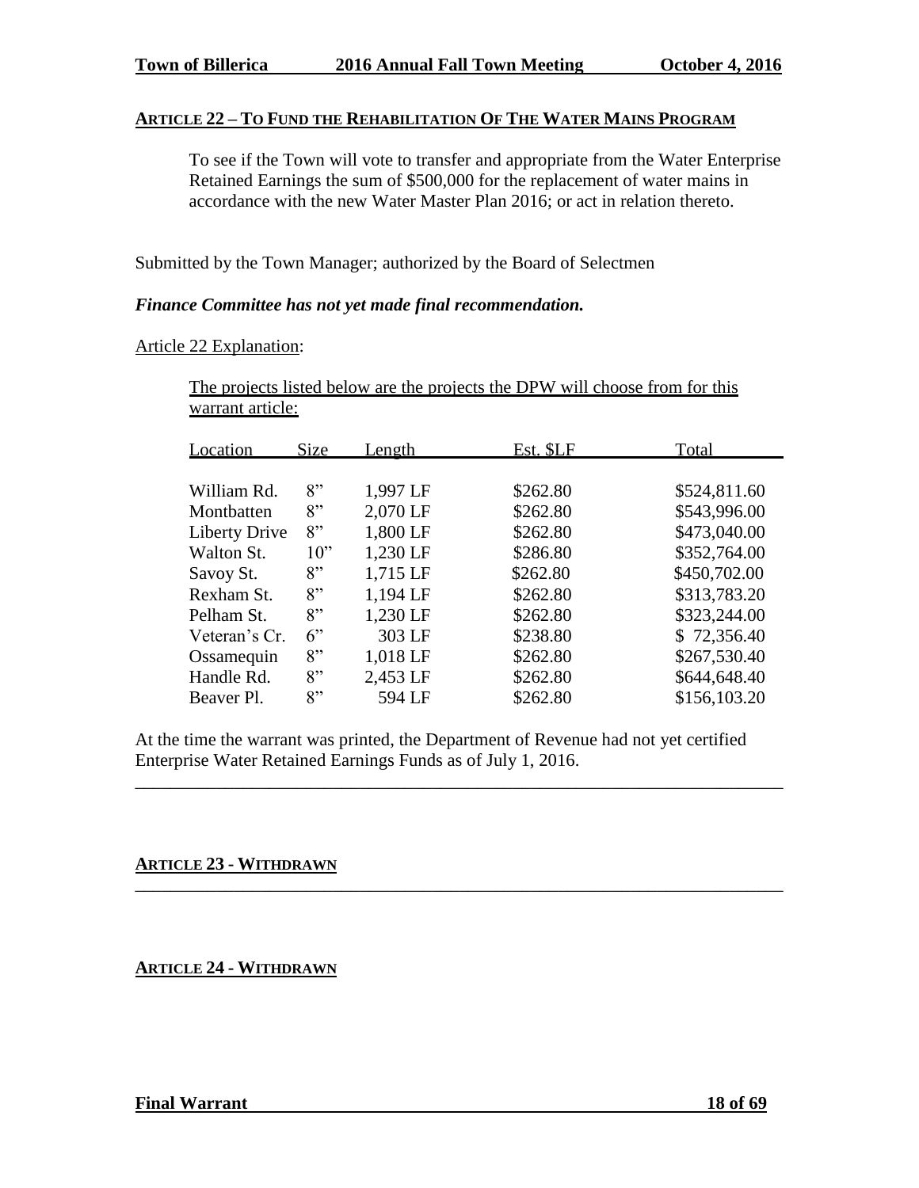## ARTICLE 22 – TO FUND THE REHABILITATION OF THE WATER MAINS PROGRAM

To see if the Town will vote to transfer and appropriate from the Water Enterprise Retained Earnings the sum of $500,000 for the replacement of water mains in accordance with the new Water Master Plan 2016; or act in relation thereto.

Submitted by the Town Manager; authorized by the Board of Selectmen

***Finance Committee has not yet made final recommendation.***

Article 22 Explanation:

The projects listed below are the projects the DPW will choose from for this warrant article:

| Location | Size | Length | Est. $LF | Total |
|---|---|---|---|---|
| William Rd. | 8" | 1,997 LF | $262.80 | $524,811.60 |
| Montbatten | 8" | 2,070 LF | $262.80 | $543,996.00 |
| Liberty Drive | 8" | 1,800 LF | $262.80 | $473,040.00 |
| Walton St. | 10" | 1,230 LF | $286.80 | $352,764.00 |
| Savoy St. | 8" | 1,715 LF | $262.80 | $450,702.00 |
| Rexham St. | 8" | 1,194 LF | $262.80 | $313,783.20 |
| Pelham St. | 8" | 1,230 LF | $262.80 | $323,244.00 |
| Veteran's Cr. | 6" | 303 LF | $238.80 | $ 72,356.40 |
| Ossamequin | 8" | 1,018 LF | $262.80 | $267,530.40 |
| Handle Rd. | 8" | 2,453 LF | $262.80 | $644,648.40 |
| Beaver Pl. | 8" | 594 LF | $262.80 | $156,103.20 |

At the time the warrant was printed, the Department of Revenue had not yet certified Enterprise Water Retained Earnings Funds as of July 1, 2016.

---

## ARTICLE 23 - WITHDRAWN

---

## ARTICLE 24 - WITHDRAWN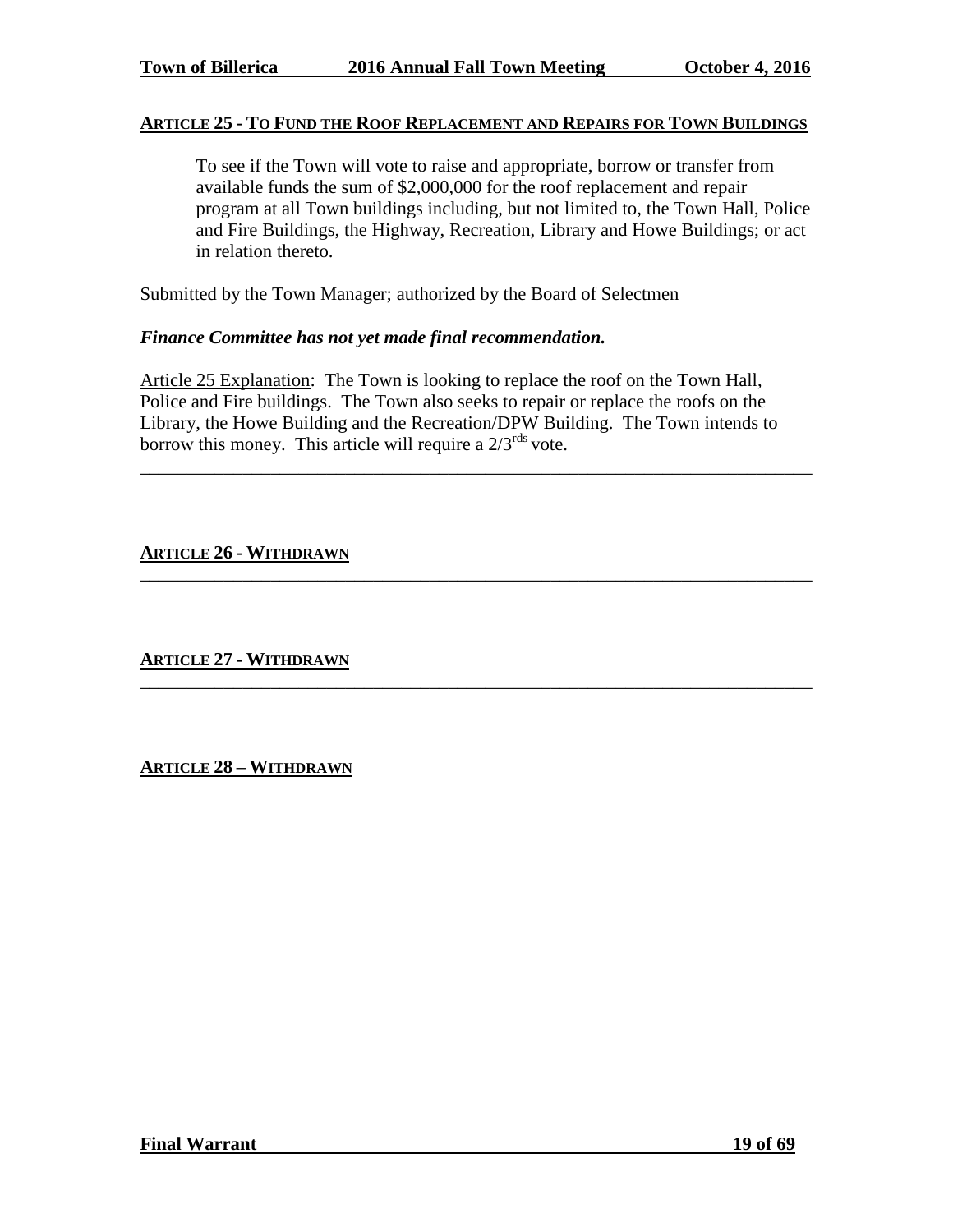## ARTICLE 25 - TO FUND THE ROOF REPLACEMENT AND REPAIRS FOR TOWN BUILDINGS

> To see if the Town will vote to raise and appropriate, borrow or transfer from available funds the sum of $2,000,000 for the roof replacement and repair program at all Town buildings including, but not limited to, the Town Hall, Police and Fire Buildings, the Highway, Recreation, Library and Howe Buildings; or act in relation thereto.

Submitted by the Town Manager; authorized by the Board of Selectmen

***Finance Committee has not yet made final recommendation.***

Article 25 Explanation: The Town is looking to replace the roof on the Town Hall, Police and Fire buildings. The Town also seeks to repair or replace the roofs on the Library, the Howe Building and the Recreation/DPW Building. The Town intends to borrow this money. This article will require a 2/3rds vote.

---

## ARTICLE 26 - WITHDRAWN

---

## ARTICLE 27 - WITHDRAWN

---

## ARTICLE 28 – WITHDRAWN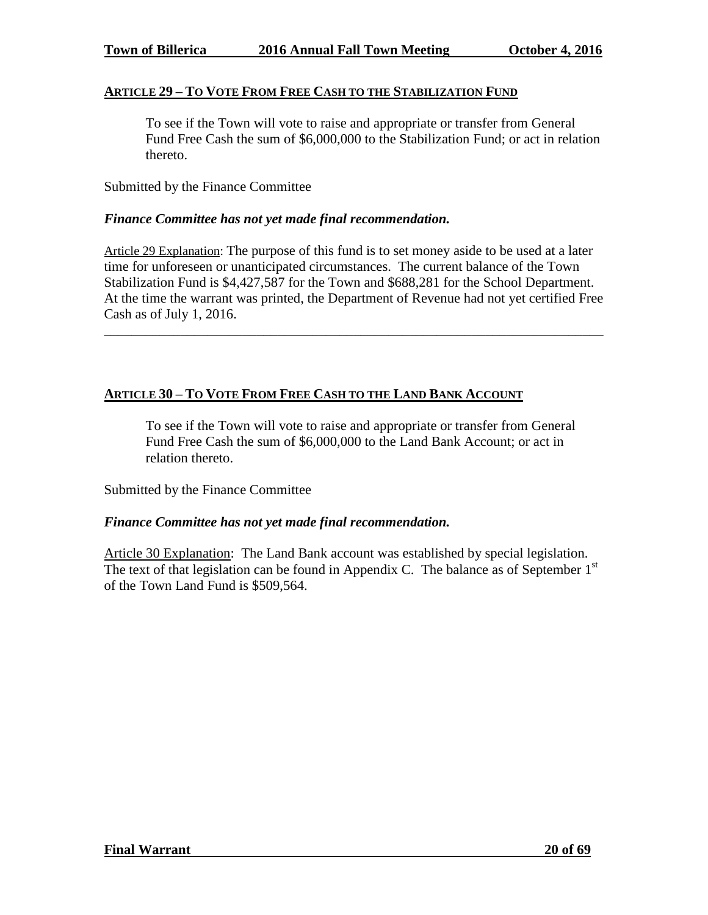## Article 29 – To Vote From Free Cash to the Stabilization Fund

To see if the Town will vote to raise and appropriate or transfer from General Fund Free Cash the sum of $6,000,000 to the Stabilization Fund; or act in relation thereto.

Submitted by the Finance Committee

***Finance Committee has not yet made final recommendation.***

Article 29 Explanation: The purpose of this fund is to set money aside to be used at a later time for unforeseen or unanticipated circumstances. The current balance of the Town Stabilization Fund is $4,427,587 for the Town and $688,281 for the School Department. At the time the warrant was printed, the Department of Revenue had not yet certified Free Cash as of July 1, 2016.

---

## Article 30 – To Vote From Free Cash to the Land Bank Account

To see if the Town will vote to raise and appropriate or transfer from General Fund Free Cash the sum of $6,000,000 to the Land Bank Account; or act in relation thereto.

Submitted by the Finance Committee

***Finance Committee has not yet made final recommendation.***

Article 30 Explanation: The Land Bank account was established by special legislation. The text of that legislation can be found in Appendix C. The balance as of September 1st of the Town Land Fund is $509,564.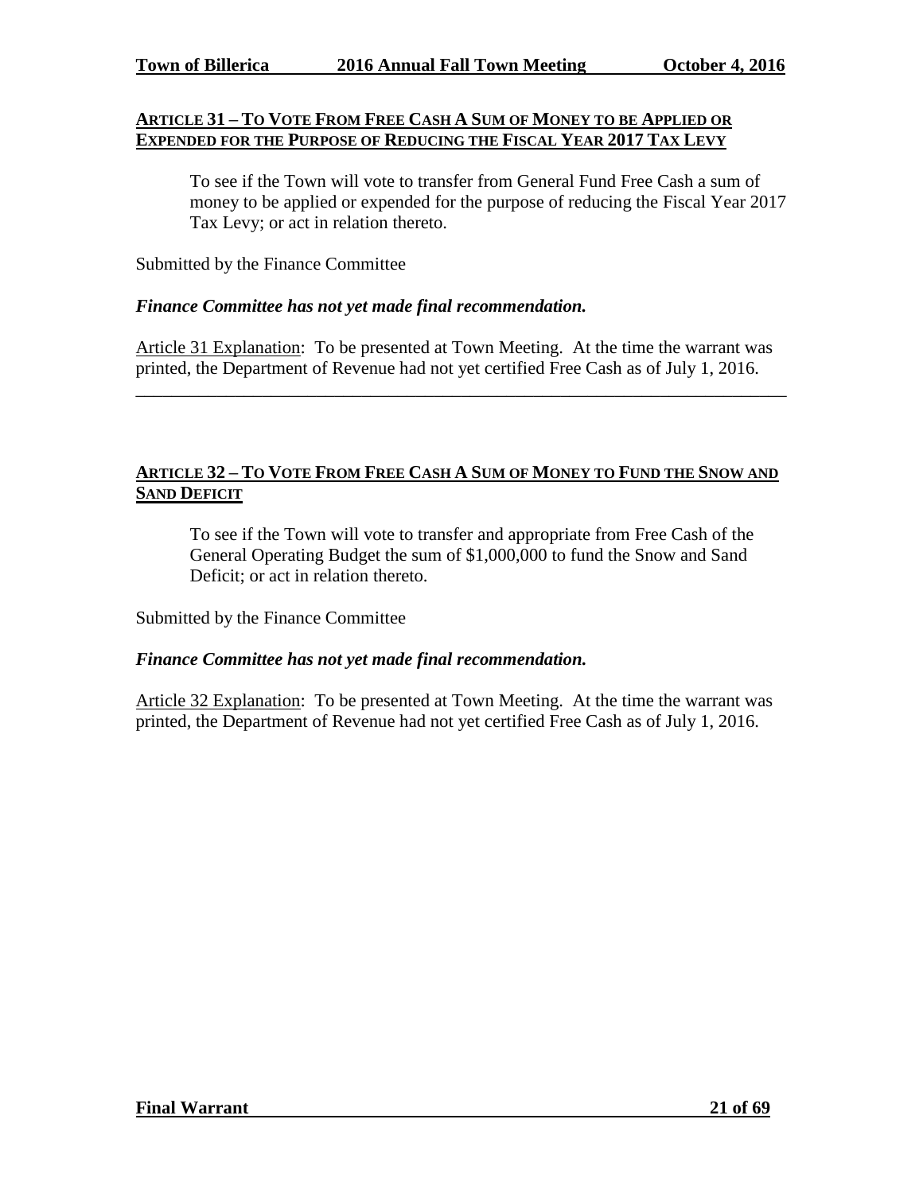## ARTICLE 31 – TO VOTE FROM FREE CASH A SUM OF MONEY TO BE APPLIED OR EXPENDED FOR THE PURPOSE OF REDUCING THE FISCAL YEAR 2017 TAX LEVY

To see if the Town will vote to transfer from General Fund Free Cash a sum of money to be applied or expended for the purpose of reducing the Fiscal Year 2017 Tax Levy; or act in relation thereto.

Submitted by the Finance Committee

***Finance Committee has not yet made final recommendation.***

Article 31 Explanation: To be presented at Town Meeting. At the time the warrant was printed, the Department of Revenue had not yet certified Free Cash as of July 1, 2016.

---

## ARTICLE 32 – TO VOTE FROM FREE CASH A SUM OF MONEY TO FUND THE SNOW AND SAND DEFICIT

To see if the Town will vote to transfer and appropriate from Free Cash of the General Operating Budget the sum of $1,000,000 to fund the Snow and Sand Deficit; or act in relation thereto.

Submitted by the Finance Committee

***Finance Committee has not yet made final recommendation.***

Article 32 Explanation: To be presented at Town Meeting. At the time the warrant was printed, the Department of Revenue had not yet certified Free Cash as of July 1, 2016.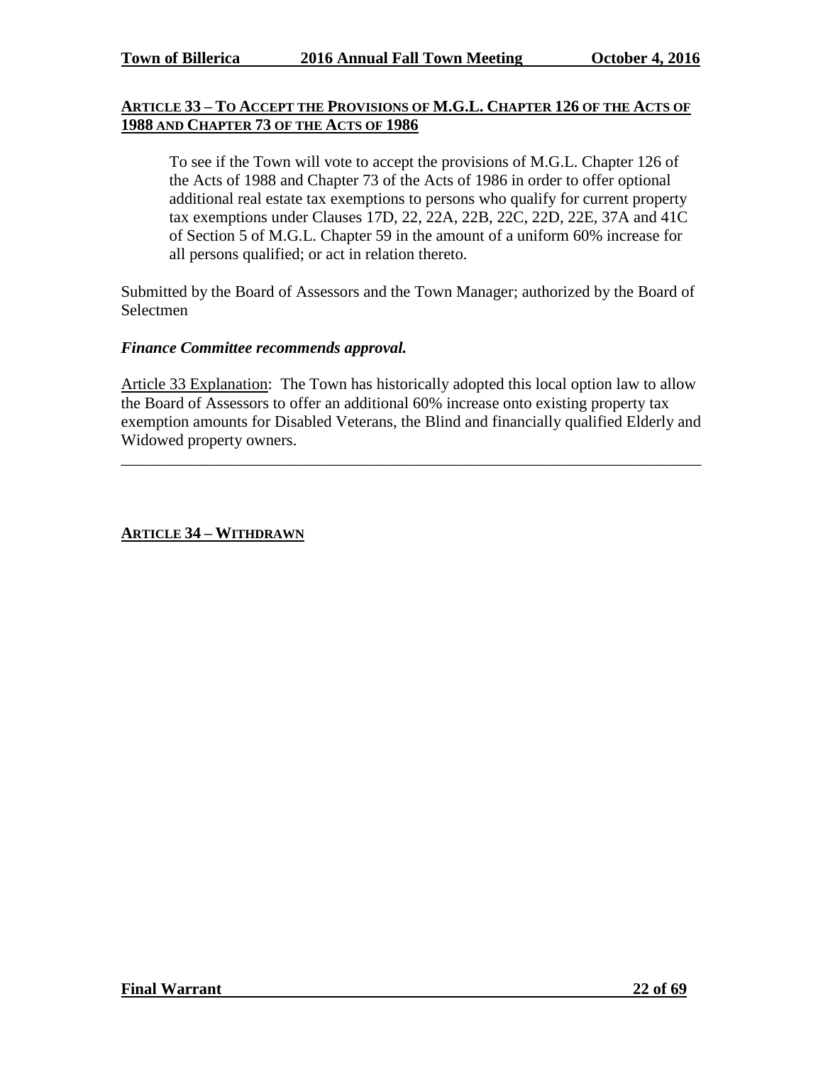## ARTICLE 33 – TO ACCEPT THE PROVISIONS OF M.G.L. CHAPTER 126 OF THE ACTS OF 1988 AND CHAPTER 73 OF THE ACTS OF 1986

To see if the Town will vote to accept the provisions of M.G.L. Chapter 126 of the Acts of 1988 and Chapter 73 of the Acts of 1986 in order to offer optional additional real estate tax exemptions to persons who qualify for current property tax exemptions under Clauses 17D, 22, 22A, 22B, 22C, 22D, 22E, 37A and 41C of Section 5 of M.G.L. Chapter 59 in the amount of a uniform 60% increase for all persons qualified; or act in relation thereto.

Submitted by the Board of Assessors and the Town Manager; authorized by the Board of Selectmen

***Finance Committee recommends approval.***

Article 33 Explanation: The Town has historically adopted this local option law to allow the Board of Assessors to offer an additional 60% increase onto existing property tax exemption amounts for Disabled Veterans, the Blind and financially qualified Elderly and Widowed property owners.

---

## ARTICLE 34 – WITHDRAWN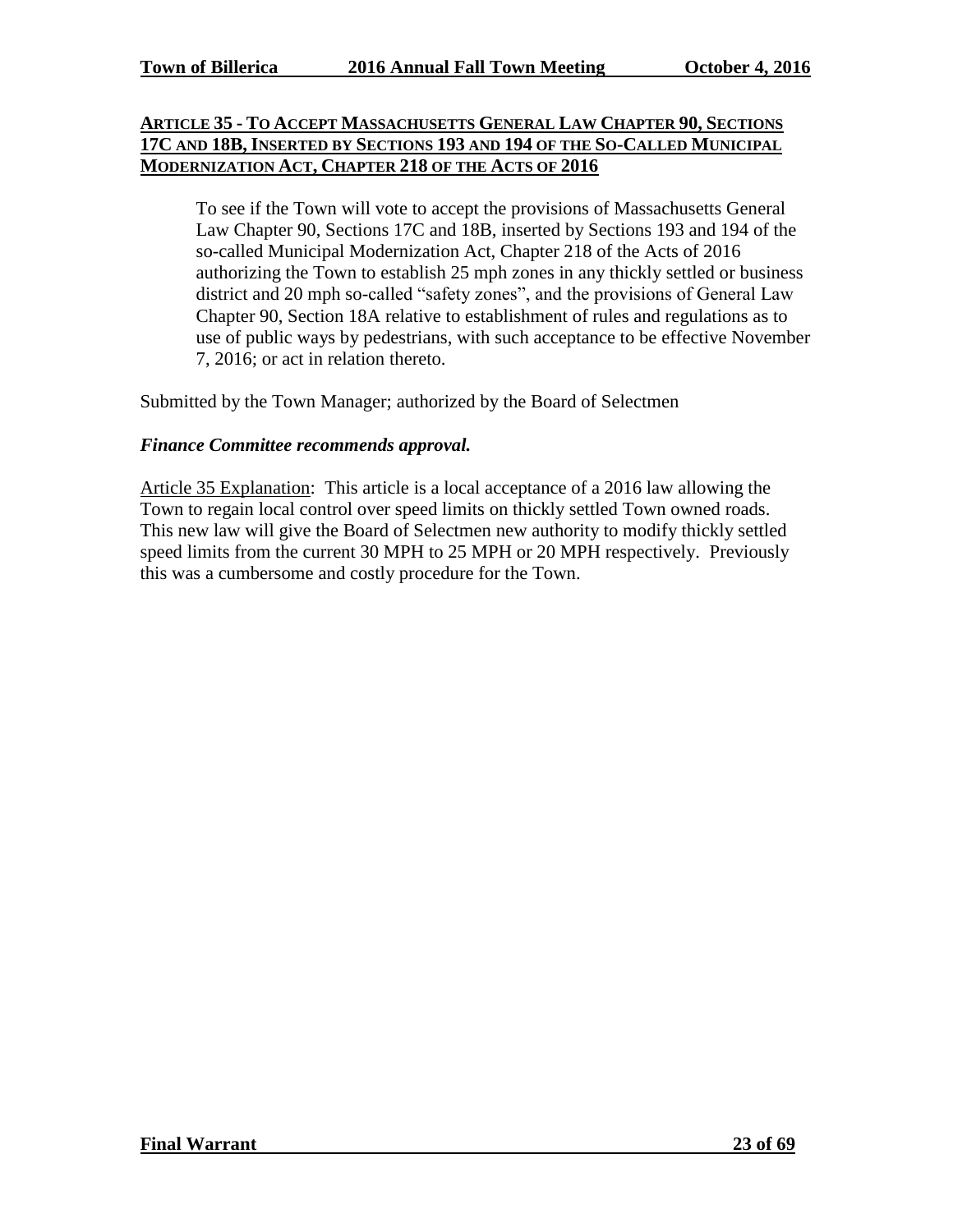## ARTICLE 35 - TO ACCEPT MASSACHUSETTS GENERAL LAW CHAPTER 90, SECTIONS 17C AND 18B, INSERTED BY SECTIONS 193 AND 194 OF THE SO-CALLED MUNICIPAL MODERNIZATION ACT, CHAPTER 218 OF THE ACTS OF 2016

> To see if the Town will vote to accept the provisions of Massachusetts General Law Chapter 90, Sections 17C and 18B, inserted by Sections 193 and 194 of the so-called Municipal Modernization Act, Chapter 218 of the Acts of 2016 authorizing the Town to establish 25 mph zones in any thickly settled or business district and 20 mph so-called "safety zones", and the provisions of General Law Chapter 90, Section 18A relative to establishment of rules and regulations as to use of public ways by pedestrians, with such acceptance to be effective November 7, 2016; or act in relation thereto.

Submitted by the Town Manager; authorized by the Board of Selectmen

***Finance Committee recommends approval.***

Article 35 Explanation: This article is a local acceptance of a 2016 law allowing the Town to regain local control over speed limits on thickly settled Town owned roads. This new law will give the Board of Selectmen new authority to modify thickly settled speed limits from the current 30 MPH to 25 MPH or 20 MPH respectively. Previously this was a cumbersome and costly procedure for the Town.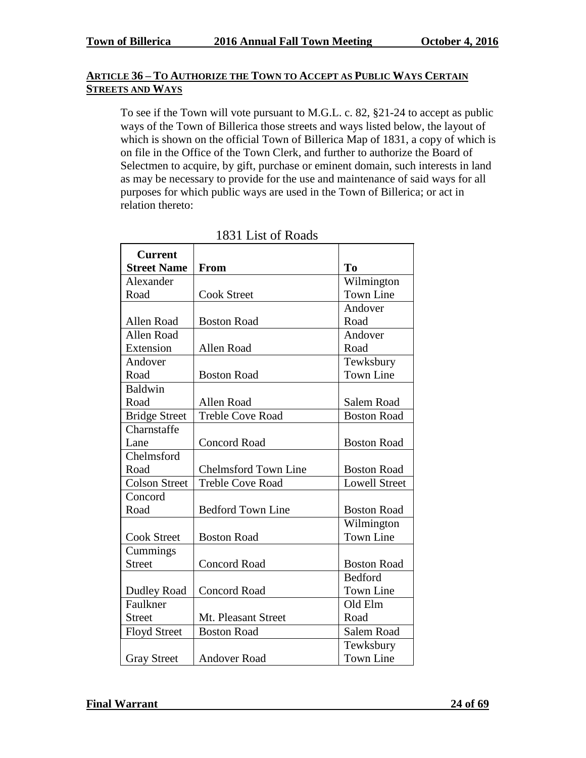## ARTICLE 36 – TO AUTHORIZE THE TOWN TO ACCEPT AS PUBLIC WAYS CERTAIN STREETS AND WAYS

To see if the Town will vote pursuant to M.G.L. c. 82, §21-24 to accept as public ways of the Town of Billerica those streets and ways listed below, the layout of which is shown on the official Town of Billerica Map of 1831, a copy of which is on file in the Office of the Town Clerk, and further to authorize the Board of Selectmen to acquire, by gift, purchase or eminent domain, such interests in land as may be necessary to provide for the use and maintenance of said ways for all purposes for which public ways are used in the Town of Billerica; or act in relation thereto:

1831 List of Roads

| Current Street Name | From | To |
|---|---|---|
| Alexander Road | Cook Street | Wilmington Town Line |
| Allen Road | Boston Road | Andover Road |
| Allen Road Extension | Allen Road | Andover Road |
| Andover Road | Boston Road | Tewksbury Town Line |
| Baldwin Road | Allen Road | Salem Road |
| Bridge Street | Treble Cove Road | Boston Road |
| Charnstaffe Lane | Concord Road | Boston Road |
| Chelmsford Road | Chelmsford Town Line | Boston Road |
| Colson Street | Treble Cove Road | Lowell Street |
| Concord Road | Bedford Town Line | Boston Road |
| Cook Street | Boston Road | Wilmington Town Line |
| Cummings Street | Concord Road | Boston Road |
| Dudley Road | Concord Road | Bedford Town Line |
| Faulkner Street | Mt. Pleasant Street | Old Elm Road |
| Floyd Street | Boston Road | Salem Road |
| Gray Street | Andover Road | Tewksbury Town Line |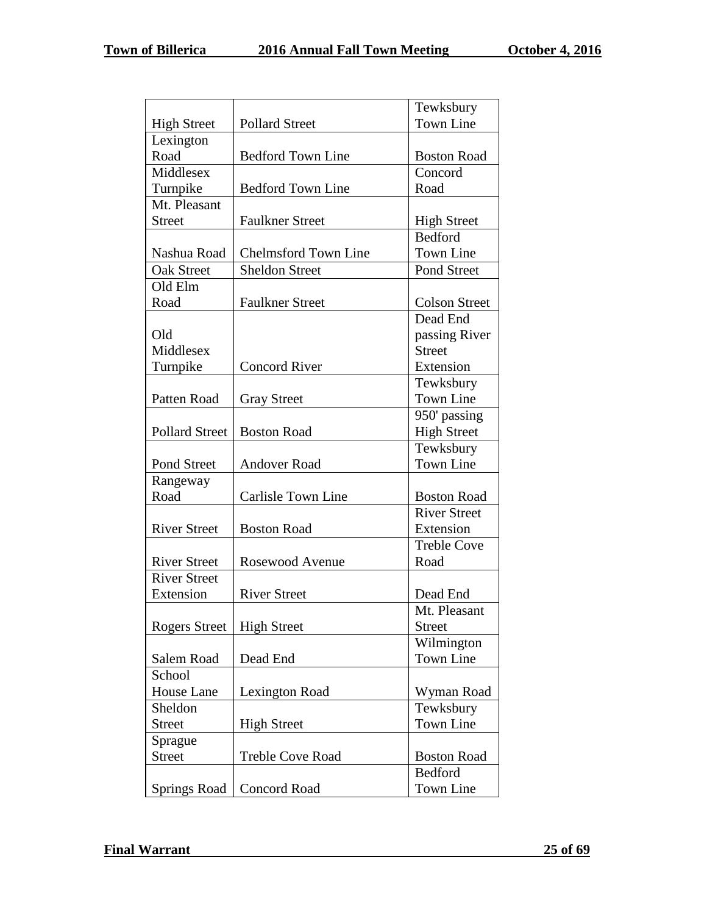| | | |
|---|---|---|
| High Street | Pollard Street | Tewksbury Town Line |
| Lexington Road | Bedford Town Line | Boston Road |
| Middlesex Turnpike | Bedford Town Line | Concord Road |
| Mt. Pleasant Street | Faulkner Street | High Street |
| Nashua Road | Chelmsford Town Line | Bedford Town Line |
| Oak Street | Sheldon Street | Pond Street |
| Old Elm Road | Faulkner Street | Colson Street |
| Old Middlesex Turnpike | Concord River | Dead End passing River Street Extension |
| Patten Road | Gray Street | Tewksbury Town Line |
| Pollard Street | Boston Road | 950' passing High Street |
| Pond Street | Andover Road | Tewksbury Town Line |
| Rangeway Road | Carlisle Town Line | Boston Road |
| River Street | Boston Road | River Street Extension |
| River Street | Rosewood Avenue | Treble Cove Road |
| River Street Extension | River Street | Dead End |
| Rogers Street | High Street | Mt. Pleasant Street |
| Salem Road | Dead End | Wilmington Town Line |
| School House Lane | Lexington Road | Wyman Road |
| Sheldon Street | High Street | Tewksbury Town Line |
| Sprague Street | Treble Cove Road | Boston Road |
| Springs Road | Concord Road | Bedford Town Line |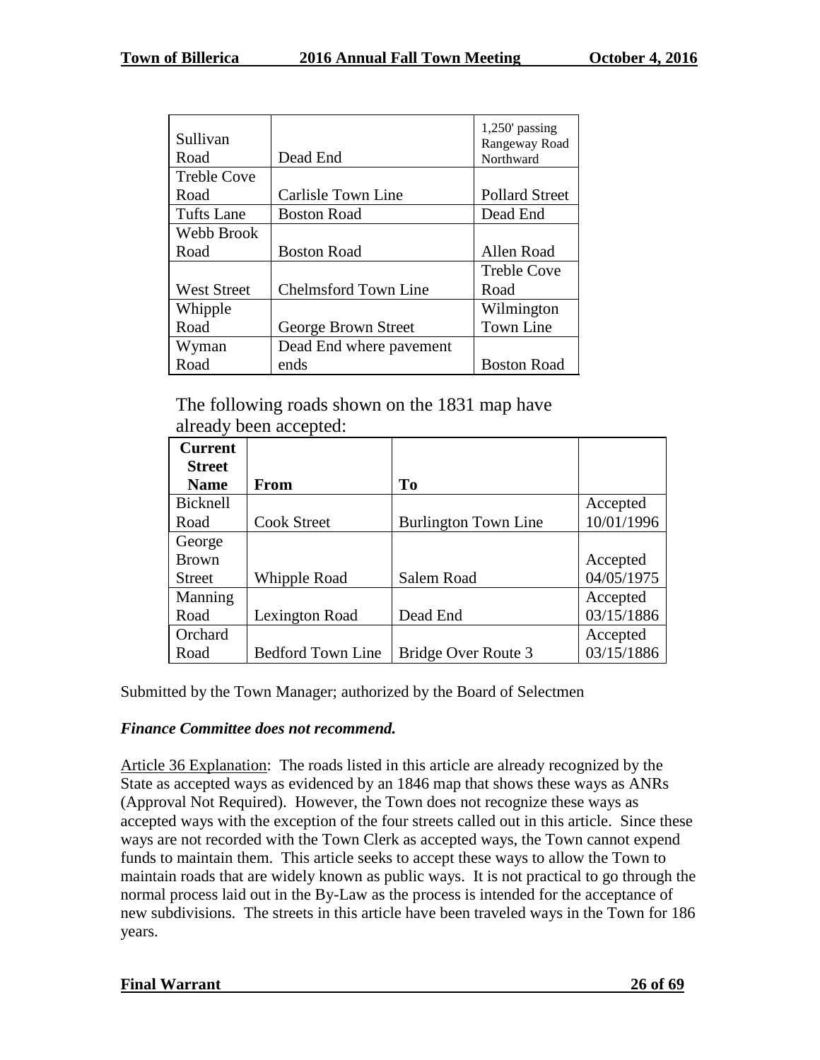| | | |
|---|---|---|
| Sullivan Road | Dead End | 1,250' passing Rangeway Road Northward |
| Treble Cove Road | Carlisle Town Line | Pollard Street |
| Tufts Lane | Boston Road | Dead End |
| Webb Brook Road | Boston Road | Allen Road |
| West Street | Chelmsford Town Line | Treble Cove Road |
| Whipple Road | George Brown Street | Wilmington Town Line |
| Wyman Road | Dead End where pavement ends | Boston Road |

The following roads shown on the 1831 map have already been accepted:

| Current Street Name | From | To | |
|---|---|---|---|
| Bicknell Road | Cook Street | Burlington Town Line | Accepted 10/01/1996 |
| George Brown Street | Whipple Road | Salem Road | Accepted 04/05/1975 |
| Manning Road | Lexington Road | Dead End | Accepted 03/15/1886 |
| Orchard Road | Bedford Town Line | Bridge Over Route 3 | Accepted 03/15/1886 |

Submitted by the Town Manager; authorized by the Board of Selectmen

***Finance Committee does not recommend.***

Article 36 Explanation: The roads listed in this article are already recognized by the State as accepted ways as evidenced by an 1846 map that shows these ways as ANRs (Approval Not Required). However, the Town does not recognize these ways as accepted ways with the exception of the four streets called out in this article. Since these ways are not recorded with the Town Clerk as accepted ways, the Town cannot expend funds to maintain them. This article seeks to accept these ways to allow the Town to maintain roads that are widely known as public ways. It is not practical to go through the normal process laid out in the By-Law as the process is intended for the acceptance of new subdivisions. The streets in this article have been traveled ways in the Town for 186 years.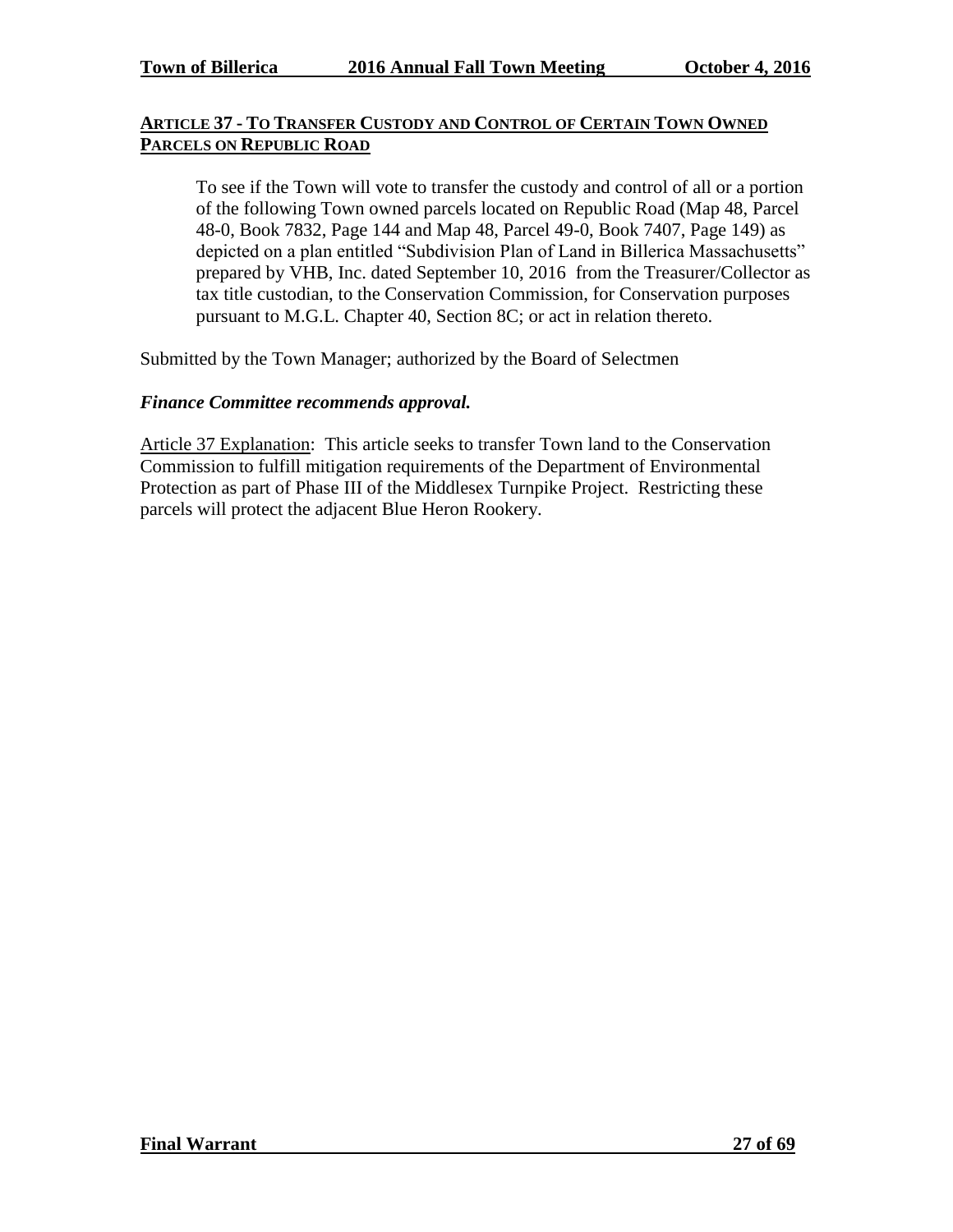## ARTICLE 37 - TO TRANSFER CUSTODY AND CONTROL OF CERTAIN TOWN OWNED PARCELS ON REPUBLIC ROAD

> To see if the Town will vote to transfer the custody and control of all or a portion of the following Town owned parcels located on Republic Road (Map 48, Parcel 48-0, Book 7832, Page 144 and Map 48, Parcel 49-0, Book 7407, Page 149) as depicted on a plan entitled "Subdivision Plan of Land in Billerica Massachusetts" prepared by VHB, Inc. dated September 10, 2016 from the Treasurer/Collector as tax title custodian, to the Conservation Commission, for Conservation purposes pursuant to M.G.L. Chapter 40, Section 8C; or act in relation thereto.

Submitted by the Town Manager; authorized by the Board of Selectmen

***Finance Committee recommends approval.***

Article 37 Explanation: This article seeks to transfer Town land to the Conservation Commission to fulfill mitigation requirements of the Department of Environmental Protection as part of Phase III of the Middlesex Turnpike Project. Restricting these parcels will protect the adjacent Blue Heron Rookery.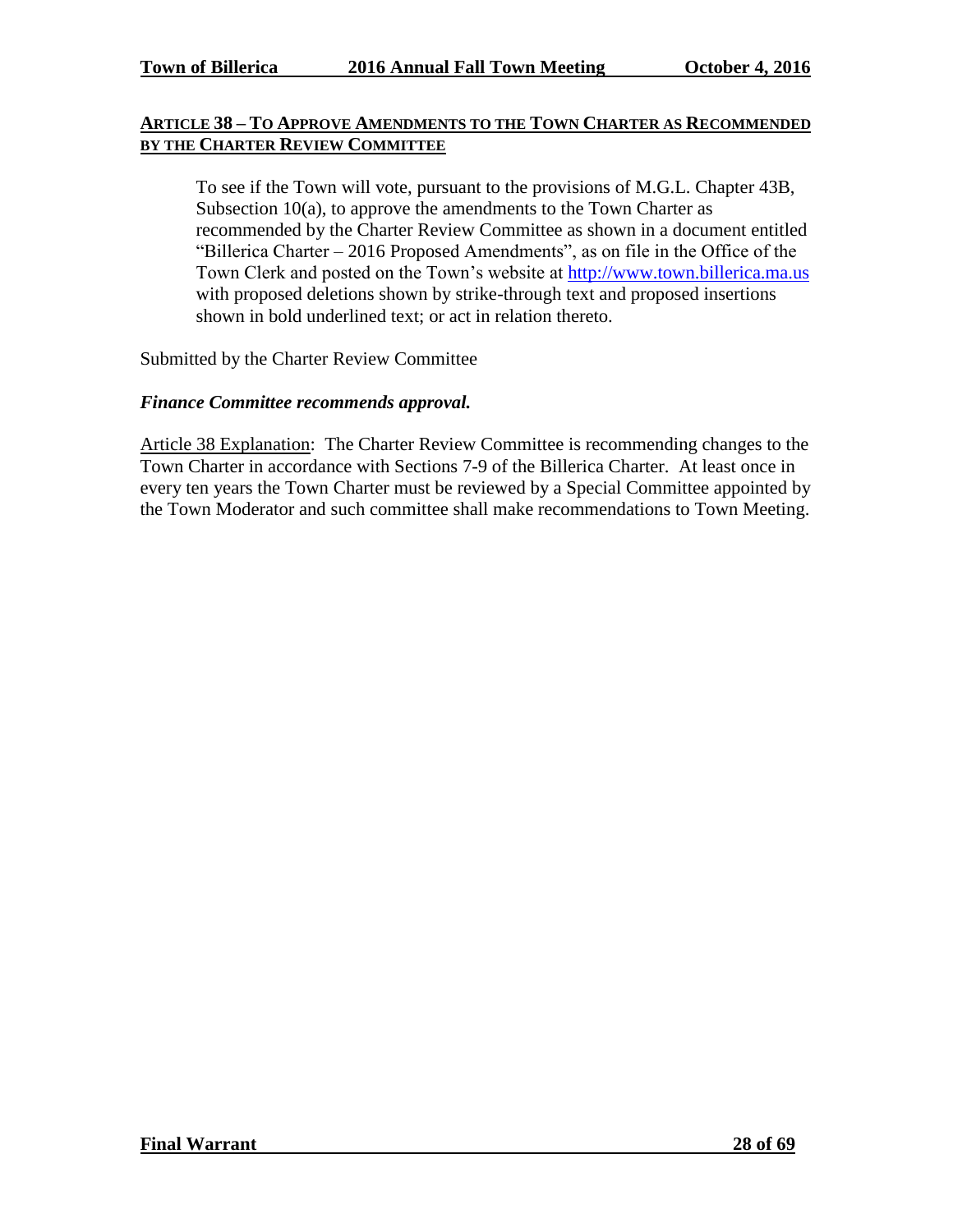## ARTICLE 38 – TO APPROVE AMENDMENTS TO THE TOWN CHARTER AS RECOMMENDED BY THE CHARTER REVIEW COMMITTEE

To see if the Town will vote, pursuant to the provisions of M.G.L. Chapter 43B, Subsection 10(a), to approve the amendments to the Town Charter as recommended by the Charter Review Committee as shown in a document entitled "Billerica Charter – 2016 Proposed Amendments", as on file in the Office of the Town Clerk and posted on the Town's website at http://www.town.billerica.ma.us with proposed deletions shown by strike-through text and proposed insertions shown in bold underlined text; or act in relation thereto.

Submitted by the Charter Review Committee

***Finance Committee recommends approval.***

Article 38 Explanation: The Charter Review Committee is recommending changes to the Town Charter in accordance with Sections 7-9 of the Billerica Charter. At least once in every ten years the Town Charter must be reviewed by a Special Committee appointed by the Town Moderator and such committee shall make recommendations to Town Meeting.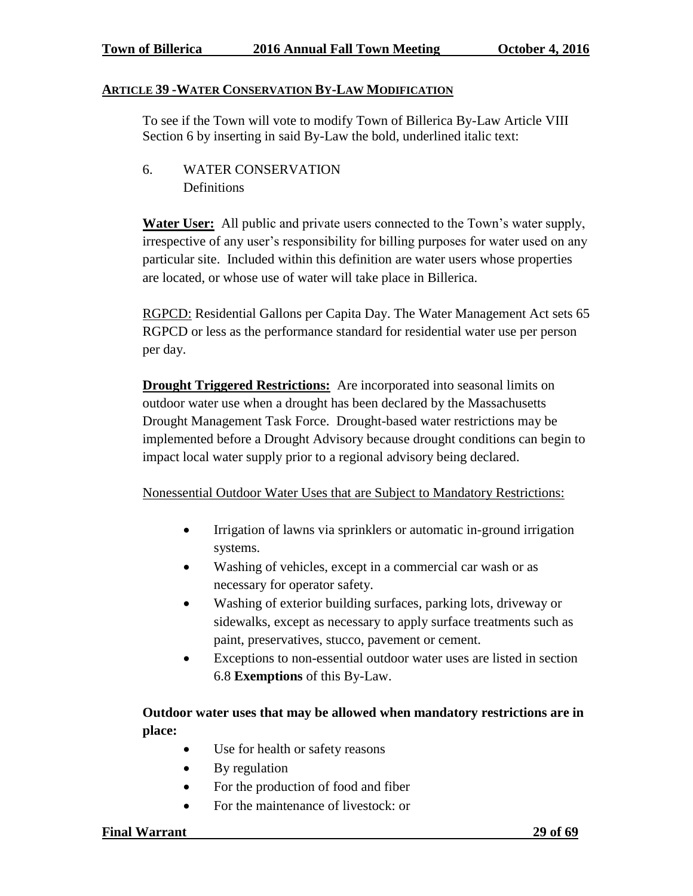## ARTICLE 39 -WATER CONSERVATION BY-LAW MODIFICATION

To see if the Town will vote to modify Town of Billerica By-Law Article VIII Section 6 by inserting in said By-Law the bold, underlined italic text:

6. WATER CONSERVATION
   Definitions

**Water User:** All public and private users connected to the Town's water supply, irrespective of any user's responsibility for billing purposes for water used on any particular site. Included within this definition are water users whose properties are located, or whose use of water will take place in Billerica.

RGPCD: Residential Gallons per Capita Day. The Water Management Act sets 65 RGPCD or less as the performance standard for residential water use per person per day.

**Drought Triggered Restrictions:** Are incorporated into seasonal limits on outdoor water use when a drought has been declared by the Massachusetts Drought Management Task Force. Drought-based water restrictions may be implemented before a Drought Advisory because drought conditions can begin to impact local water supply prior to a regional advisory being declared.

Nonessential Outdoor Water Uses that are Subject to Mandatory Restrictions:

- Irrigation of lawns via sprinklers or automatic in-ground irrigation systems.
- Washing of vehicles, except in a commercial car wash or as necessary for operator safety.
- Washing of exterior building surfaces, parking lots, driveway or sidewalks, except as necessary to apply surface treatments such as paint, preservatives, stucco, pavement or cement.
- Exceptions to non-essential outdoor water uses are listed in section 6.8 **Exemptions** of this By-Law.

**Outdoor water uses that may be allowed when mandatory restrictions are in place:**

- Use for health or safety reasons
- By regulation
- For the production of food and fiber
- For the maintenance of livestock: or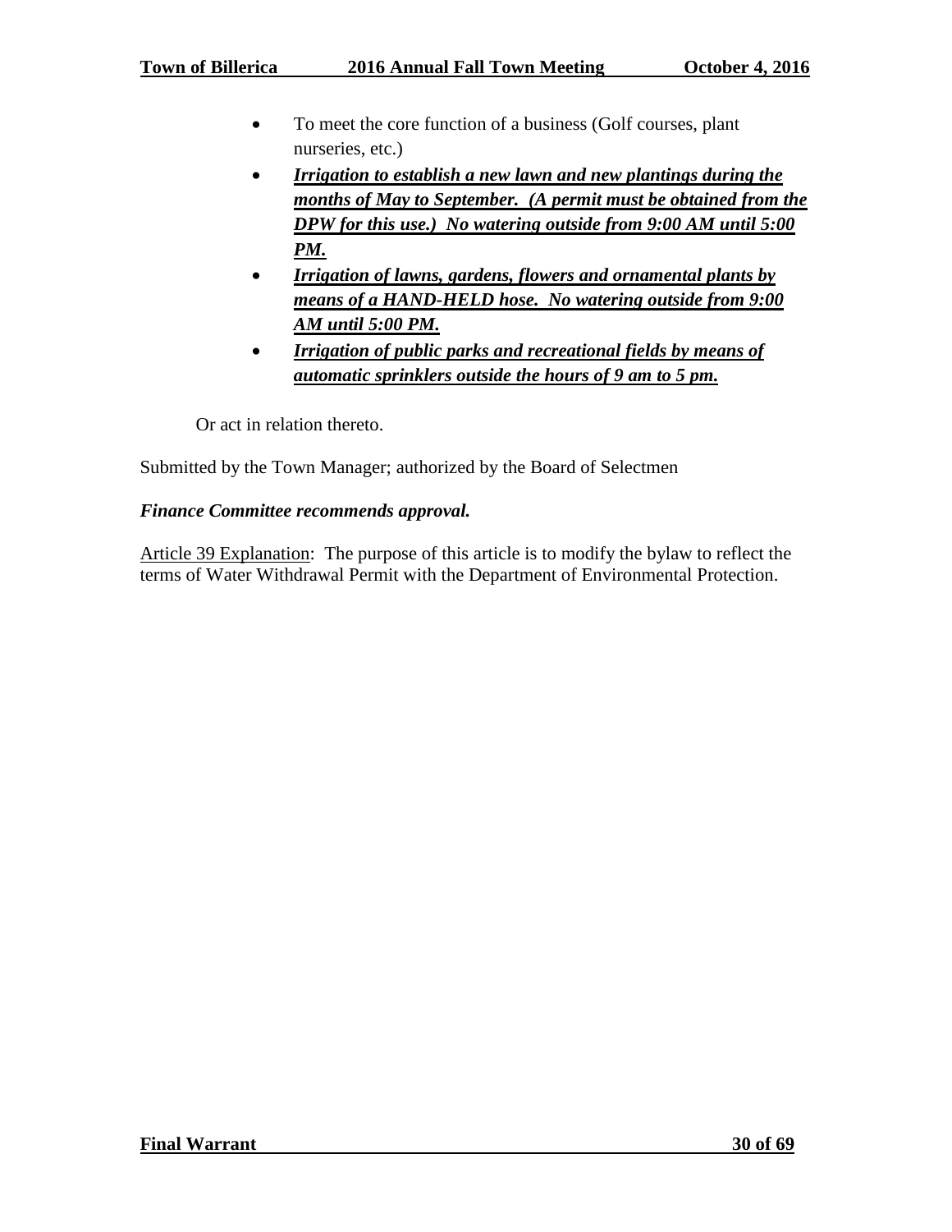- To meet the core function of a business (Golf courses, plant nurseries, etc.)
- ***<u>Irrigation to establish a new lawn and new plantings during the months of May to September. (A permit must be obtained from the DPW for this use.) No watering outside from 9:00 AM until 5:00 PM.</u>***
- ***<u>Irrigation of lawns, gardens, flowers and ornamental plants by means of a HAND-HELD hose. No watering outside from 9:00 AM until 5:00 PM.</u>***
- ***<u>Irrigation of public parks and recreational fields by means of automatic sprinklers outside the hours of 9 am to 5 pm.</u>***

Or act in relation thereto.

Submitted by the Town Manager; authorized by the Board of Selectmen

***Finance Committee recommends approval.***

<u>Article 39 Explanation</u>: The purpose of this article is to modify the bylaw to reflect the terms of Water Withdrawal Permit with the Department of Environmental Protection.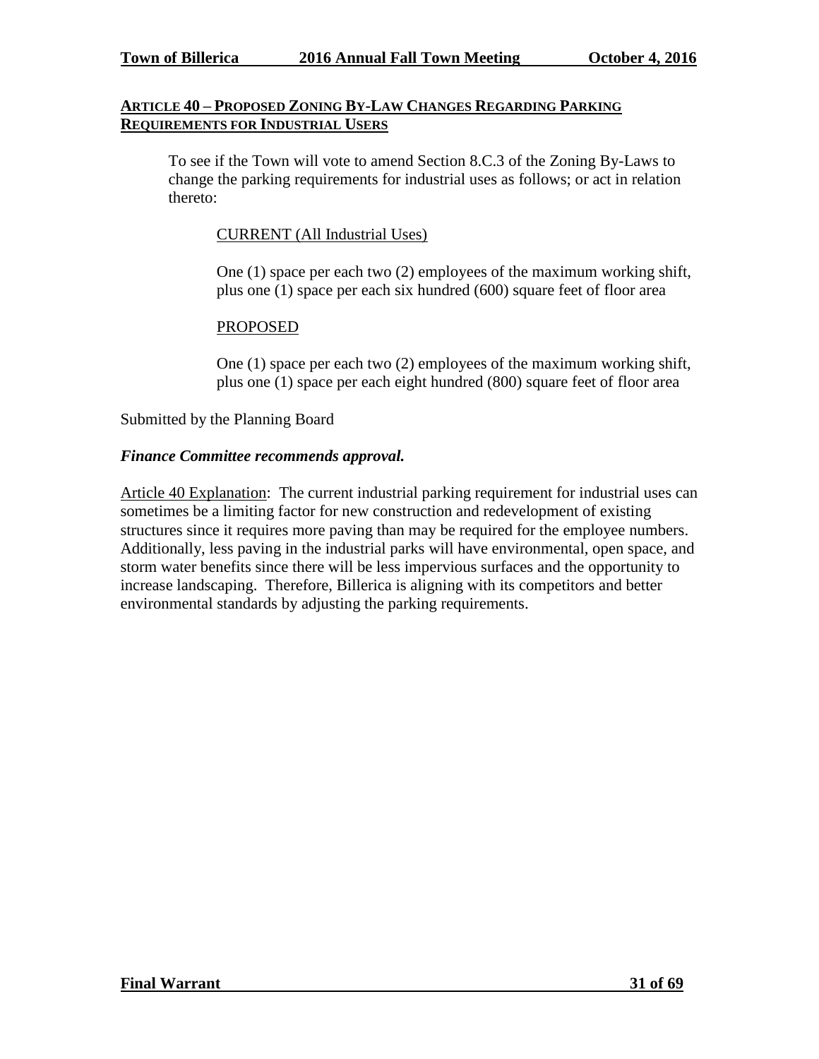## ARTICLE 40 – PROPOSED ZONING BY-LAW CHANGES REGARDING PARKING REQUIREMENTS FOR INDUSTRIAL USERS

To see if the Town will vote to amend Section 8.C.3 of the Zoning By-Laws to change the parking requirements for industrial uses as follows; or act in relation thereto:

CURRENT (All Industrial Uses)

One (1) space per each two (2) employees of the maximum working shift, plus one (1) space per each six hundred (600) square feet of floor area

PROPOSED

One (1) space per each two (2) employees of the maximum working shift, plus one (1) space per each eight hundred (800) square feet of floor area

Submitted by the Planning Board

***Finance Committee recommends approval.***

Article 40 Explanation: The current industrial parking requirement for industrial uses can sometimes be a limiting factor for new construction and redevelopment of existing structures since it requires more paving than may be required for the employee numbers. Additionally, less paving in the industrial parks will have environmental, open space, and storm water benefits since there will be less impervious surfaces and the opportunity to increase landscaping. Therefore, Billerica is aligning with its competitors and better environmental standards by adjusting the parking requirements.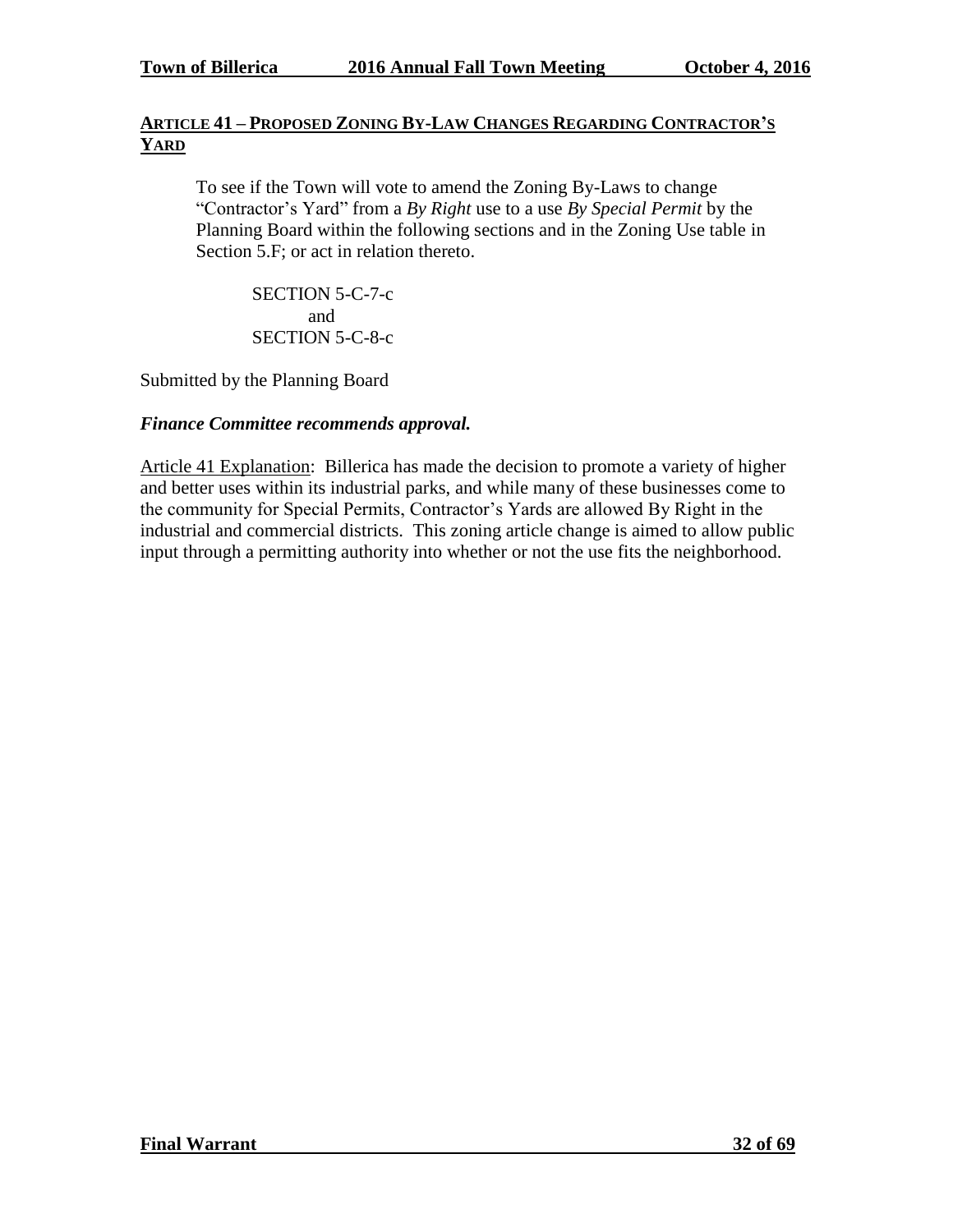## ARTICLE 41 – PROPOSED ZONING BY-LAW CHANGES REGARDING CONTRACTOR'S YARD

To see if the Town will vote to amend the Zoning By-Laws to change "Contractor's Yard" from a *By Right* use to a use *By Special Permit* by the Planning Board within the following sections and in the Zoning Use table in Section 5.F; or act in relation thereto.

SECTION 5-C-7-c
and
SECTION 5-C-8-c

Submitted by the Planning Board

***Finance Committee recommends approval.***

Article 41 Explanation: Billerica has made the decision to promote a variety of higher and better uses within its industrial parks, and while many of these businesses come to the community for Special Permits, Contractor's Yards are allowed By Right in the industrial and commercial districts. This zoning article change is aimed to allow public input through a permitting authority into whether or not the use fits the neighborhood.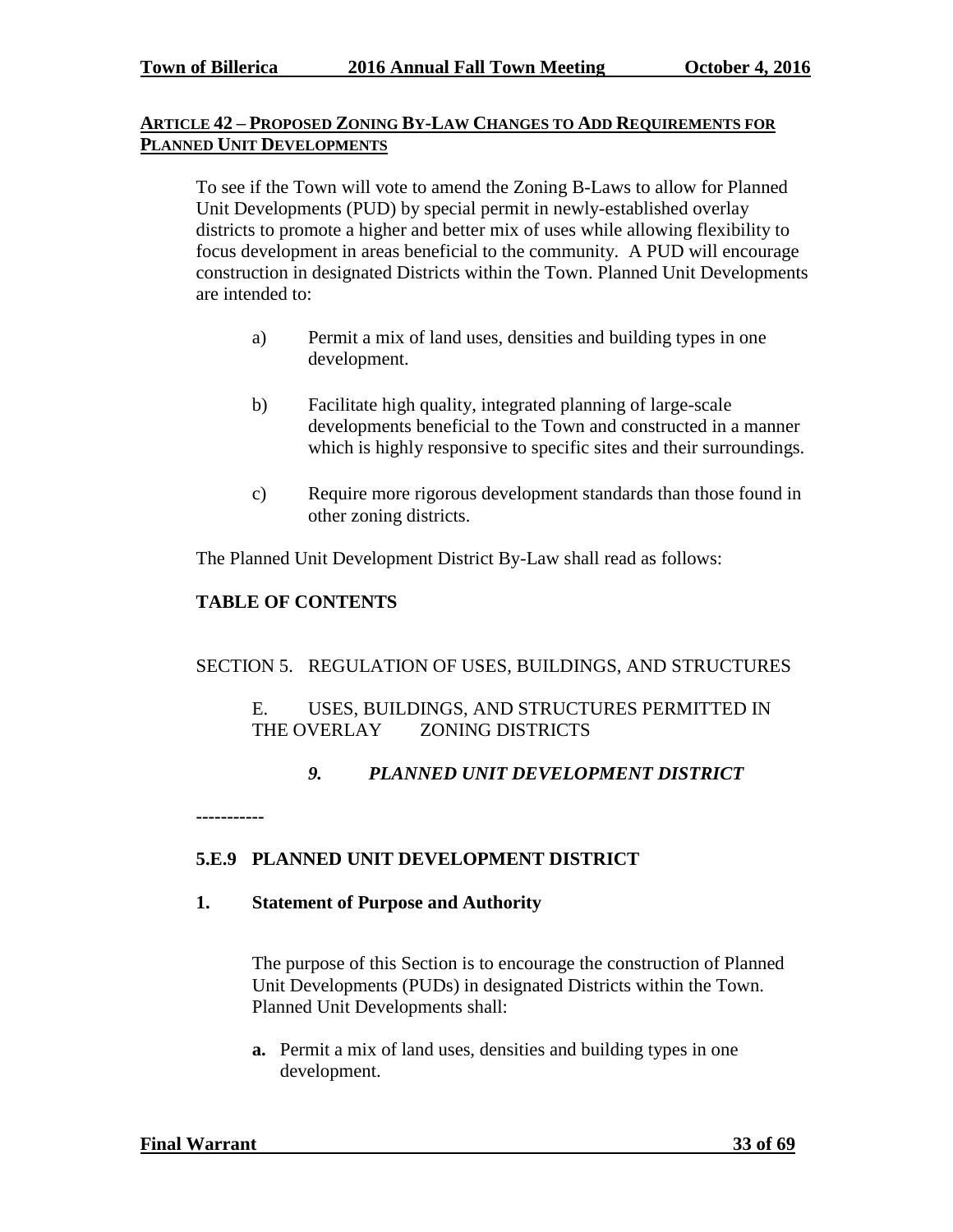## ARTICLE 42 – PROPOSED ZONING BY-LAW CHANGES TO ADD REQUIREMENTS FOR PLANNED UNIT DEVELOPMENTS

To see if the Town will vote to amend the Zoning B-Laws to allow for Planned Unit Developments (PUD) by special permit in newly-established overlay districts to promote a higher and better mix of uses while allowing flexibility to focus development in areas beneficial to the community. A PUD will encourage construction in designated Districts within the Town. Planned Unit Developments are intended to:

a) Permit a mix of land uses, densities and building types in one development.

b) Facilitate high quality, integrated planning of large-scale developments beneficial to the Town and constructed in a manner which is highly responsive to specific sites and their surroundings.

c) Require more rigorous development standards than those found in other zoning districts.

The Planned Unit Development District By-Law shall read as follows:

**TABLE OF CONTENTS**

SECTION 5. REGULATION OF USES, BUILDINGS, AND STRUCTURES

E. USES, BUILDINGS, AND STRUCTURES PERMITTED IN THE OVERLAY ZONING DISTRICTS

***9. PLANNED UNIT DEVELOPMENT DISTRICT***

-----------

### 5.E.9 PLANNED UNIT DEVELOPMENT DISTRICT

**1. Statement of Purpose and Authority**

The purpose of this Section is to encourage the construction of Planned Unit Developments (PUDs) in designated Districts within the Town. Planned Unit Developments shall:

**a.** Permit a mix of land uses, densities and building types in one development.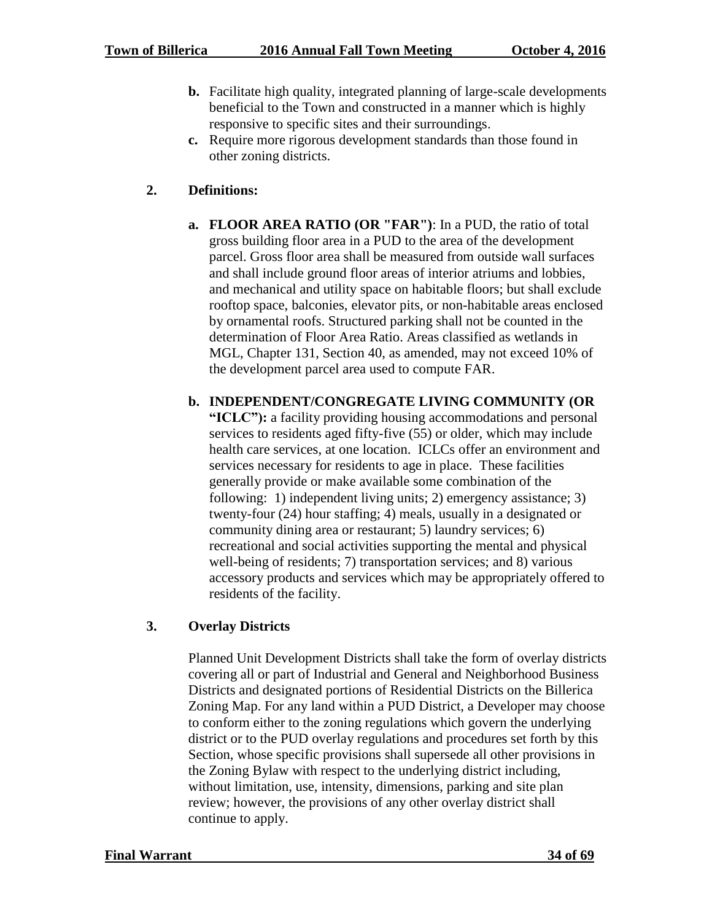**b.** Facilitate high quality, integrated planning of large-scale developments beneficial to the Town and constructed in a manner which is highly responsive to specific sites and their surroundings.

**c.** Require more rigorous development standards than those found in other zoning districts.

**2. Definitions:**

**a. FLOOR AREA RATIO (OR "FAR")**: In a PUD, the ratio of total gross building floor area in a PUD to the area of the development parcel. Gross floor area shall be measured from outside wall surfaces and shall include ground floor areas of interior atriums and lobbies, and mechanical and utility space on habitable floors; but shall exclude rooftop space, balconies, elevator pits, or non-habitable areas enclosed by ornamental roofs. Structured parking shall not be counted in the determination of Floor Area Ratio. Areas classified as wetlands in MGL, Chapter 131, Section 40, as amended, may not exceed 10% of the development parcel area used to compute FAR.

**b. INDEPENDENT/CONGREGATE LIVING COMMUNITY (OR "ICLC"):** a facility providing housing accommodations and personal services to residents aged fifty-five (55) or older, which may include health care services, at one location. ICLCs offer an environment and services necessary for residents to age in place. These facilities generally provide or make available some combination of the following: 1) independent living units; 2) emergency assistance; 3) twenty-four (24) hour staffing; 4) meals, usually in a designated or community dining area or restaurant; 5) laundry services; 6) recreational and social activities supporting the mental and physical well-being of residents; 7) transportation services; and 8) various accessory products and services which may be appropriately offered to residents of the facility.

**3. Overlay Districts**

Planned Unit Development Districts shall take the form of overlay districts covering all or part of Industrial and General and Neighborhood Business Districts and designated portions of Residential Districts on the Billerica Zoning Map. For any land within a PUD District, a Developer may choose to conform either to the zoning regulations which govern the underlying district or to the PUD overlay regulations and procedures set forth by this Section, whose specific provisions shall supersede all other provisions in the Zoning Bylaw with respect to the underlying district including, without limitation, use, intensity, dimensions, parking and site plan review; however, the provisions of any other overlay district shall continue to apply.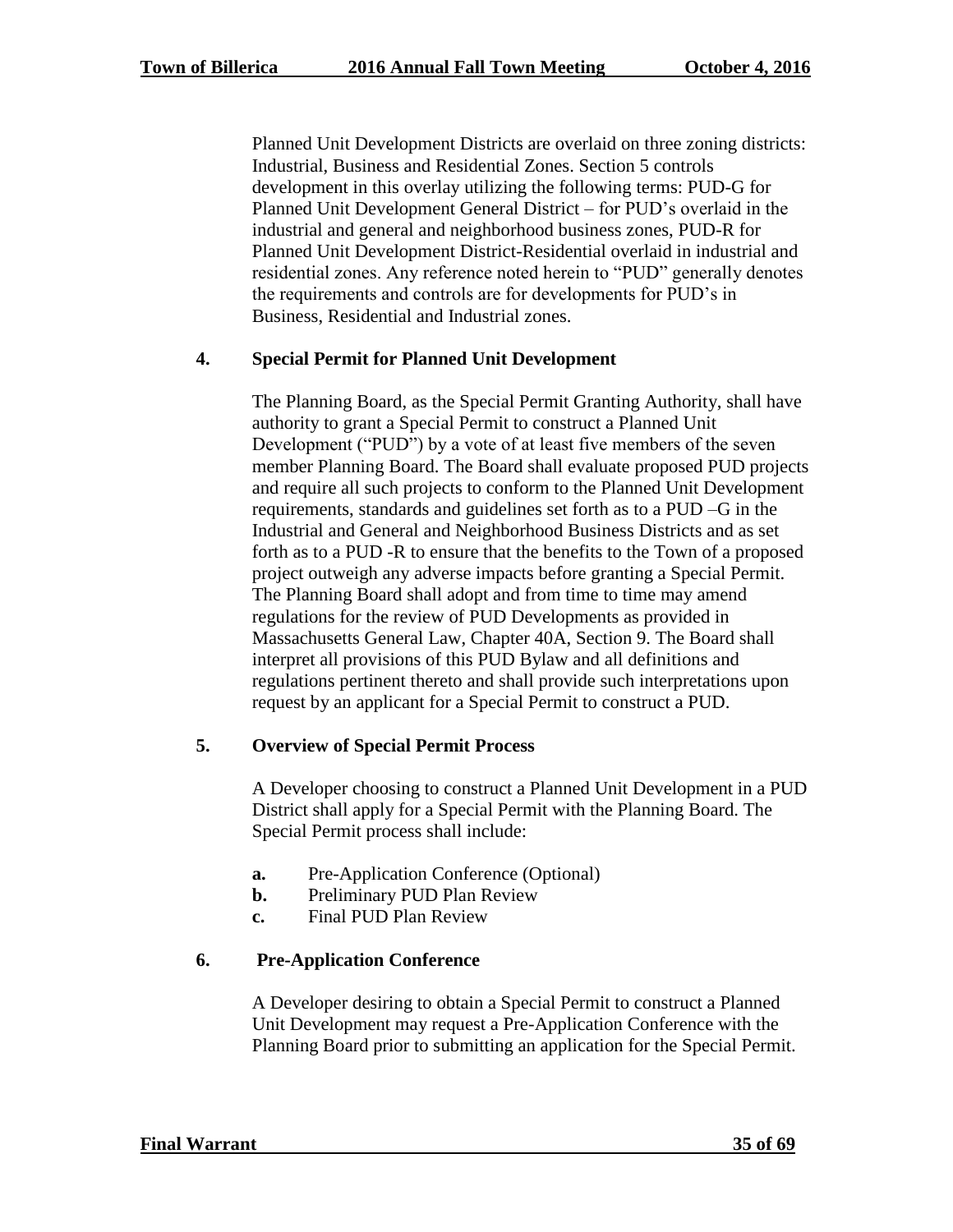Planned Unit Development Districts are overlaid on three zoning districts: Industrial, Business and Residential Zones. Section 5 controls development in this overlay utilizing the following terms: PUD-G for Planned Unit Development General District – for PUD's overlaid in the industrial and general and neighborhood business zones, PUD-R for Planned Unit Development District-Residential overlaid in industrial and residential zones. Any reference noted herein to "PUD" generally denotes the requirements and controls are for developments for PUD's in Business, Residential and Industrial zones.

**4. Special Permit for Planned Unit Development**

The Planning Board, as the Special Permit Granting Authority, shall have authority to grant a Special Permit to construct a Planned Unit Development ("PUD") by a vote of at least five members of the seven member Planning Board. The Board shall evaluate proposed PUD projects and require all such projects to conform to the Planned Unit Development requirements, standards and guidelines set forth as to a PUD –G in the Industrial and General and Neighborhood Business Districts and as set forth as to a PUD -R to ensure that the benefits to the Town of a proposed project outweigh any adverse impacts before granting a Special Permit. The Planning Board shall adopt and from time to time may amend regulations for the review of PUD Developments as provided in Massachusetts General Law, Chapter 40A, Section 9. The Board shall interpret all provisions of this PUD Bylaw and all definitions and regulations pertinent thereto and shall provide such interpretations upon request by an applicant for a Special Permit to construct a PUD.

**5. Overview of Special Permit Process**

A Developer choosing to construct a Planned Unit Development in a PUD District shall apply for a Special Permit with the Planning Board. The Special Permit process shall include:

- **a.** Pre-Application Conference (Optional)
- **b.** Preliminary PUD Plan Review
- **c.** Final PUD Plan Review

**6. Pre-Application Conference**

A Developer desiring to obtain a Special Permit to construct a Planned Unit Development may request a Pre-Application Conference with the Planning Board prior to submitting an application for the Special Permit.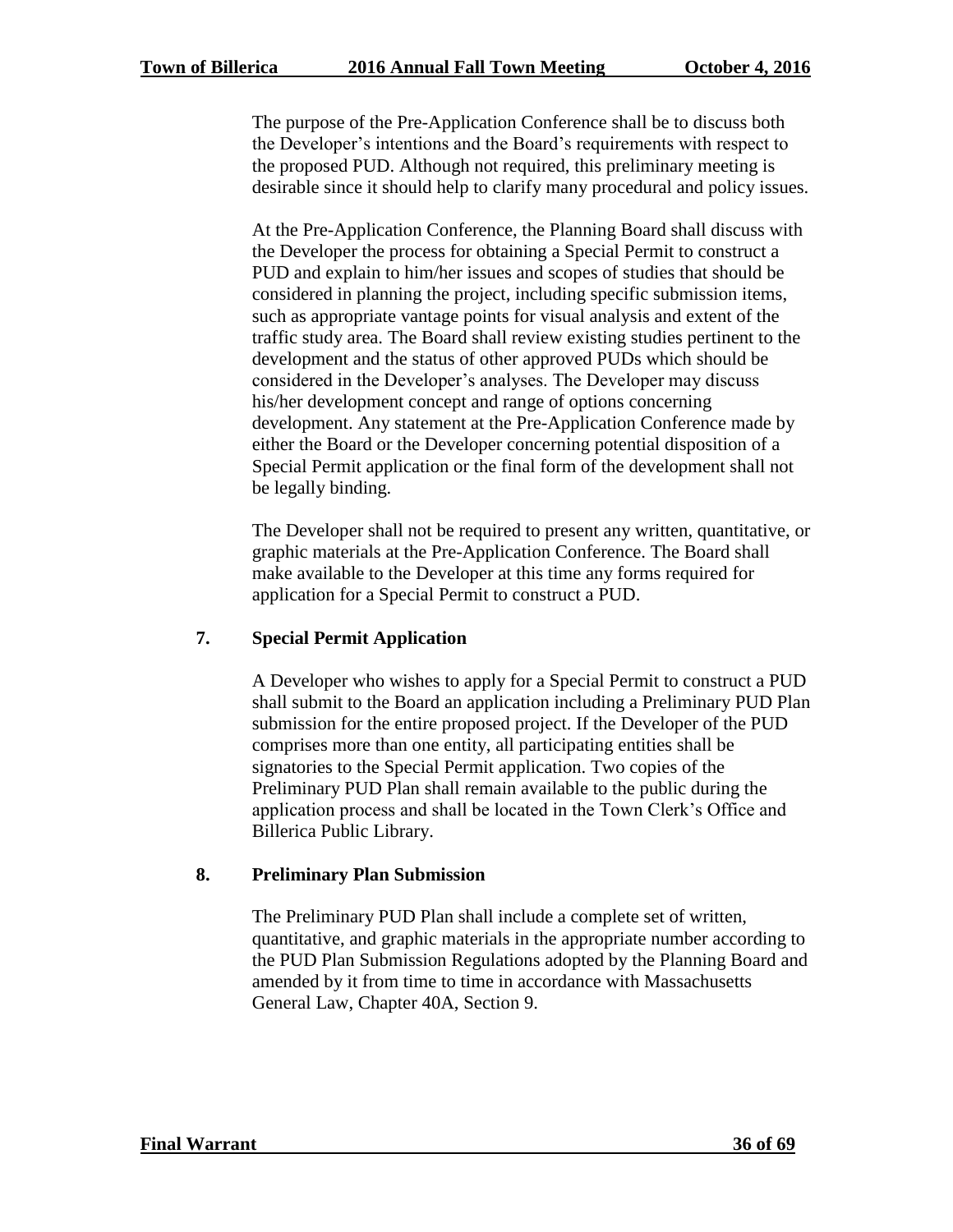The purpose of the Pre-Application Conference shall be to discuss both the Developer's intentions and the Board's requirements with respect to the proposed PUD. Although not required, this preliminary meeting is desirable since it should help to clarify many procedural and policy issues.

At the Pre-Application Conference, the Planning Board shall discuss with the Developer the process for obtaining a Special Permit to construct a PUD and explain to him/her issues and scopes of studies that should be considered in planning the project, including specific submission items, such as appropriate vantage points for visual analysis and extent of the traffic study area. The Board shall review existing studies pertinent to the development and the status of other approved PUDs which should be considered in the Developer's analyses. The Developer may discuss his/her development concept and range of options concerning development. Any statement at the Pre-Application Conference made by either the Board or the Developer concerning potential disposition of a Special Permit application or the final form of the development shall not be legally binding.

The Developer shall not be required to present any written, quantitative, or graphic materials at the Pre-Application Conference. The Board shall make available to the Developer at this time any forms required for application for a Special Permit to construct a PUD.

**7. Special Permit Application**

A Developer who wishes to apply for a Special Permit to construct a PUD shall submit to the Board an application including a Preliminary PUD Plan submission for the entire proposed project. If the Developer of the PUD comprises more than one entity, all participating entities shall be signatories to the Special Permit application. Two copies of the Preliminary PUD Plan shall remain available to the public during the application process and shall be located in the Town Clerk's Office and Billerica Public Library.

**8. Preliminary Plan Submission**

The Preliminary PUD Plan shall include a complete set of written, quantitative, and graphic materials in the appropriate number according to the PUD Plan Submission Regulations adopted by the Planning Board and amended by it from time to time in accordance with Massachusetts General Law, Chapter 40A, Section 9.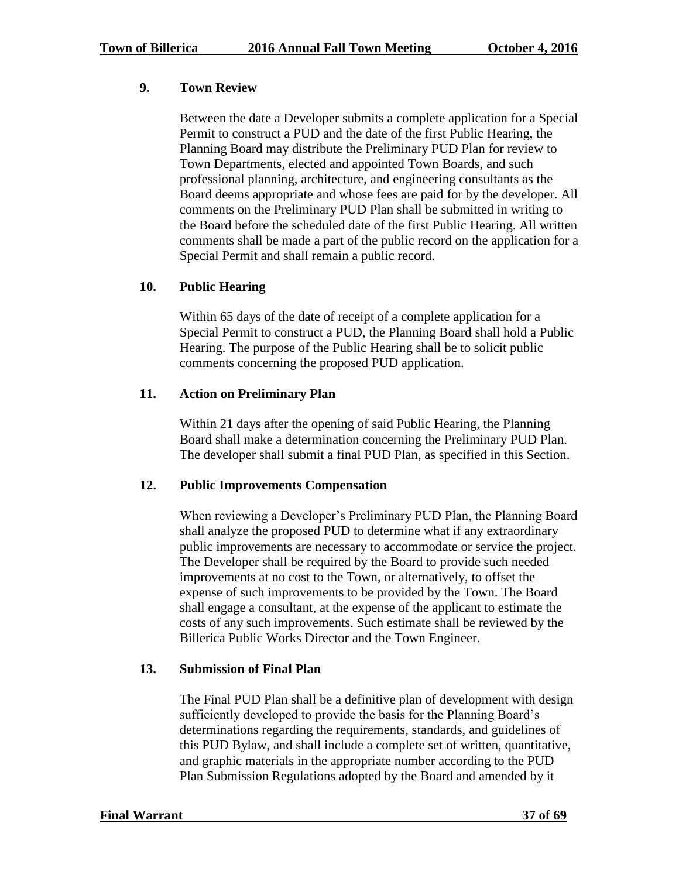**9. Town Review**

Between the date a Developer submits a complete application for a Special Permit to construct a PUD and the date of the first Public Hearing, the Planning Board may distribute the Preliminary PUD Plan for review to Town Departments, elected and appointed Town Boards, and such professional planning, architecture, and engineering consultants as the Board deems appropriate and whose fees are paid for by the developer. All comments on the Preliminary PUD Plan shall be submitted in writing to the Board before the scheduled date of the first Public Hearing. All written comments shall be made a part of the public record on the application for a Special Permit and shall remain a public record.

**10. Public Hearing**

Within 65 days of the date of receipt of a complete application for a Special Permit to construct a PUD, the Planning Board shall hold a Public Hearing. The purpose of the Public Hearing shall be to solicit public comments concerning the proposed PUD application.

**11. Action on Preliminary Plan**

Within 21 days after the opening of said Public Hearing, the Planning Board shall make a determination concerning the Preliminary PUD Plan. The developer shall submit a final PUD Plan, as specified in this Section.

**12. Public Improvements Compensation**

When reviewing a Developer's Preliminary PUD Plan, the Planning Board shall analyze the proposed PUD to determine what if any extraordinary public improvements are necessary to accommodate or service the project. The Developer shall be required by the Board to provide such needed improvements at no cost to the Town, or alternatively, to offset the expense of such improvements to be provided by the Town. The Board shall engage a consultant, at the expense of the applicant to estimate the costs of any such improvements. Such estimate shall be reviewed by the Billerica Public Works Director and the Town Engineer.

**13. Submission of Final Plan**

The Final PUD Plan shall be a definitive plan of development with design sufficiently developed to provide the basis for the Planning Board's determinations regarding the requirements, standards, and guidelines of this PUD Bylaw, and shall include a complete set of written, quantitative, and graphic materials in the appropriate number according to the PUD Plan Submission Regulations adopted by the Board and amended by it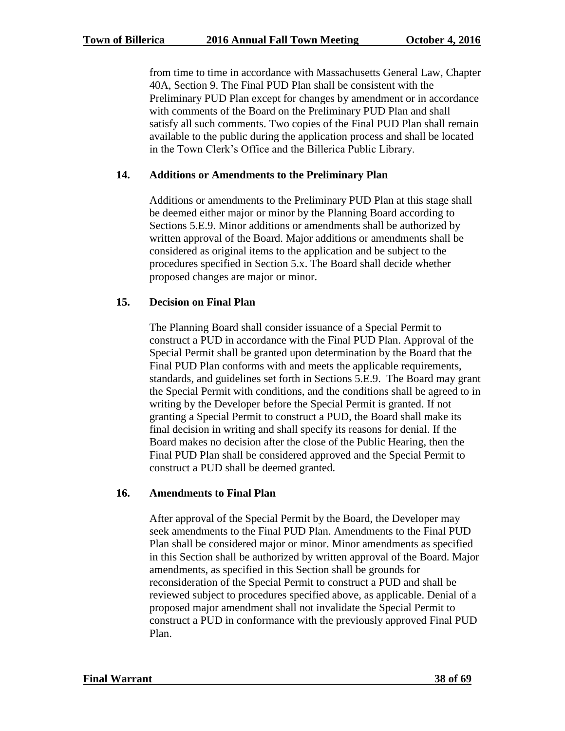from time to time in accordance with Massachusetts General Law, Chapter 40A, Section 9. The Final PUD Plan shall be consistent with the Preliminary PUD Plan except for changes by amendment or in accordance with comments of the Board on the Preliminary PUD Plan and shall satisfy all such comments. Two copies of the Final PUD Plan shall remain available to the public during the application process and shall be located in the Town Clerk's Office and the Billerica Public Library.

**14. Additions or Amendments to the Preliminary Plan**

Additions or amendments to the Preliminary PUD Plan at this stage shall be deemed either major or minor by the Planning Board according to Sections 5.E.9. Minor additions or amendments shall be authorized by written approval of the Board. Major additions or amendments shall be considered as original items to the application and be subject to the procedures specified in Section 5.x. The Board shall decide whether proposed changes are major or minor.

**15. Decision on Final Plan**

The Planning Board shall consider issuance of a Special Permit to construct a PUD in accordance with the Final PUD Plan. Approval of the Special Permit shall be granted upon determination by the Board that the Final PUD Plan conforms with and meets the applicable requirements, standards, and guidelines set forth in Sections 5.E.9. The Board may grant the Special Permit with conditions, and the conditions shall be agreed to in writing by the Developer before the Special Permit is granted. If not granting a Special Permit to construct a PUD, the Board shall make its final decision in writing and shall specify its reasons for denial. If the Board makes no decision after the close of the Public Hearing, then the Final PUD Plan shall be considered approved and the Special Permit to construct a PUD shall be deemed granted.

**16. Amendments to Final Plan**

After approval of the Special Permit by the Board, the Developer may seek amendments to the Final PUD Plan. Amendments to the Final PUD Plan shall be considered major or minor. Minor amendments as specified in this Section shall be authorized by written approval of the Board. Major amendments, as specified in this Section shall be grounds for reconsideration of the Special Permit to construct a PUD and shall be reviewed subject to procedures specified above, as applicable. Denial of a proposed major amendment shall not invalidate the Special Permit to construct a PUD in conformance with the previously approved Final PUD Plan.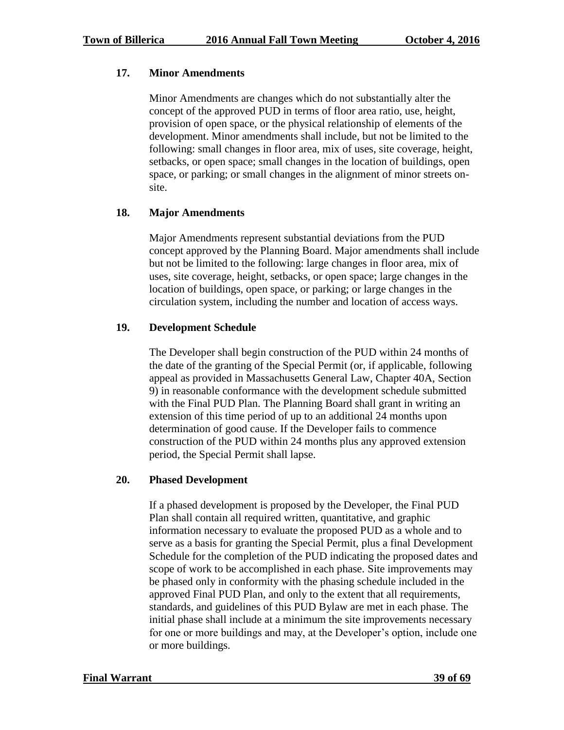**17. Minor Amendments**

Minor Amendments are changes which do not substantially alter the concept of the approved PUD in terms of floor area ratio, use, height, provision of open space, or the physical relationship of elements of the development. Minor amendments shall include, but not be limited to the following: small changes in floor area, mix of uses, site coverage, height, setbacks, or open space; small changes in the location of buildings, open space, or parking; or small changes in the alignment of minor streets on-site.

**18. Major Amendments**

Major Amendments represent substantial deviations from the PUD concept approved by the Planning Board. Major amendments shall include but not be limited to the following: large changes in floor area, mix of uses, site coverage, height, setbacks, or open space; large changes in the location of buildings, open space, or parking; or large changes in the circulation system, including the number and location of access ways.

**19. Development Schedule**

The Developer shall begin construction of the PUD within 24 months of the date of the granting of the Special Permit (or, if applicable, following appeal as provided in Massachusetts General Law, Chapter 40A, Section 9) in reasonable conformance with the development schedule submitted with the Final PUD Plan. The Planning Board shall grant in writing an extension of this time period of up to an additional 24 months upon determination of good cause. If the Developer fails to commence construction of the PUD within 24 months plus any approved extension period, the Special Permit shall lapse.

**20. Phased Development**

If a phased development is proposed by the Developer, the Final PUD Plan shall contain all required written, quantitative, and graphic information necessary to evaluate the proposed PUD as a whole and to serve as a basis for granting the Special Permit, plus a final Development Schedule for the completion of the PUD indicating the proposed dates and scope of work to be accomplished in each phase. Site improvements may be phased only in conformity with the phasing schedule included in the approved Final PUD Plan, and only to the extent that all requirements, standards, and guidelines of this PUD Bylaw are met in each phase. The initial phase shall include at a minimum the site improvements necessary for one or more buildings and may, at the Developer's option, include one or more buildings.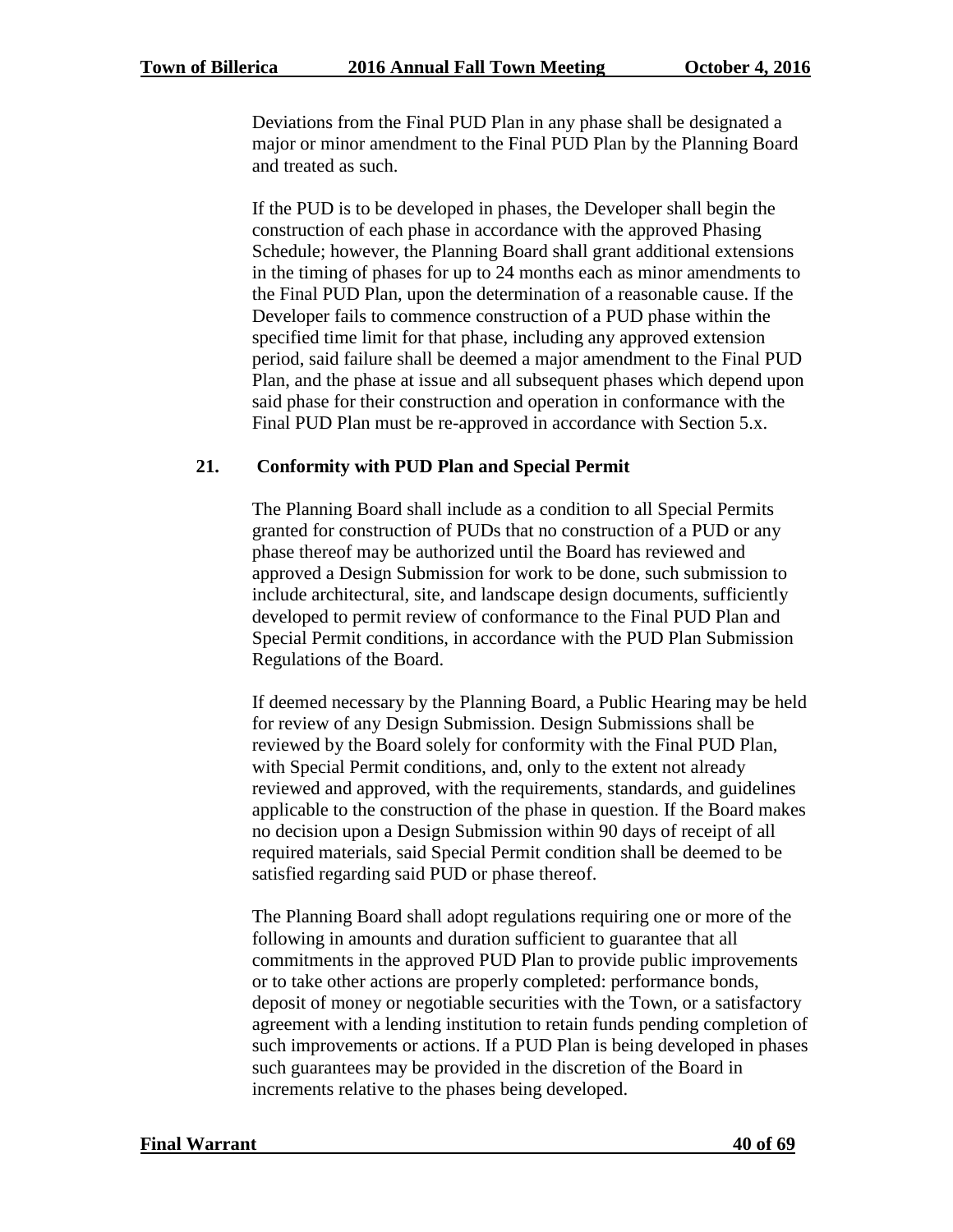Deviations from the Final PUD Plan in any phase shall be designated a major or minor amendment to the Final PUD Plan by the Planning Board and treated as such.

If the PUD is to be developed in phases, the Developer shall begin the construction of each phase in accordance with the approved Phasing Schedule; however, the Planning Board shall grant additional extensions in the timing of phases for up to 24 months each as minor amendments to the Final PUD Plan, upon the determination of a reasonable cause. If the Developer fails to commence construction of a PUD phase within the specified time limit for that phase, including any approved extension period, said failure shall be deemed a major amendment to the Final PUD Plan, and the phase at issue and all subsequent phases which depend upon said phase for their construction and operation in conformance with the Final PUD Plan must be re-approved in accordance with Section 5.x.

### 21. Conformity with PUD Plan and Special Permit

The Planning Board shall include as a condition to all Special Permits granted for construction of PUDs that no construction of a PUD or any phase thereof may be authorized until the Board has reviewed and approved a Design Submission for work to be done, such submission to include architectural, site, and landscape design documents, sufficiently developed to permit review of conformance to the Final PUD Plan and Special Permit conditions, in accordance with the PUD Plan Submission Regulations of the Board.

If deemed necessary by the Planning Board, a Public Hearing may be held for review of any Design Submission. Design Submissions shall be reviewed by the Board solely for conformity with the Final PUD Plan, with Special Permit conditions, and, only to the extent not already reviewed and approved, with the requirements, standards, and guidelines applicable to the construction of the phase in question. If the Board makes no decision upon a Design Submission within 90 days of receipt of all required materials, said Special Permit condition shall be deemed to be satisfied regarding said PUD or phase thereof.

The Planning Board shall adopt regulations requiring one or more of the following in amounts and duration sufficient to guarantee that all commitments in the approved PUD Plan to provide public improvements or to take other actions are properly completed: performance bonds, deposit of money or negotiable securities with the Town, or a satisfactory agreement with a lending institution to retain funds pending completion of such improvements or actions. If a PUD Plan is being developed in phases such guarantees may be provided in the discretion of the Board in increments relative to the phases being developed.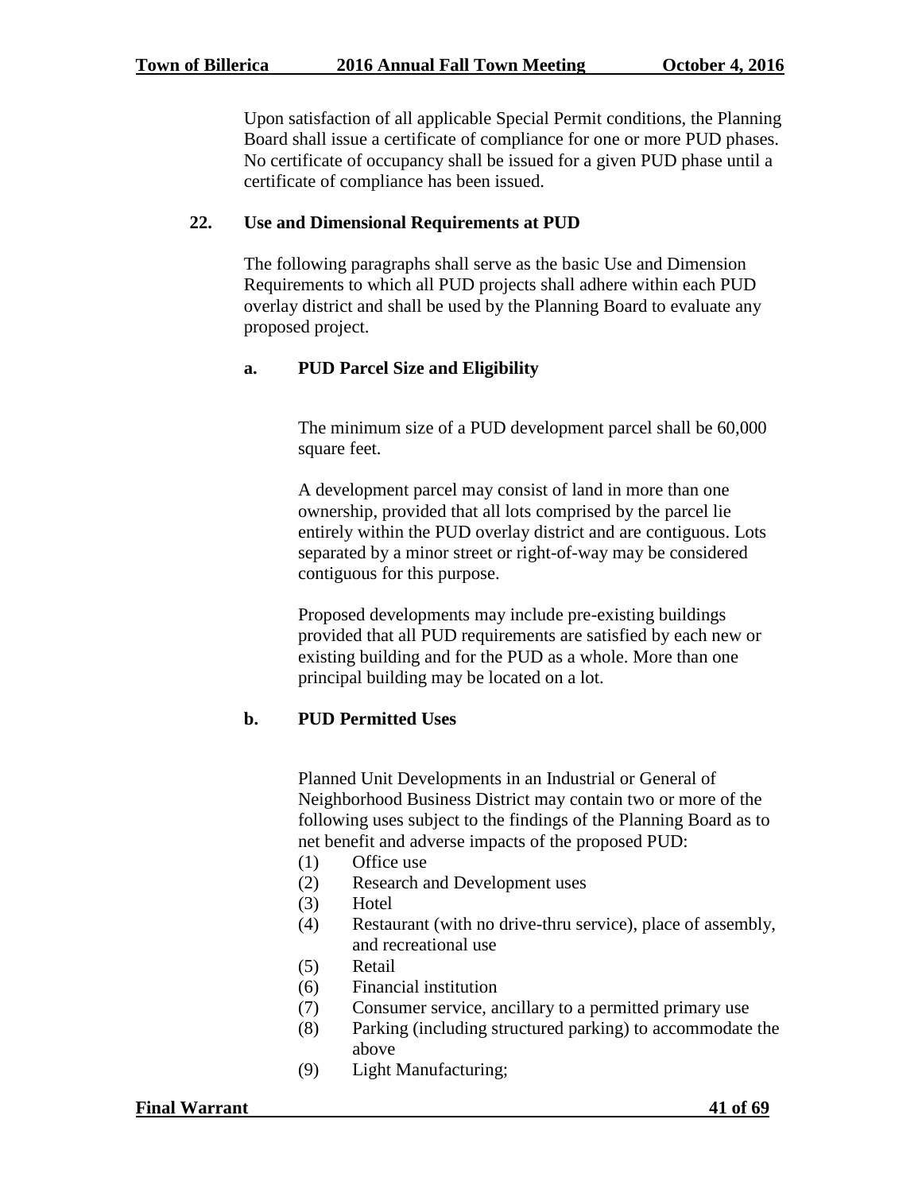Upon satisfaction of all applicable Special Permit conditions, the Planning Board shall issue a certificate of compliance for one or more PUD phases. No certificate of occupancy shall be issued for a given PUD phase until a certificate of compliance has been issued.

**22. Use and Dimensional Requirements at PUD**

The following paragraphs shall serve as the basic Use and Dimension Requirements to which all PUD projects shall adhere within each PUD overlay district and shall be used by the Planning Board to evaluate any proposed project.

**a. PUD Parcel Size and Eligibility**

The minimum size of a PUD development parcel shall be 60,000 square feet.

A development parcel may consist of land in more than one ownership, provided that all lots comprised by the parcel lie entirely within the PUD overlay district and are contiguous. Lots separated by a minor street or right-of-way may be considered contiguous for this purpose.

Proposed developments may include pre-existing buildings provided that all PUD requirements are satisfied by each new or existing building and for the PUD as a whole. More than one principal building may be located on a lot.

**b. PUD Permitted Uses**

Planned Unit Developments in an Industrial or General of Neighborhood Business District may contain two or more of the following uses subject to the findings of the Planning Board as to net benefit and adverse impacts of the proposed PUD:

(1) Office use
(2) Research and Development uses
(3) Hotel
(4) Restaurant (with no drive-thru service), place of assembly, and recreational use
(5) Retail
(6) Financial institution
(7) Consumer service, ancillary to a permitted primary use
(8) Parking (including structured parking) to accommodate the above
(9) Light Manufacturing;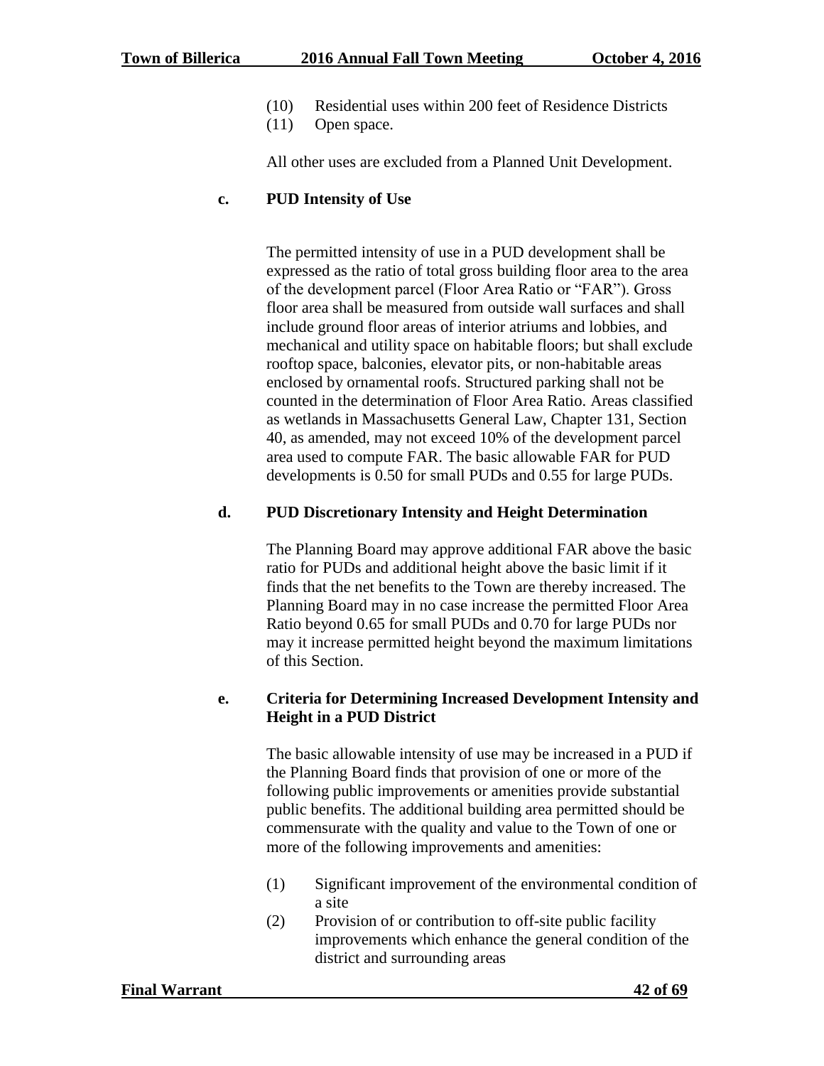(10) Residential uses within 200 feet of Residence Districts
(11) Open space.

All other uses are excluded from a Planned Unit Development.

**c. PUD Intensity of Use**

The permitted intensity of use in a PUD development shall be expressed as the ratio of total gross building floor area to the area of the development parcel (Floor Area Ratio or "FAR"). Gross floor area shall be measured from outside wall surfaces and shall include ground floor areas of interior atriums and lobbies, and mechanical and utility space on habitable floors; but shall exclude rooftop space, balconies, elevator pits, or non-habitable areas enclosed by ornamental roofs. Structured parking shall not be counted in the determination of Floor Area Ratio. Areas classified as wetlands in Massachusetts General Law, Chapter 131, Section 40, as amended, may not exceed 10% of the development parcel area used to compute FAR. The basic allowable FAR for PUD developments is 0.50 for small PUDs and 0.55 for large PUDs.

**d. PUD Discretionary Intensity and Height Determination**

The Planning Board may approve additional FAR above the basic ratio for PUDs and additional height above the basic limit if it finds that the net benefits to the Town are thereby increased. The Planning Board may in no case increase the permitted Floor Area Ratio beyond 0.65 for small PUDs and 0.70 for large PUDs nor may it increase permitted height beyond the maximum limitations of this Section.

**e. Criteria for Determining Increased Development Intensity and Height in a PUD District**

The basic allowable intensity of use may be increased in a PUD if the Planning Board finds that provision of one or more of the following public improvements or amenities provide substantial public benefits. The additional building area permitted should be commensurate with the quality and value to the Town of one or more of the following improvements and amenities:

(1) Significant improvement of the environmental condition of a site
(2) Provision of or contribution to off-site public facility improvements which enhance the general condition of the district and surrounding areas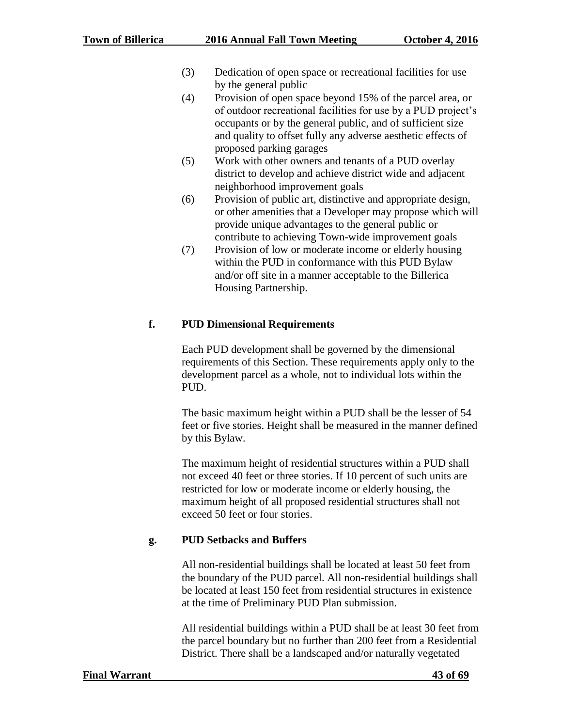(3) Dedication of open space or recreational facilities for use by the general public

(4) Provision of open space beyond 15% of the parcel area, or of outdoor recreational facilities for use by a PUD project's occupants or by the general public, and of sufficient size and quality to offset fully any adverse aesthetic effects of proposed parking garages

(5) Work with other owners and tenants of a PUD overlay district to develop and achieve district wide and adjacent neighborhood improvement goals

(6) Provision of public art, distinctive and appropriate design, or other amenities that a Developer may propose which will provide unique advantages to the general public or contribute to achieving Town-wide improvement goals

(7) Provision of low or moderate income or elderly housing within the PUD in conformance with this PUD Bylaw and/or off site in a manner acceptable to the Billerica Housing Partnership.

**f. PUD Dimensional Requirements**

Each PUD development shall be governed by the dimensional requirements of this Section. These requirements apply only to the development parcel as a whole, not to individual lots within the PUD.

The basic maximum height within a PUD shall be the lesser of 54 feet or five stories. Height shall be measured in the manner defined by this Bylaw.

The maximum height of residential structures within a PUD shall not exceed 40 feet or three stories. If 10 percent of such units are restricted for low or moderate income or elderly housing, the maximum height of all proposed residential structures shall not exceed 50 feet or four stories.

**g. PUD Setbacks and Buffers**

All non-residential buildings shall be located at least 50 feet from the boundary of the PUD parcel. All non-residential buildings shall be located at least 150 feet from residential structures in existence at the time of Preliminary PUD Plan submission.

All residential buildings within a PUD shall be at least 30 feet from the parcel boundary but no further than 200 feet from a Residential District. There shall be a landscaped and/or naturally vegetated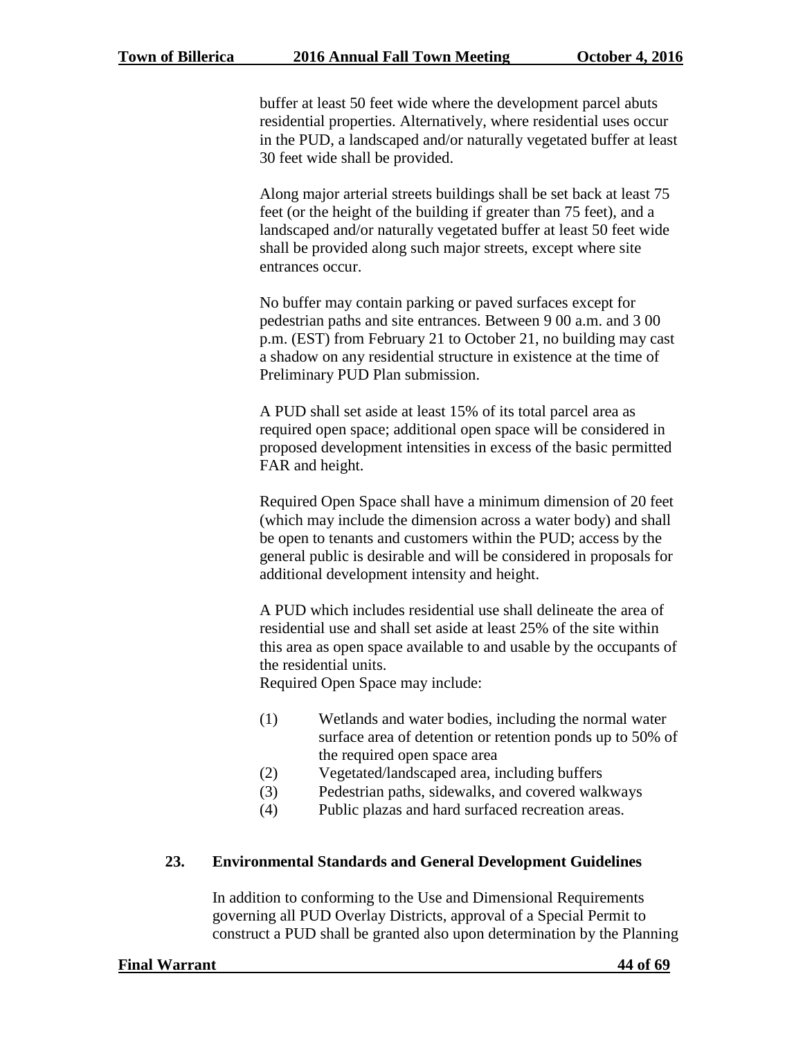buffer at least 50 feet wide where the development parcel abuts residential properties. Alternatively, where residential uses occur in the PUD, a landscaped and/or naturally vegetated buffer at least 30 feet wide shall be provided.

Along major arterial streets buildings shall be set back at least 75 feet (or the height of the building if greater than 75 feet), and a landscaped and/or naturally vegetated buffer at least 50 feet wide shall be provided along such major streets, except where site entrances occur.

No buffer may contain parking or paved surfaces except for pedestrian paths and site entrances. Between 9 00 a.m. and 3 00 p.m. (EST) from February 21 to October 21, no building may cast a shadow on any residential structure in existence at the time of Preliminary PUD Plan submission.

A PUD shall set aside at least 15% of its total parcel area as required open space; additional open space will be considered in proposed development intensities in excess of the basic permitted FAR and height.

Required Open Space shall have a minimum dimension of 20 feet (which may include the dimension across a water body) and shall be open to tenants and customers within the PUD; access by the general public is desirable and will be considered in proposals for additional development intensity and height.

A PUD which includes residential use shall delineate the area of residential use and shall set aside at least 25% of the site within this area as open space available to and usable by the occupants of the residential units.
Required Open Space may include:

(1) Wetlands and water bodies, including the normal water surface area of detention or retention ponds up to 50% of the required open space area
(2) Vegetated/landscaped area, including buffers
(3) Pedestrian paths, sidewalks, and covered walkways
(4) Public plazas and hard surfaced recreation areas.

**23. Environmental Standards and General Development Guidelines**

In addition to conforming to the Use and Dimensional Requirements governing all PUD Overlay Districts, approval of a Special Permit to construct a PUD shall be granted also upon determination by the Planning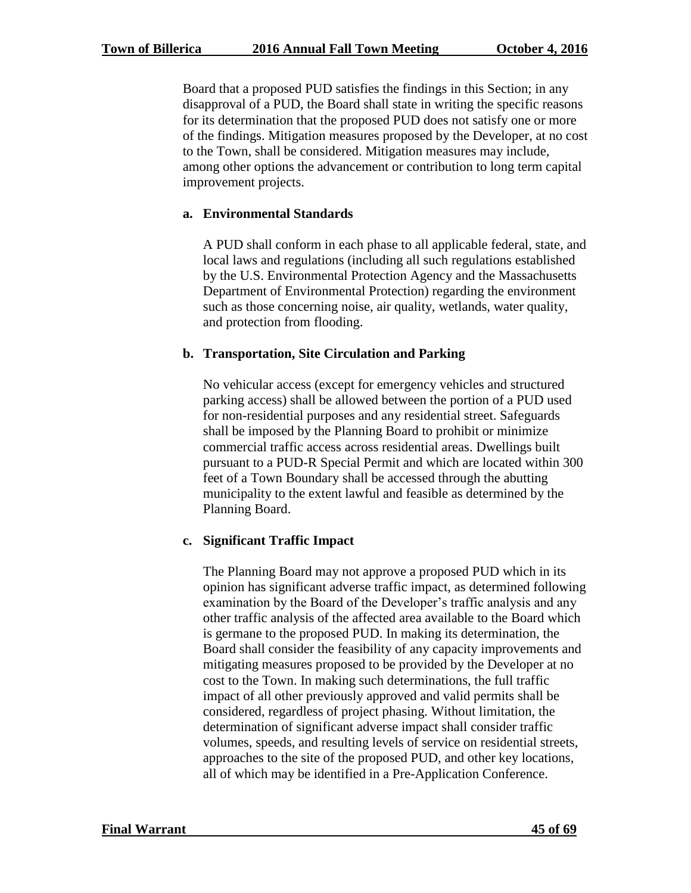Board that a proposed PUD satisfies the findings in this Section; in any disapproval of a PUD, the Board shall state in writing the specific reasons for its determination that the proposed PUD does not satisfy one or more of the findings. Mitigation measures proposed by the Developer, at no cost to the Town, shall be considered. Mitigation measures may include, among other options the advancement or contribution to long term capital improvement projects.

**a. Environmental Standards**

A PUD shall conform in each phase to all applicable federal, state, and local laws and regulations (including all such regulations established by the U.S. Environmental Protection Agency and the Massachusetts Department of Environmental Protection) regarding the environment such as those concerning noise, air quality, wetlands, water quality, and protection from flooding.

**b. Transportation, Site Circulation and Parking**

No vehicular access (except for emergency vehicles and structured parking access) shall be allowed between the portion of a PUD used for non-residential purposes and any residential street. Safeguards shall be imposed by the Planning Board to prohibit or minimize commercial traffic access across residential areas. Dwellings built pursuant to a PUD-R Special Permit and which are located within 300 feet of a Town Boundary shall be accessed through the abutting municipality to the extent lawful and feasible as determined by the Planning Board.

**c. Significant Traffic Impact**

The Planning Board may not approve a proposed PUD which in its opinion has significant adverse traffic impact, as determined following examination by the Board of the Developer's traffic analysis and any other traffic analysis of the affected area available to the Board which is germane to the proposed PUD. In making its determination, the Board shall consider the feasibility of any capacity improvements and mitigating measures proposed to be provided by the Developer at no cost to the Town. In making such determinations, the full traffic impact of all other previously approved and valid permits shall be considered, regardless of project phasing. Without limitation, the determination of significant adverse impact shall consider traffic volumes, speeds, and resulting levels of service on residential streets, approaches to the site of the proposed PUD, and other key locations, all of which may be identified in a Pre-Application Conference.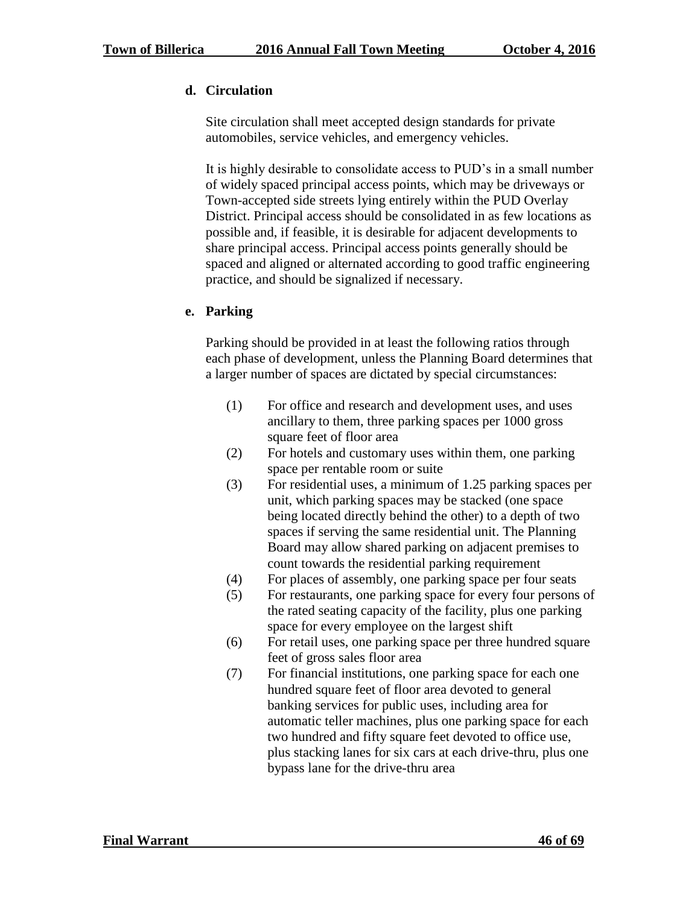**d. Circulation**

Site circulation shall meet accepted design standards for private automobiles, service vehicles, and emergency vehicles.

It is highly desirable to consolidate access to PUD's in a small number of widely spaced principal access points, which may be driveways or Town-accepted side streets lying entirely within the PUD Overlay District. Principal access should be consolidated in as few locations as possible and, if feasible, it is desirable for adjacent developments to share principal access. Principal access points generally should be spaced and aligned or alternated according to good traffic engineering practice, and should be signalized if necessary.

**e. Parking**

Parking should be provided in at least the following ratios through each phase of development, unless the Planning Board determines that a larger number of spaces are dictated by special circumstances:

(1) For office and research and development uses, and uses ancillary to them, three parking spaces per 1000 gross square feet of floor area

(2) For hotels and customary uses within them, one parking space per rentable room or suite

(3) For residential uses, a minimum of 1.25 parking spaces per unit, which parking spaces may be stacked (one space being located directly behind the other) to a depth of two spaces if serving the same residential unit. The Planning Board may allow shared parking on adjacent premises to count towards the residential parking requirement

(4) For places of assembly, one parking space per four seats

(5) For restaurants, one parking space for every four persons of the rated seating capacity of the facility, plus one parking space for every employee on the largest shift

(6) For retail uses, one parking space per three hundred square feet of gross sales floor area

(7) For financial institutions, one parking space for each one hundred square feet of floor area devoted to general banking services for public uses, including area for automatic teller machines, plus one parking space for each two hundred and fifty square feet devoted to office use, plus stacking lanes for six cars at each drive-thru, plus one bypass lane for the drive-thru area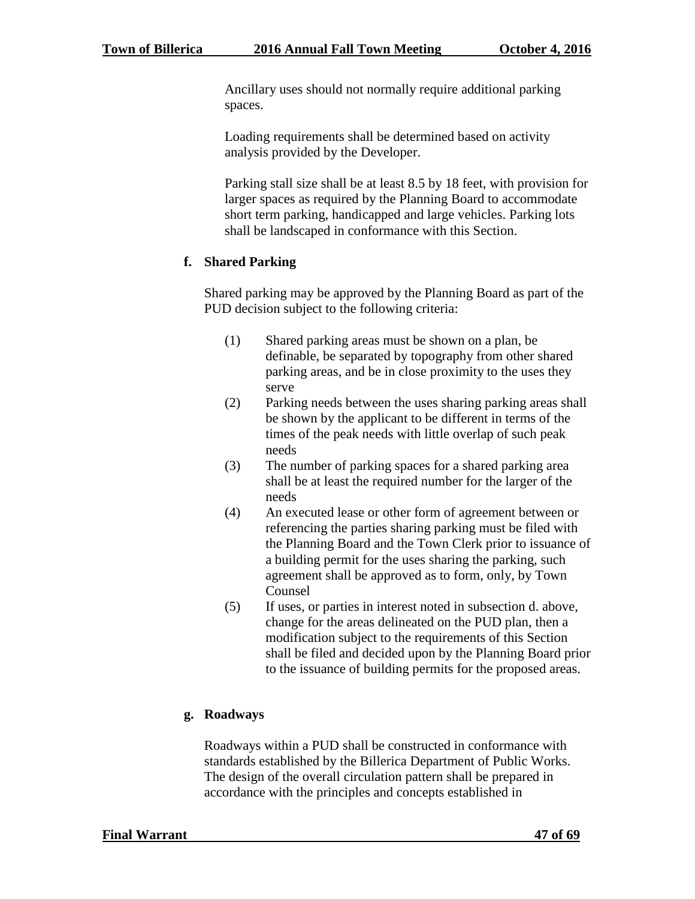Ancillary uses should not normally require additional parking spaces.

Loading requirements shall be determined based on activity analysis provided by the Developer.

Parking stall size shall be at least 8.5 by 18 feet, with provision for larger spaces as required by the Planning Board to accommodate short term parking, handicapped and large vehicles. Parking lots shall be landscaped in conformance with this Section.

**f. Shared Parking**

Shared parking may be approved by the Planning Board as part of the PUD decision subject to the following criteria:

(1) Shared parking areas must be shown on a plan, be definable, be separated by topography from other shared parking areas, and be in close proximity to the uses they serve

(2) Parking needs between the uses sharing parking areas shall be shown by the applicant to be different in terms of the times of the peak needs with little overlap of such peak needs

(3) The number of parking spaces for a shared parking area shall be at least the required number for the larger of the needs

(4) An executed lease or other form of agreement between or referencing the parties sharing parking must be filed with the Planning Board and the Town Clerk prior to issuance of a building permit for the uses sharing the parking, such agreement shall be approved as to form, only, by Town Counsel

(5) If uses, or parties in interest noted in subsection d. above, change for the areas delineated on the PUD plan, then a modification subject to the requirements of this Section shall be filed and decided upon by the Planning Board prior to the issuance of building permits for the proposed areas.

**g. Roadways**

Roadways within a PUD shall be constructed in conformance with standards established by the Billerica Department of Public Works. The design of the overall circulation pattern shall be prepared in accordance with the principles and concepts established in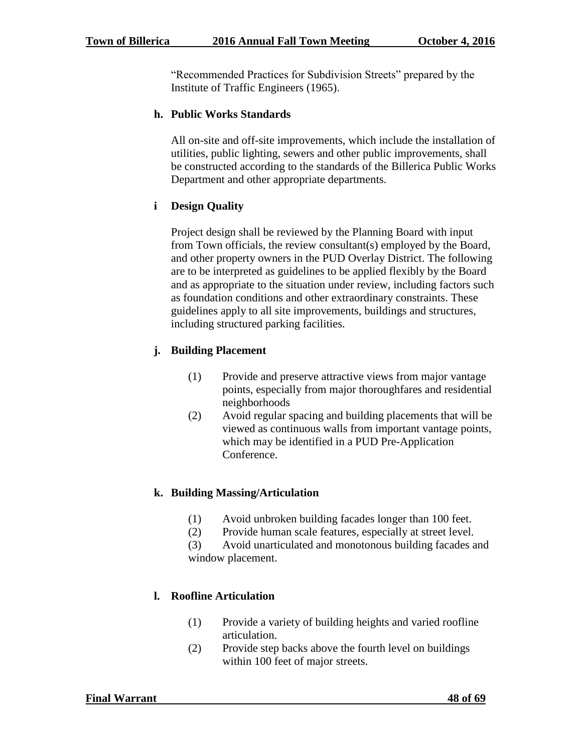"Recommended Practices for Subdivision Streets" prepared by the Institute of Traffic Engineers (1965).

**h. Public Works Standards**

All on-site and off-site improvements, which include the installation of utilities, public lighting, sewers and other public improvements, shall be constructed according to the standards of the Billerica Public Works Department and other appropriate departments.

**i Design Quality**

Project design shall be reviewed by the Planning Board with input from Town officials, the review consultant(s) employed by the Board, and other property owners in the PUD Overlay District. The following are to be interpreted as guidelines to be applied flexibly by the Board and as appropriate to the situation under review, including factors such as foundation conditions and other extraordinary constraints. These guidelines apply to all site improvements, buildings and structures, including structured parking facilities.

**j. Building Placement**

(1) Provide and preserve attractive views from major vantage points, especially from major thoroughfares and residential neighborhoods

(2) Avoid regular spacing and building placements that will be viewed as continuous walls from important vantage points, which may be identified in a PUD Pre-Application Conference.

**k. Building Massing/Articulation**

(1) Avoid unbroken building facades longer than 100 feet.

(2) Provide human scale features, especially at street level.

(3) Avoid unarticulated and monotonous building facades and window placement.

**l. Roofline Articulation**

(1) Provide a variety of building heights and varied roofline articulation.

(2) Provide step backs above the fourth level on buildings within 100 feet of major streets.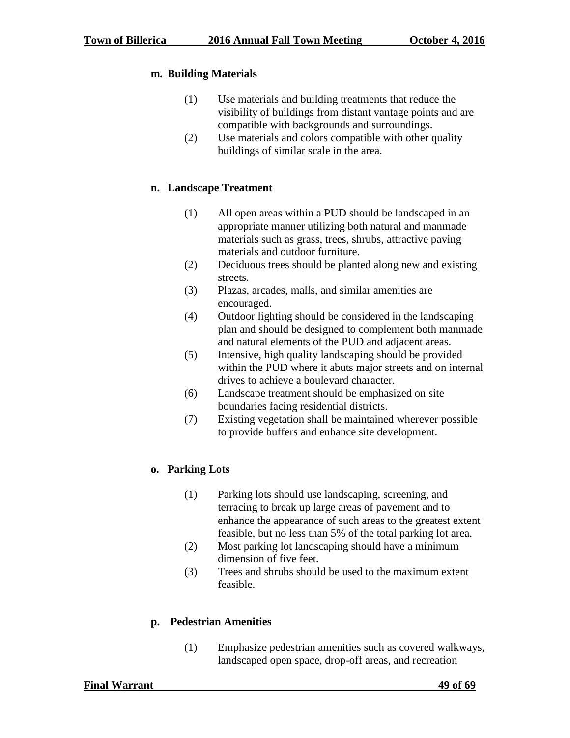**m. Building Materials**

(1) Use materials and building treatments that reduce the visibility of buildings from distant vantage points and are compatible with backgrounds and surroundings.

(2) Use materials and colors compatible with other quality buildings of similar scale in the area.

**n. Landscape Treatment**

(1) All open areas within a PUD should be landscaped in an appropriate manner utilizing both natural and manmade materials such as grass, trees, shrubs, attractive paving materials and outdoor furniture.

(2) Deciduous trees should be planted along new and existing streets.

(3) Plazas, arcades, malls, and similar amenities are encouraged.

(4) Outdoor lighting should be considered in the landscaping plan and should be designed to complement both manmade and natural elements of the PUD and adjacent areas.

(5) Intensive, high quality landscaping should be provided within the PUD where it abuts major streets and on internal drives to achieve a boulevard character.

(6) Landscape treatment should be emphasized on site boundaries facing residential districts.

(7) Existing vegetation shall be maintained wherever possible to provide buffers and enhance site development.

**o. Parking Lots**

(1) Parking lots should use landscaping, screening, and terracing to break up large areas of pavement and to enhance the appearance of such areas to the greatest extent feasible, but no less than 5% of the total parking lot area.

(2) Most parking lot landscaping should have a minimum dimension of five feet.

(3) Trees and shrubs should be used to the maximum extent feasible.

**p. Pedestrian Amenities**

(1) Emphasize pedestrian amenities such as covered walkways, landscaped open space, drop-off areas, and recreation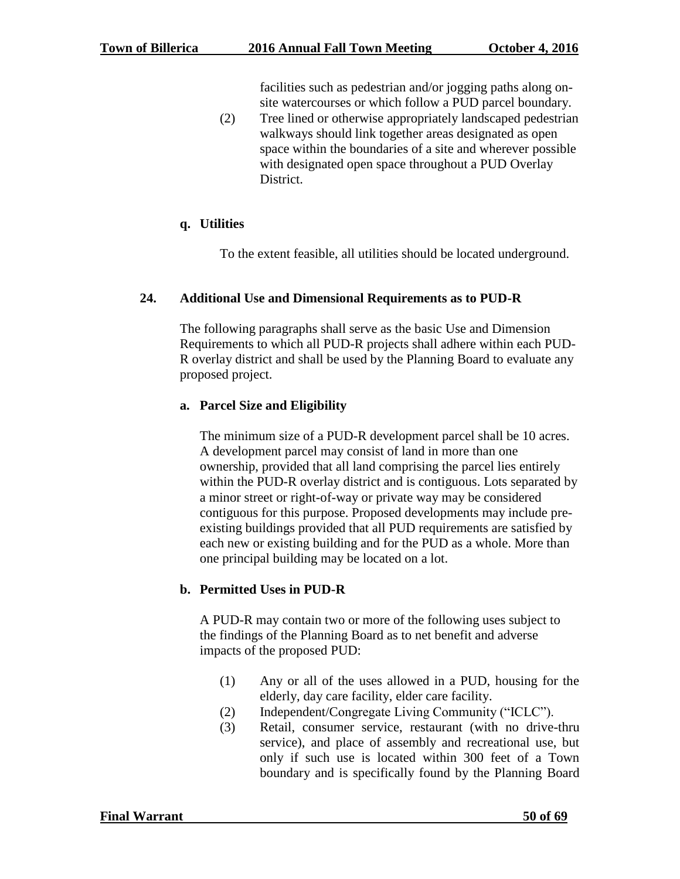facilities such as pedestrian and/or jogging paths along on-site watercourses or which follow a PUD parcel boundary.

(2) Tree lined or otherwise appropriately landscaped pedestrian walkways should link together areas designated as open space within the boundaries of a site and wherever possible with designated open space throughout a PUD Overlay District.

**q. Utilities**

To the extent feasible, all utilities should be located underground.

**24. Additional Use and Dimensional Requirements as to PUD-R**

The following paragraphs shall serve as the basic Use and Dimension Requirements to which all PUD-R projects shall adhere within each PUD-R overlay district and shall be used by the Planning Board to evaluate any proposed project.

**a. Parcel Size and Eligibility**

The minimum size of a PUD-R development parcel shall be 10 acres. A development parcel may consist of land in more than one ownership, provided that all land comprising the parcel lies entirely within the PUD-R overlay district and is contiguous. Lots separated by a minor street or right-of-way or private way may be considered contiguous for this purpose. Proposed developments may include pre-existing buildings provided that all PUD requirements are satisfied by each new or existing building and for the PUD as a whole. More than one principal building may be located on a lot.

**b. Permitted Uses in PUD-R**

A PUD-R may contain two or more of the following uses subject to the findings of the Planning Board as to net benefit and adverse impacts of the proposed PUD:

(1) Any or all of the uses allowed in a PUD, housing for the elderly, day care facility, elder care facility.

(2) Independent/Congregate Living Community ("ICLC").

(3) Retail, consumer service, restaurant (with no drive-thru service), and place of assembly and recreational use, but only if such use is located within 300 feet of a Town boundary and is specifically found by the Planning Board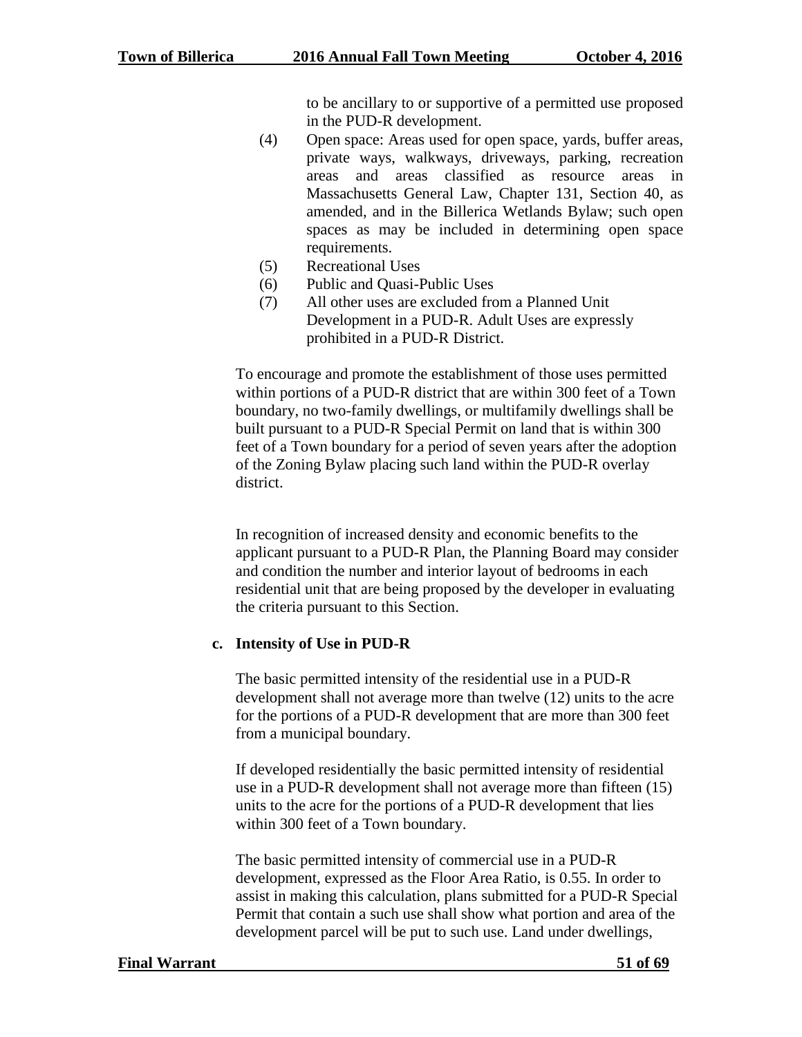to be ancillary to or supportive of a permitted use proposed in the PUD-R development.

(4) Open space: Areas used for open space, yards, buffer areas, private ways, walkways, driveways, parking, recreation areas and areas classified as resource areas in Massachusetts General Law, Chapter 131, Section 40, as amended, and in the Billerica Wetlands Bylaw; such open spaces as may be included in determining open space requirements.

(5) Recreational Uses

(6) Public and Quasi-Public Uses

(7) All other uses are excluded from a Planned Unit Development in a PUD-R. Adult Uses are expressly prohibited in a PUD-R District.

To encourage and promote the establishment of those uses permitted within portions of a PUD-R district that are within 300 feet of a Town boundary, no two-family dwellings, or multifamily dwellings shall be built pursuant to a PUD-R Special Permit on land that is within 300 feet of a Town boundary for a period of seven years after the adoption of the Zoning Bylaw placing such land within the PUD-R overlay district.

In recognition of increased density and economic benefits to the applicant pursuant to a PUD-R Plan, the Planning Board may consider and condition the number and interior layout of bedrooms in each residential unit that are being proposed by the developer in evaluating the criteria pursuant to this Section.

**c. Intensity of Use in PUD-R**

The basic permitted intensity of the residential use in a PUD-R development shall not average more than twelve (12) units to the acre for the portions of a PUD-R development that are more than 300 feet from a municipal boundary.

If developed residentially the basic permitted intensity of residential use in a PUD-R development shall not average more than fifteen (15) units to the acre for the portions of a PUD-R development that lies within 300 feet of a Town boundary.

The basic permitted intensity of commercial use in a PUD-R development, expressed as the Floor Area Ratio, is 0.55. In order to assist in making this calculation, plans submitted for a PUD-R Special Permit that contain a such use shall show what portion and area of the development parcel will be put to such use. Land under dwellings,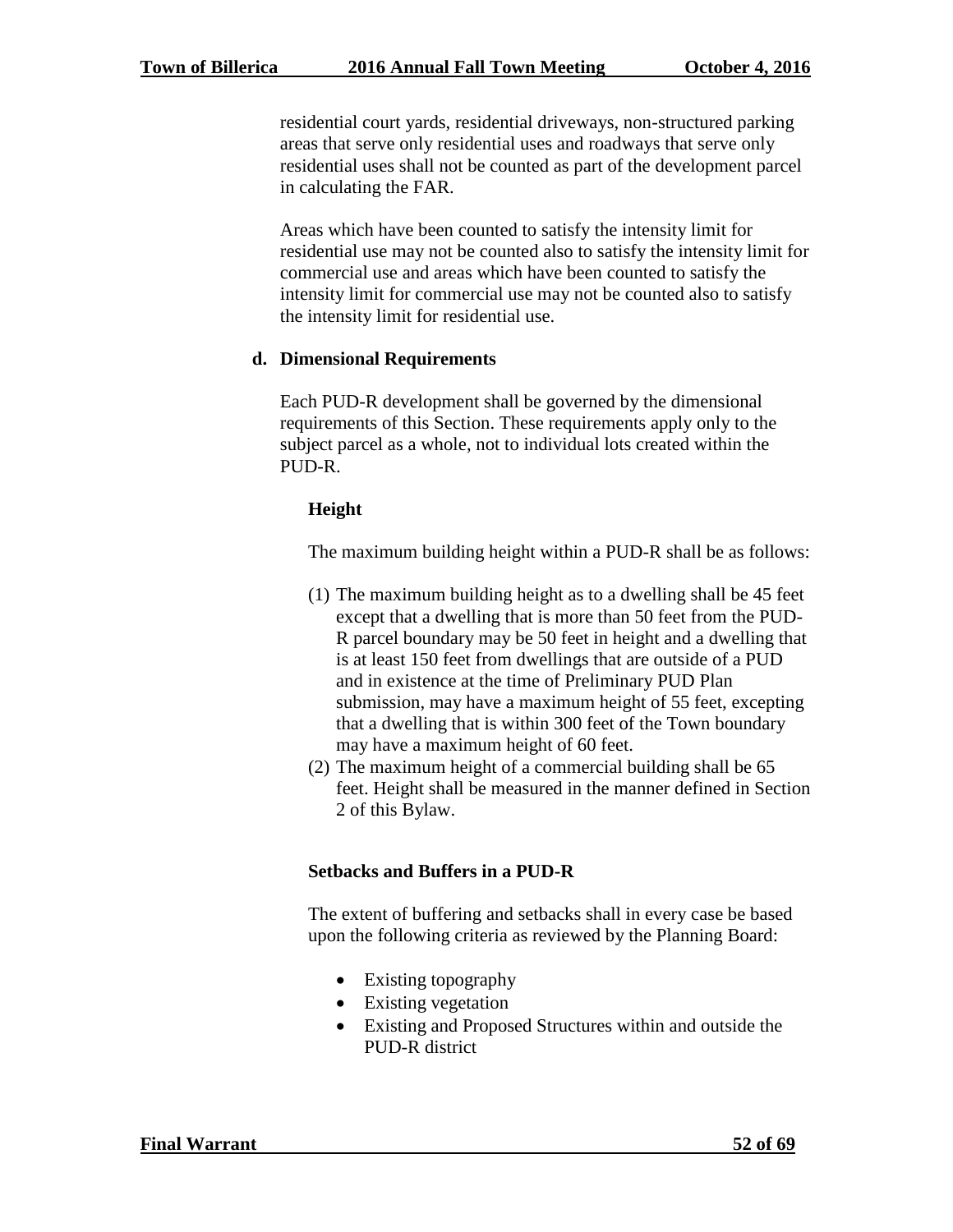residential court yards, residential driveways, non-structured parking areas that serve only residential uses and roadways that serve only residential uses shall not be counted as part of the development parcel in calculating the FAR.

Areas which have been counted to satisfy the intensity limit for residential use may not be counted also to satisfy the intensity limit for commercial use and areas which have been counted to satisfy the intensity limit for commercial use may not be counted also to satisfy the intensity limit for residential use.

**d. Dimensional Requirements**

Each PUD-R development shall be governed by the dimensional requirements of this Section. These requirements apply only to the subject parcel as a whole, not to individual lots created within the PUD-R.

**Height**

The maximum building height within a PUD-R shall be as follows:

(1) The maximum building height as to a dwelling shall be 45 feet except that a dwelling that is more than 50 feet from the PUD-R parcel boundary may be 50 feet in height and a dwelling that is at least 150 feet from dwellings that are outside of a PUD and in existence at the time of Preliminary PUD Plan submission, may have a maximum height of 55 feet, excepting that a dwelling that is within 300 feet of the Town boundary may have a maximum height of 60 feet.

(2) The maximum height of a commercial building shall be 65 feet. Height shall be measured in the manner defined in Section 2 of this Bylaw.

**Setbacks and Buffers in a PUD-R**

The extent of buffering and setbacks shall in every case be based upon the following criteria as reviewed by the Planning Board:

- Existing topography
- Existing vegetation
- Existing and Proposed Structures within and outside the PUD-R district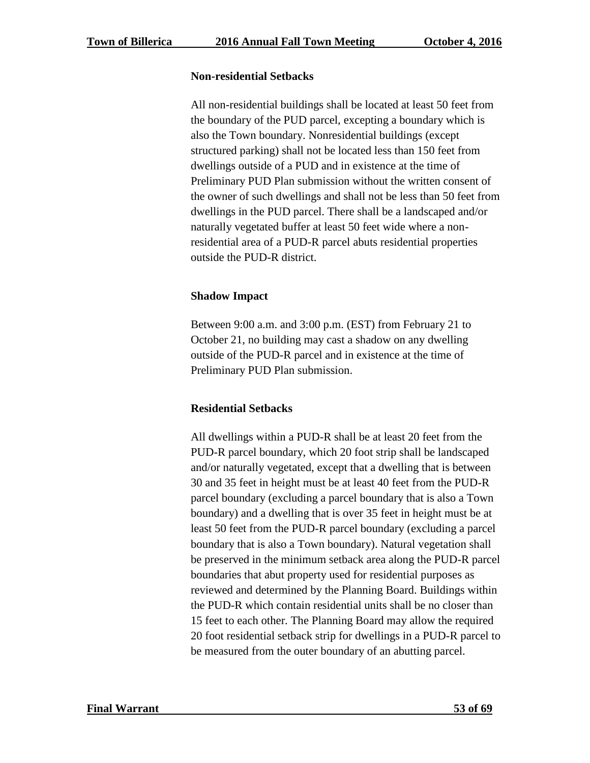**Non-residential Setbacks**

All non-residential buildings shall be located at least 50 feet from the boundary of the PUD parcel, excepting a boundary which is also the Town boundary. Nonresidential buildings (except structured parking) shall not be located less than 150 feet from dwellings outside of a PUD and in existence at the time of Preliminary PUD Plan submission without the written consent of the owner of such dwellings and shall not be less than 50 feet from dwellings in the PUD parcel. There shall be a landscaped and/or naturally vegetated buffer at least 50 feet wide where a non-residential area of a PUD-R parcel abuts residential properties outside the PUD-R district.

**Shadow Impact**

Between 9:00 a.m. and 3:00 p.m. (EST) from February 21 to October 21, no building may cast a shadow on any dwelling outside of the PUD-R parcel and in existence at the time of Preliminary PUD Plan submission.

**Residential Setbacks**

All dwellings within a PUD-R shall be at least 20 feet from the PUD-R parcel boundary, which 20 foot strip shall be landscaped and/or naturally vegetated, except that a dwelling that is between 30 and 35 feet in height must be at least 40 feet from the PUD-R parcel boundary (excluding a parcel boundary that is also a Town boundary) and a dwelling that is over 35 feet in height must be at least 50 feet from the PUD-R parcel boundary (excluding a parcel boundary that is also a Town boundary). Natural vegetation shall be preserved in the minimum setback area along the PUD-R parcel boundaries that abut property used for residential purposes as reviewed and determined by the Planning Board. Buildings within the PUD-R which contain residential units shall be no closer than 15 feet to each other. The Planning Board may allow the required 20 foot residential setback strip for dwellings in a PUD-R parcel to be measured from the outer boundary of an abutting parcel.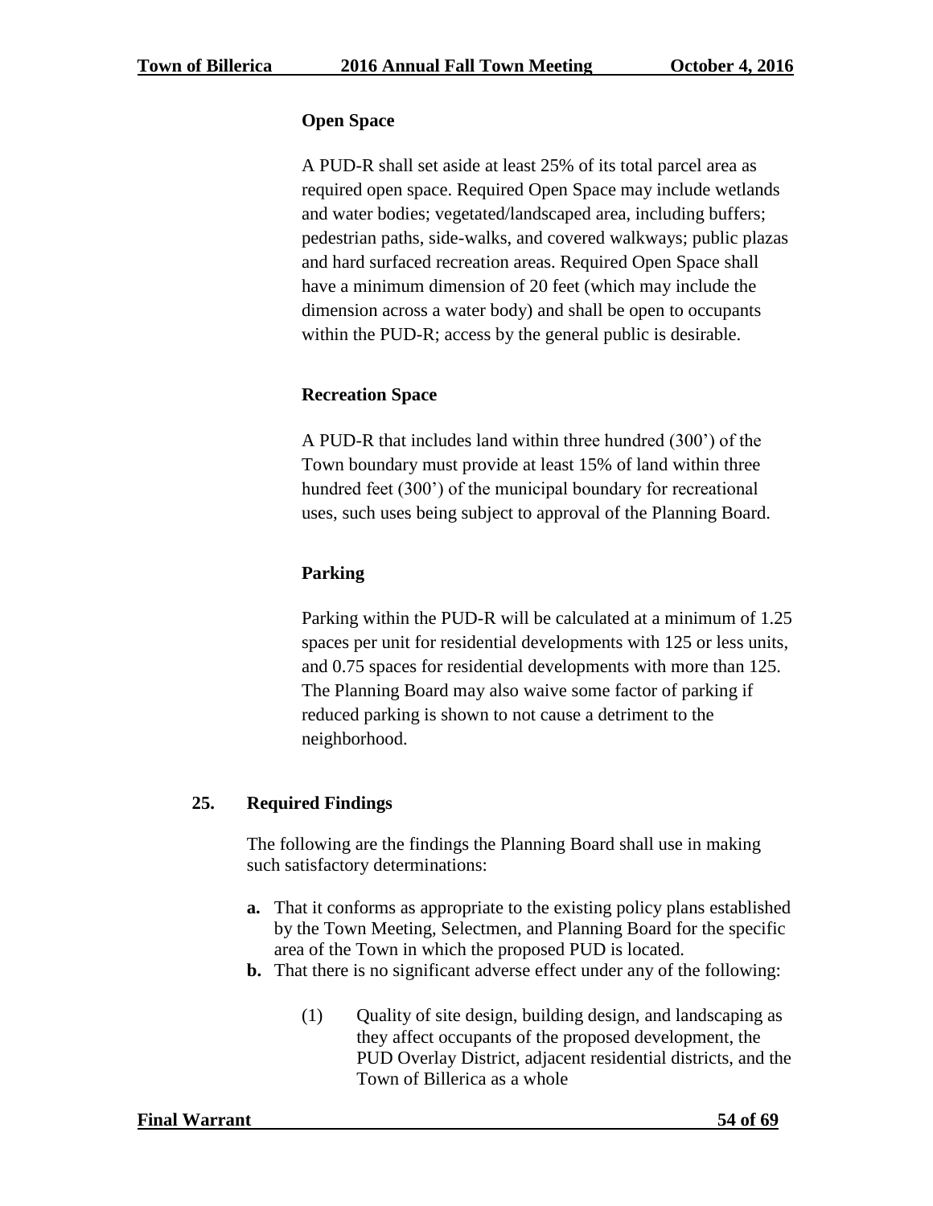**Open Space**

A PUD-R shall set aside at least 25% of its total parcel area as required open space. Required Open Space may include wetlands and water bodies; vegetated/landscaped area, including buffers; pedestrian paths, side-walks, and covered walkways; public plazas and hard surfaced recreation areas. Required Open Space shall have a minimum dimension of 20 feet (which may include the dimension across a water body) and shall be open to occupants within the PUD-R; access by the general public is desirable.

**Recreation Space**

A PUD-R that includes land within three hundred (300') of the Town boundary must provide at least 15% of land within three hundred feet (300') of the municipal boundary for recreational uses, such uses being subject to approval of the Planning Board.

**Parking**

Parking within the PUD-R will be calculated at a minimum of 1.25 spaces per unit for residential developments with 125 or less units, and 0.75 spaces for residential developments with more than 125. The Planning Board may also waive some factor of parking if reduced parking is shown to not cause a detriment to the neighborhood.

**25. Required Findings**

The following are the findings the Planning Board shall use in making such satisfactory determinations:

**a.** That it conforms as appropriate to the existing policy plans established by the Town Meeting, Selectmen, and Planning Board for the specific area of the Town in which the proposed PUD is located.

**b.** That there is no significant adverse effect under any of the following:

(1) Quality of site design, building design, and landscaping as they affect occupants of the proposed development, the PUD Overlay District, adjacent residential districts, and the Town of Billerica as a whole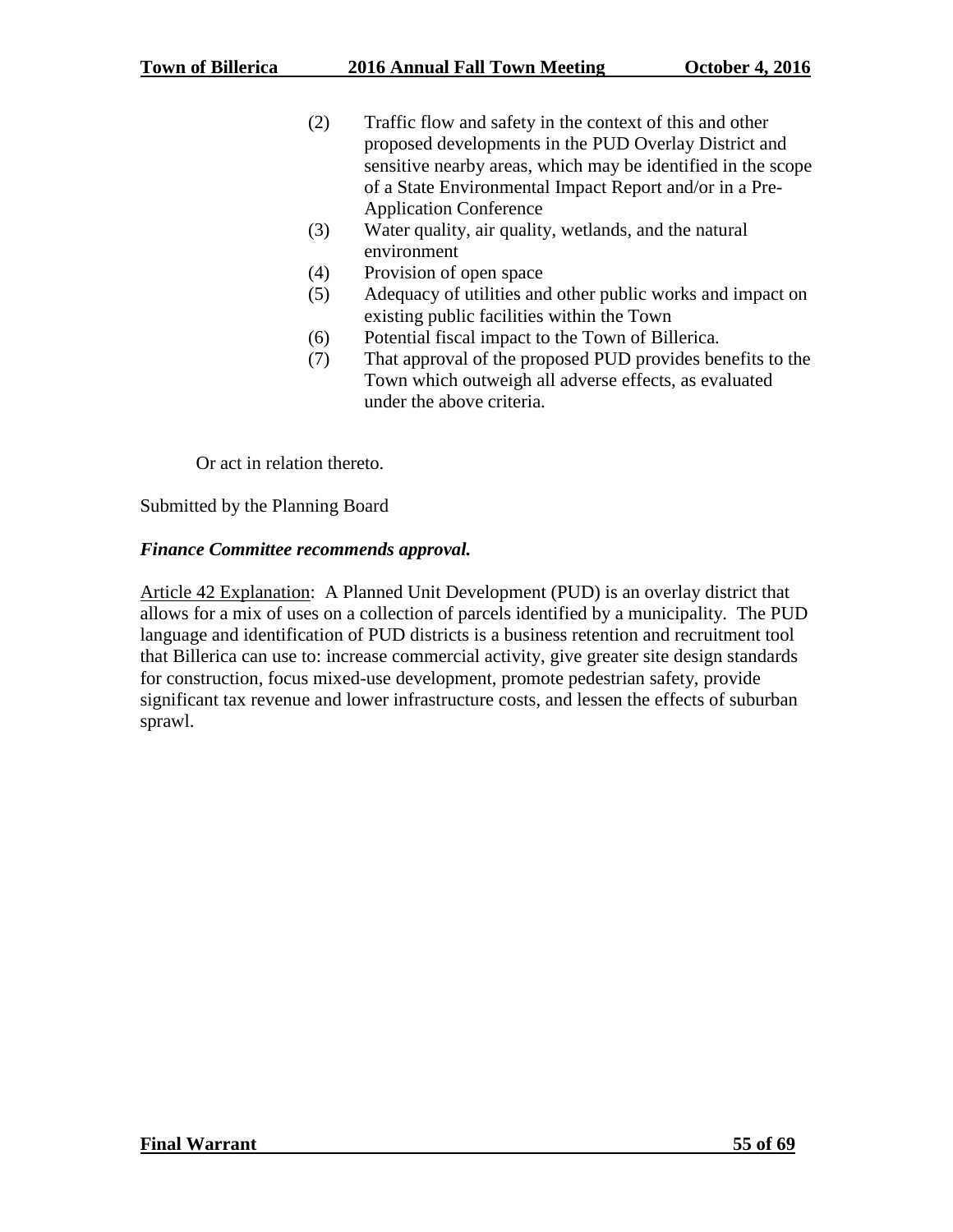(2) Traffic flow and safety in the context of this and other proposed developments in the PUD Overlay District and sensitive nearby areas, which may be identified in the scope of a State Environmental Impact Report and/or in a Pre-Application Conference
(3) Water quality, air quality, wetlands, and the natural environment
(4) Provision of open space
(5) Adequacy of utilities and other public works and impact on existing public facilities within the Town
(6) Potential fiscal impact to the Town of Billerica.
(7) That approval of the proposed PUD provides benefits to the Town which outweigh all adverse effects, as evaluated under the above criteria.

Or act in relation thereto.

Submitted by the Planning Board

***Finance Committee recommends approval.***

Article 42 Explanation: A Planned Unit Development (PUD) is an overlay district that allows for a mix of uses on a collection of parcels identified by a municipality. The PUD language and identification of PUD districts is a business retention and recruitment tool that Billerica can use to: increase commercial activity, give greater site design standards for construction, focus mixed-use development, promote pedestrian safety, provide significant tax revenue and lower infrastructure costs, and lessen the effects of suburban sprawl.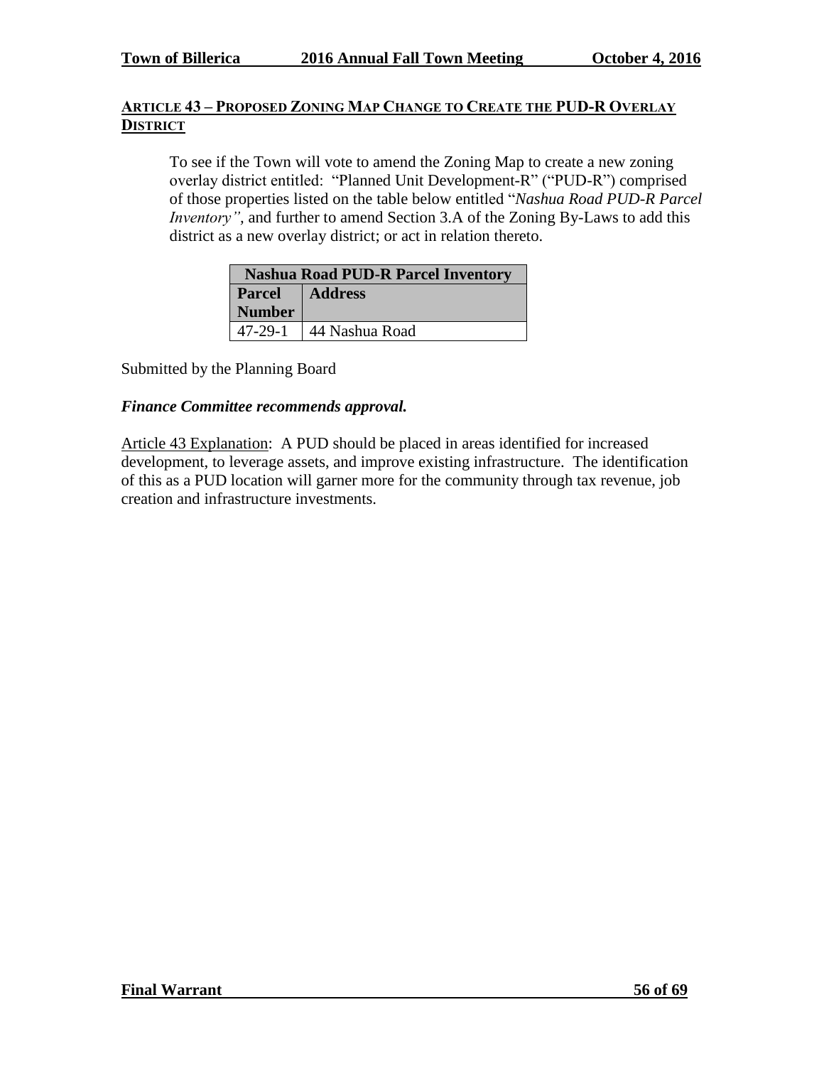## Article 43 – Proposed Zoning Map Change to Create the PUD-R Overlay District

To see if the Town will vote to amend the Zoning Map to create a new zoning overlay district entitled: "Planned Unit Development-R" ("PUD-R") comprised of those properties listed on the table below entitled "*Nashua Road PUD-R Parcel Inventory"*, and further to amend Section 3.A of the Zoning By-Laws to add this district as a new overlay district; or act in relation thereto.

| Nashua Road PUD-R Parcel Inventory | |
|---|---|
| **Parcel Number** | **Address** |
| 47-29-1 | 44 Nashua Road |

Submitted by the Planning Board

***Finance Committee recommends approval.***

Article 43 Explanation: A PUD should be placed in areas identified for increased development, to leverage assets, and improve existing infrastructure. The identification of this as a PUD location will garner more for the community through tax revenue, job creation and infrastructure investments.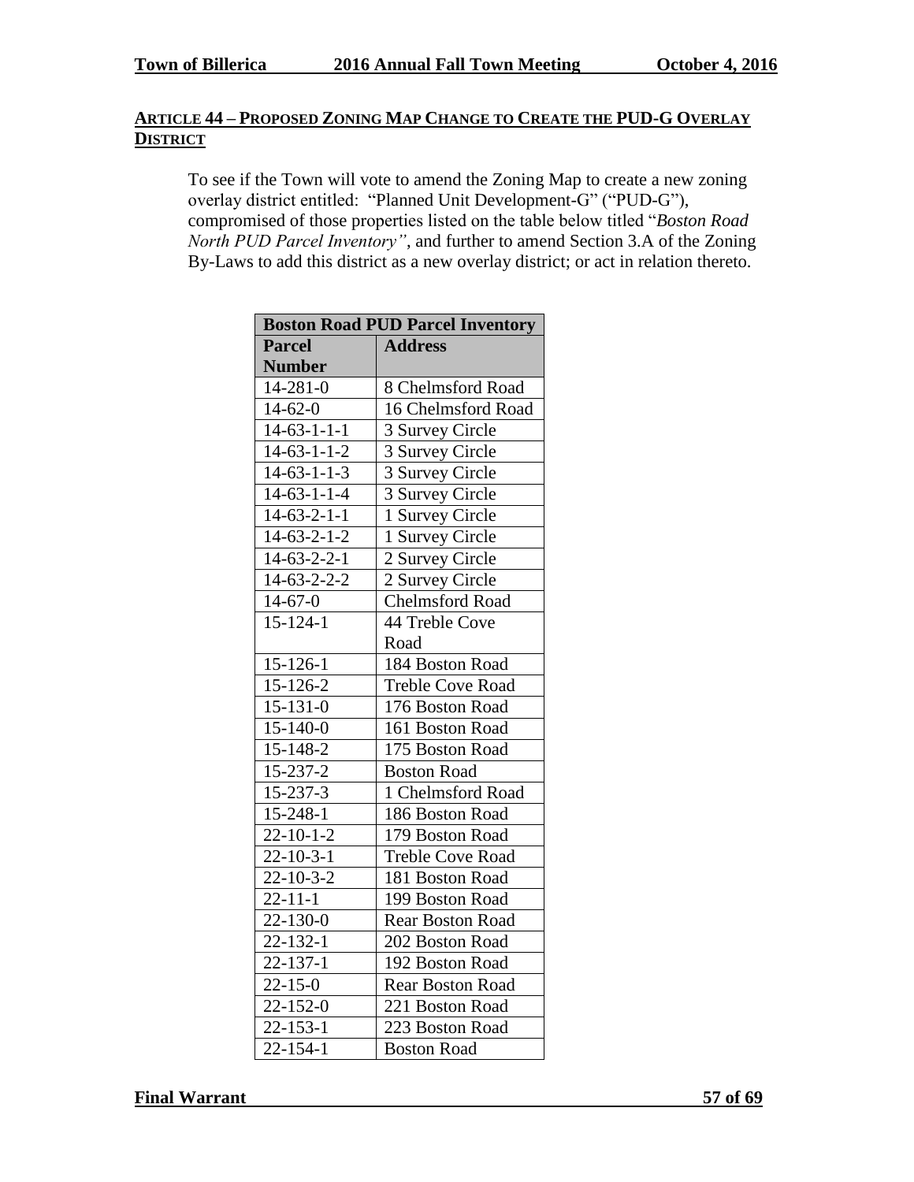## **Article 44 – Proposed Zoning Map Change to Create the PUD-G Overlay District**

To see if the Town will vote to amend the Zoning Map to create a new zoning overlay district entitled: "Planned Unit Development-G" ("PUD-G"), compromised of those properties listed on the table below titled "*Boston Road North PUD Parcel Inventory"*, and further to amend Section 3.A of the Zoning By-Laws to add this district as a new overlay district; or act in relation thereto.

| **Boston Road PUD Parcel Inventory** | |
|---|---|
| **Parcel Number** | **Address** |
| 14-281-0 | 8 Chelmsford Road |
| 14-62-0 | 16 Chelmsford Road |
| 14-63-1-1-1 | 3 Survey Circle |
| 14-63-1-1-2 | 3 Survey Circle |
| 14-63-1-1-3 | 3 Survey Circle |
| 14-63-1-1-4 | 3 Survey Circle |
| 14-63-2-1-1 | 1 Survey Circle |
| 14-63-2-1-2 | 1 Survey Circle |
| 14-63-2-2-1 | 2 Survey Circle |
| 14-63-2-2-2 | 2 Survey Circle |
| 14-67-0 | Chelmsford Road |
| 15-124-1 | 44 Treble Cove Road |
| 15-126-1 | 184 Boston Road |
| 15-126-2 | Treble Cove Road |
| 15-131-0 | 176 Boston Road |
| 15-140-0 | 161 Boston Road |
| 15-148-2 | 175 Boston Road |
| 15-237-2 | Boston Road |
| 15-237-3 | 1 Chelmsford Road |
| 15-248-1 | 186 Boston Road |
| 22-10-1-2 | 179 Boston Road |
| 22-10-3-1 | Treble Cove Road |
| 22-10-3-2 | 181 Boston Road |
| 22-11-1 | 199 Boston Road |
| 22-130-0 | Rear Boston Road |
| 22-132-1 | 202 Boston Road |
| 22-137-1 | 192 Boston Road |
| 22-15-0 | Rear Boston Road |
| 22-152-0 | 221 Boston Road |
| 22-153-1 | 223 Boston Road |
| 22-154-1 | Boston Road |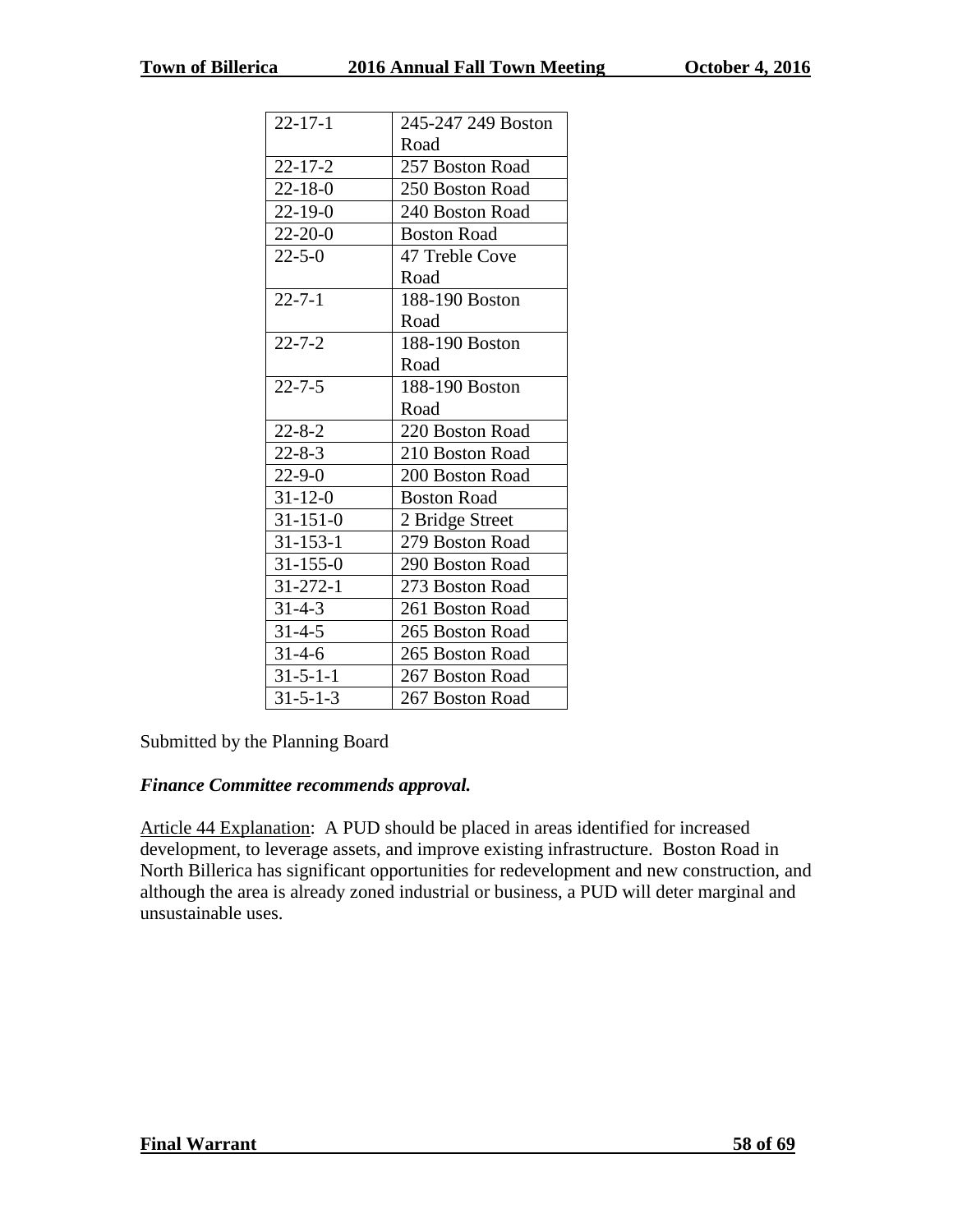| 22-17-1 | 245-247 249 Boston Road |
|---|---|
| 22-17-2 | 257 Boston Road |
| 22-18-0 | 250 Boston Road |
| 22-19-0 | 240 Boston Road |
| 22-20-0 | Boston Road |
| 22-5-0 | 47 Treble Cove Road |
| 22-7-1 | 188-190 Boston Road |
| 22-7-2 | 188-190 Boston Road |
| 22-7-5 | 188-190 Boston Road |
| 22-8-2 | 220 Boston Road |
| 22-8-3 | 210 Boston Road |
| 22-9-0 | 200 Boston Road |
| 31-12-0 | Boston Road |
| 31-151-0 | 2 Bridge Street |
| 31-153-1 | 279 Boston Road |
| 31-155-0 | 290 Boston Road |
| 31-272-1 | 273 Boston Road |
| 31-4-3 | 261 Boston Road |
| 31-4-5 | 265 Boston Road |
| 31-4-6 | 265 Boston Road |
| 31-5-1-1 | 267 Boston Road |
| 31-5-1-3 | 267 Boston Road |

Submitted by the Planning Board

***Finance Committee recommends approval.***

Article 44 Explanation: A PUD should be placed in areas identified for increased development, to leverage assets, and improve existing infrastructure. Boston Road in North Billerica has significant opportunities for redevelopment and new construction, and although the area is already zoned industrial or business, a PUD will deter marginal and unsustainable uses.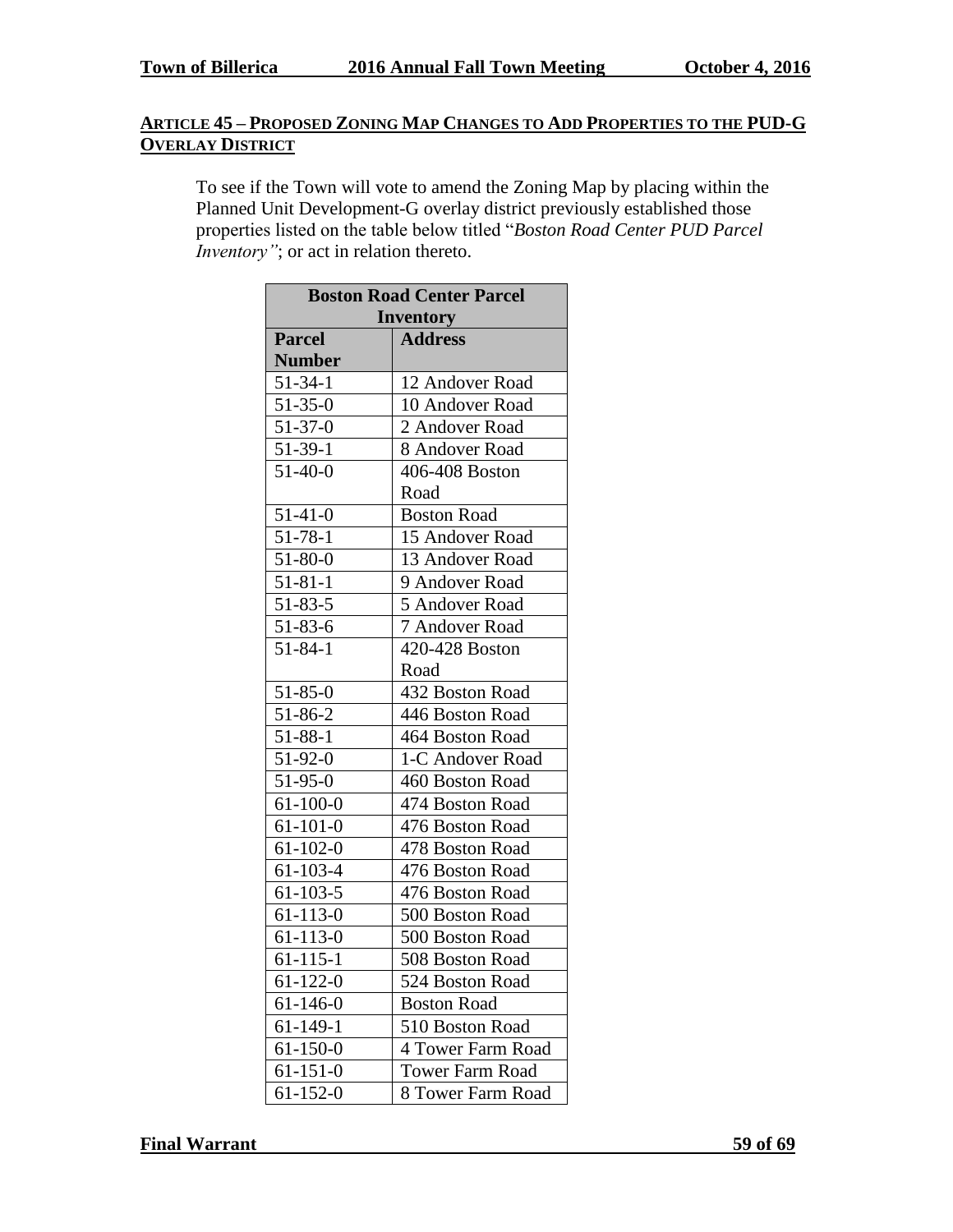## **ARTICLE 45 – PROPOSED ZONING MAP CHANGES TO ADD PROPERTIES TO THE PUD-G OVERLAY DISTRICT**

To see if the Town will vote to amend the Zoning Map by placing within the Planned Unit Development-G overlay district previously established those properties listed on the table below titled "*Boston Road Center PUD Parcel Inventory"*; or act in relation thereto.

| **Boston Road Center Parcel Inventory** | |
|---|---|
| **Parcel Number** | **Address** |
| 51-34-1 | 12 Andover Road |
| 51-35-0 | 10 Andover Road |
| 51-37-0 | 2 Andover Road |
| 51-39-1 | 8 Andover Road |
| 51-40-0 | 406-408 Boston Road |
| 51-41-0 | Boston Road |
| 51-78-1 | 15 Andover Road |
| 51-80-0 | 13 Andover Road |
| 51-81-1 | 9 Andover Road |
| 51-83-5 | 5 Andover Road |
| 51-83-6 | 7 Andover Road |
| 51-84-1 | 420-428 Boston Road |
| 51-85-0 | 432 Boston Road |
| 51-86-2 | 446 Boston Road |
| 51-88-1 | 464 Boston Road |
| 51-92-0 | 1-C Andover Road |
| 51-95-0 | 460 Boston Road |
| 61-100-0 | 474 Boston Road |
| 61-101-0 | 476 Boston Road |
| 61-102-0 | 478 Boston Road |
| 61-103-4 | 476 Boston Road |
| 61-103-5 | 476 Boston Road |
| 61-113-0 | 500 Boston Road |
| 61-113-0 | 500 Boston Road |
| 61-115-1 | 508 Boston Road |
| 61-122-0 | 524 Boston Road |
| 61-146-0 | Boston Road |
| 61-149-1 | 510 Boston Road |
| 61-150-0 | 4 Tower Farm Road |
| 61-151-0 | Tower Farm Road |
| 61-152-0 | 8 Tower Farm Road |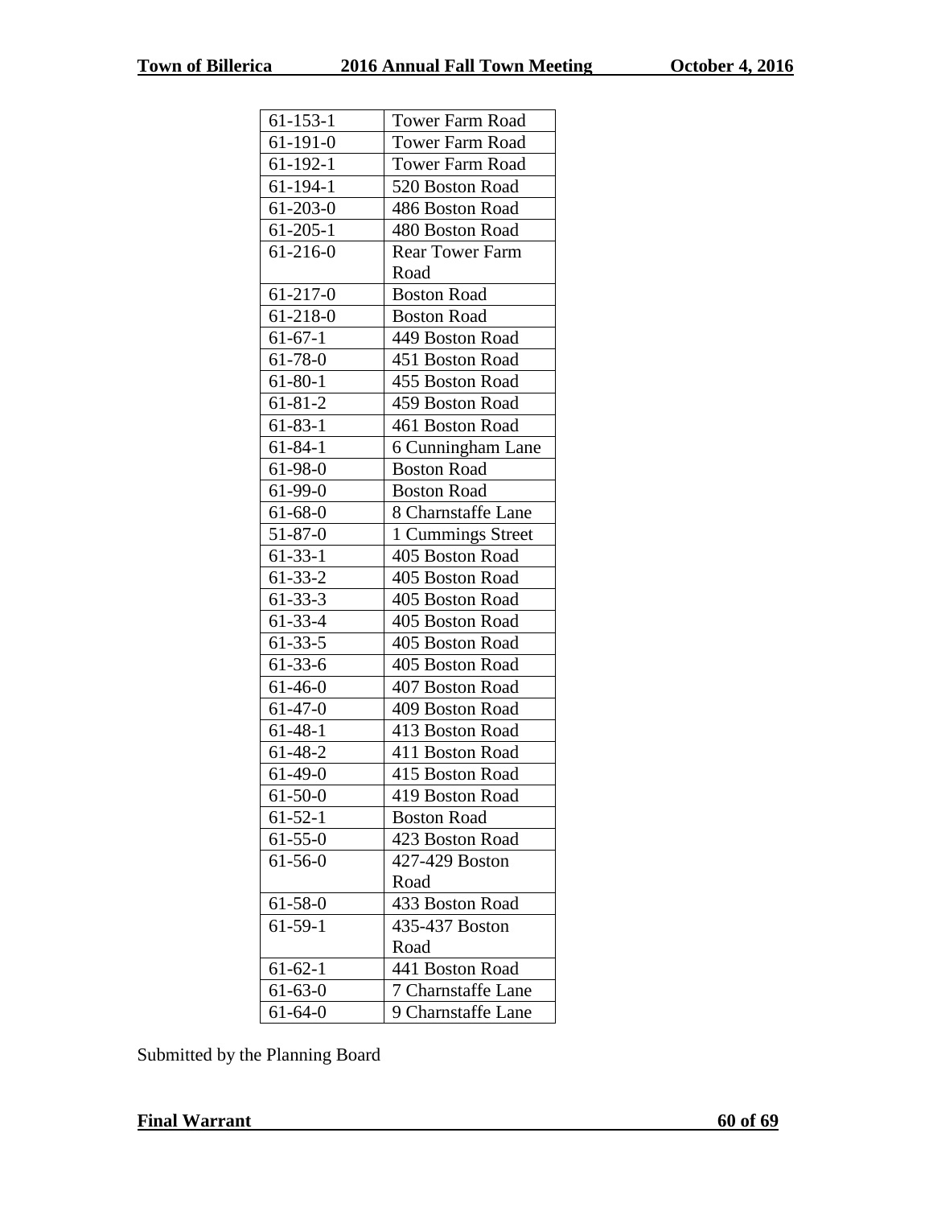| 61-153-1 | Tower Farm Road |
|---|---|
| 61-191-0 | Tower Farm Road |
| 61-192-1 | Tower Farm Road |
| 61-194-1 | 520 Boston Road |
| 61-203-0 | 486 Boston Road |
| 61-205-1 | 480 Boston Road |
| 61-216-0 | Rear Tower Farm Road |
| 61-217-0 | Boston Road |
| 61-218-0 | Boston Road |
| 61-67-1 | 449 Boston Road |
| 61-78-0 | 451 Boston Road |
| 61-80-1 | 455 Boston Road |
| 61-81-2 | 459 Boston Road |
| 61-83-1 | 461 Boston Road |
| 61-84-1 | 6 Cunningham Lane |
| 61-98-0 | Boston Road |
| 61-99-0 | Boston Road |
| 61-68-0 | 8 Charnstaffe Lane |
| 51-87-0 | 1 Cummings Street |
| 61-33-1 | 405 Boston Road |
| 61-33-2 | 405 Boston Road |
| 61-33-3 | 405 Boston Road |
| 61-33-4 | 405 Boston Road |
| 61-33-5 | 405 Boston Road |
| 61-33-6 | 405 Boston Road |
| 61-46-0 | 407 Boston Road |
| 61-47-0 | 409 Boston Road |
| 61-48-1 | 413 Boston Road |
| 61-48-2 | 411 Boston Road |
| 61-49-0 | 415 Boston Road |
| 61-50-0 | 419 Boston Road |
| 61-52-1 | Boston Road |
| 61-55-0 | 423 Boston Road |
| 61-56-0 | 427-429 Boston Road |
| 61-58-0 | 433 Boston Road |
| 61-59-1 | 435-437 Boston Road |
| 61-62-1 | 441 Boston Road |
| 61-63-0 | 7 Charnstaffe Lane |
| 61-64-0 | 9 Charnstaffe Lane |

Submitted by the Planning Board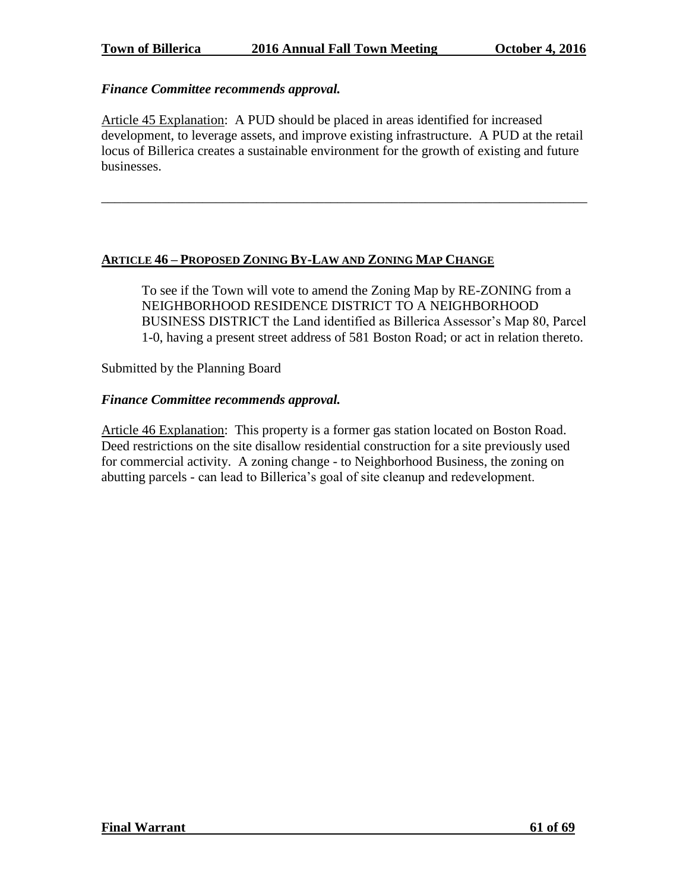***Finance Committee recommends approval.***

Article 45 Explanation: A PUD should be placed in areas identified for increased development, to leverage assets, and improve existing infrastructure. A PUD at the retail locus of Billerica creates a sustainable environment for the growth of existing and future businesses.

---

## ARTICLE 46 – PROPOSED ZONING BY-LAW AND ZONING MAP CHANGE

To see if the Town will vote to amend the Zoning Map by RE-ZONING from a NEIGHBORHOOD RESIDENCE DISTRICT TO A NEIGHBORHOOD BUSINESS DISTRICT the Land identified as Billerica Assessor's Map 80, Parcel 1-0, having a present street address of 581 Boston Road; or act in relation thereto.

Submitted by the Planning Board

***Finance Committee recommends approval.***

Article 46 Explanation: This property is a former gas station located on Boston Road. Deed restrictions on the site disallow residential construction for a site previously used for commercial activity. A zoning change - to Neighborhood Business, the zoning on abutting parcels - can lead to Billerica's goal of site cleanup and redevelopment.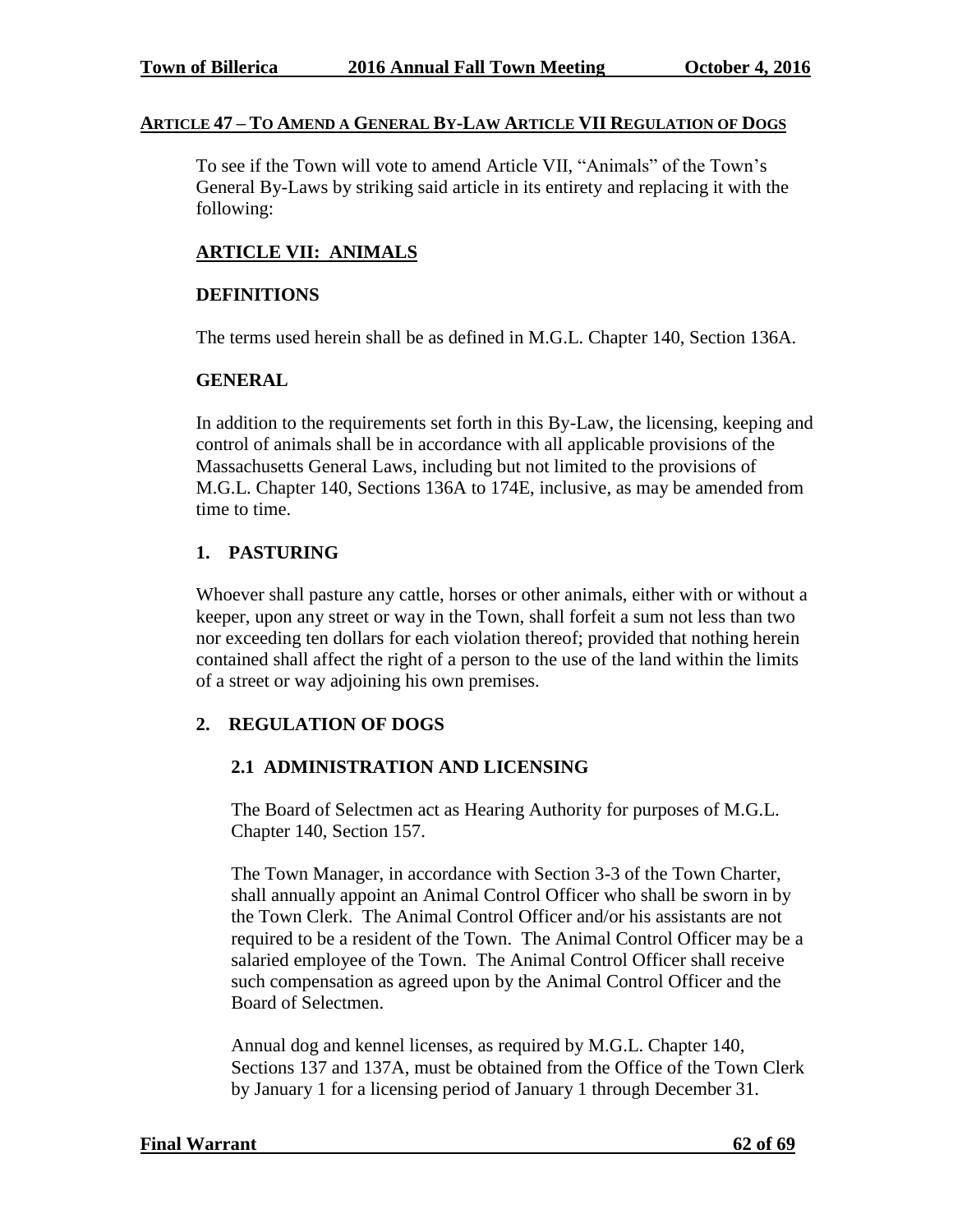## Article 47 – To Amend a General By-Law Article VII Regulation of Dogs

To see if the Town will vote to amend Article VII, "Animals" of the Town's General By-Laws by striking said article in its entirety and replacing it with the following:

### ARTICLE VII: ANIMALS

#### DEFINITIONS

The terms used herein shall be as defined in M.G.L. Chapter 140, Section 136A.

#### GENERAL

In addition to the requirements set forth in this By-Law, the licensing, keeping and control of animals shall be in accordance with all applicable provisions of the Massachusetts General Laws, including but not limited to the provisions of M.G.L. Chapter 140, Sections 136A to 174E, inclusive, as may be amended from time to time.

#### 1. PASTURING

Whoever shall pasture any cattle, horses or other animals, either with or without a keeper, upon any street or way in the Town, shall forfeit a sum not less than two nor exceeding ten dollars for each violation thereof; provided that nothing herein contained shall affect the right of a person to the use of the land within the limits of a street or way adjoining his own premises.

#### 2. REGULATION OF DOGS

##### 2.1 ADMINISTRATION AND LICENSING

The Board of Selectmen act as Hearing Authority for purposes of M.G.L. Chapter 140, Section 157.

The Town Manager, in accordance with Section 3-3 of the Town Charter, shall annually appoint an Animal Control Officer who shall be sworn in by the Town Clerk. The Animal Control Officer and/or his assistants are not required to be a resident of the Town. The Animal Control Officer may be a salaried employee of the Town. The Animal Control Officer shall receive such compensation as agreed upon by the Animal Control Officer and the Board of Selectmen.

Annual dog and kennel licenses, as required by M.G.L. Chapter 140, Sections 137 and 137A, must be obtained from the Office of the Town Clerk by January 1 for a licensing period of January 1 through December 31.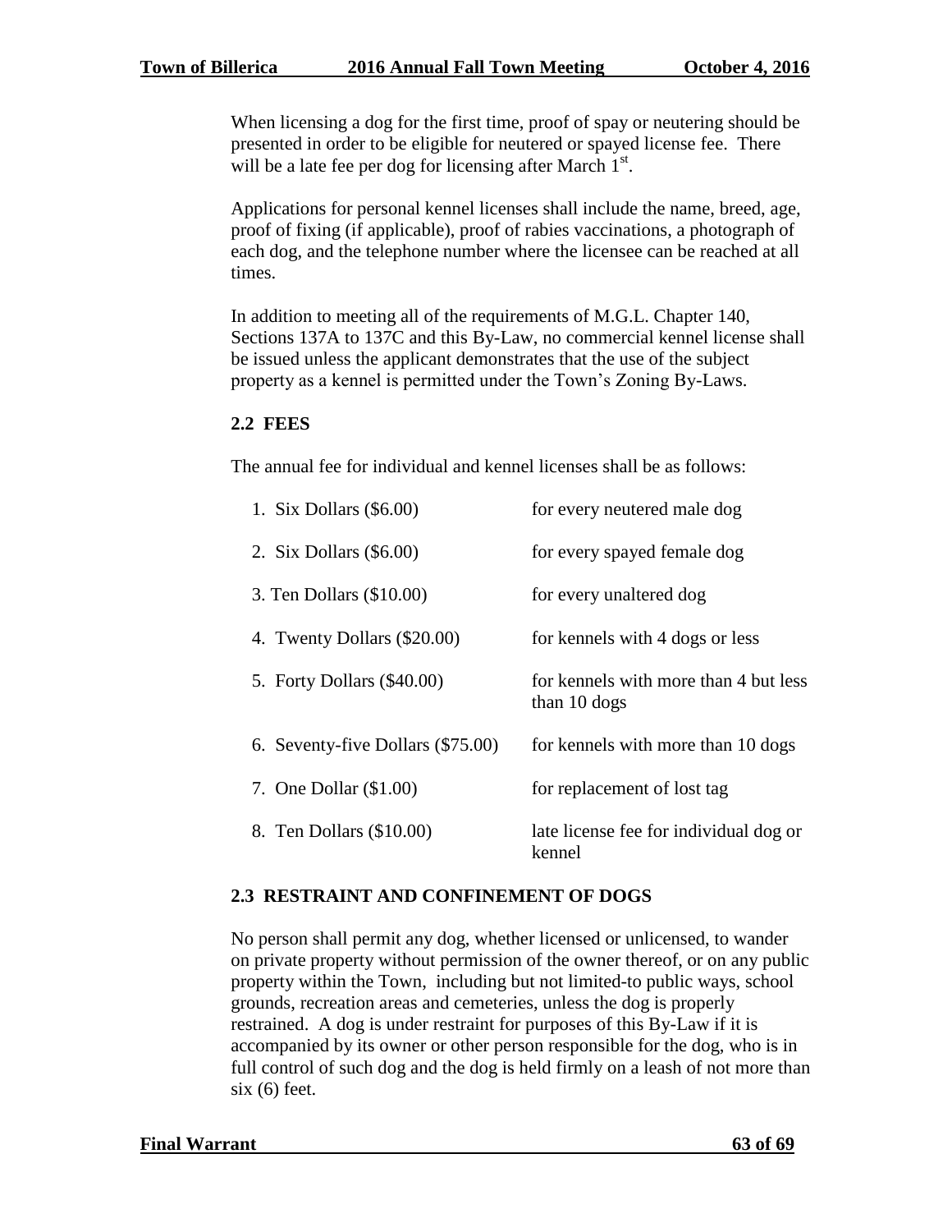When licensing a dog for the first time, proof of spay or neutering should be presented in order to be eligible for neutered or spayed license fee. There will be a late fee per dog for licensing after March 1st.

Applications for personal kennel licenses shall include the name, breed, age, proof of fixing (if applicable), proof of rabies vaccinations, a photograph of each dog, and the telephone number where the licensee can be reached at all times.

In addition to meeting all of the requirements of M.G.L. Chapter 140, Sections 137A to 137C and this By-Law, no commercial kennel license shall be issued unless the applicant demonstrates that the use of the subject property as a kennel is permitted under the Town's Zoning By-Laws.

**2.2 FEES**

The annual fee for individual and kennel licenses shall be as follows:

| | |
|---|---|
| 1. Six Dollars ($6.00) | for every neutered male dog |
| 2. Six Dollars ($6.00) | for every spayed female dog |
| 3. Ten Dollars ($10.00) | for every unaltered dog |
| 4. Twenty Dollars ($20.00) | for kennels with 4 dogs or less |
| 5. Forty Dollars ($40.00) | for kennels with more than 4 but less than 10 dogs |
| 6. Seventy-five Dollars ($75.00) | for kennels with more than 10 dogs |
| 7. One Dollar ($1.00) | for replacement of lost tag |
| 8. Ten Dollars ($10.00) | late license fee for individual dog or kennel |

**2.3 RESTRAINT AND CONFINEMENT OF DOGS**

No person shall permit any dog, whether licensed or unlicensed, to wander on private property without permission of the owner thereof, or on any public property within the Town, including but not limited-to public ways, school grounds, recreation areas and cemeteries, unless the dog is properly restrained. A dog is under restraint for purposes of this By-Law if it is accompanied by its owner or other person responsible for the dog, who is in full control of such dog and the dog is held firmly on a leash of not more than six (6) feet.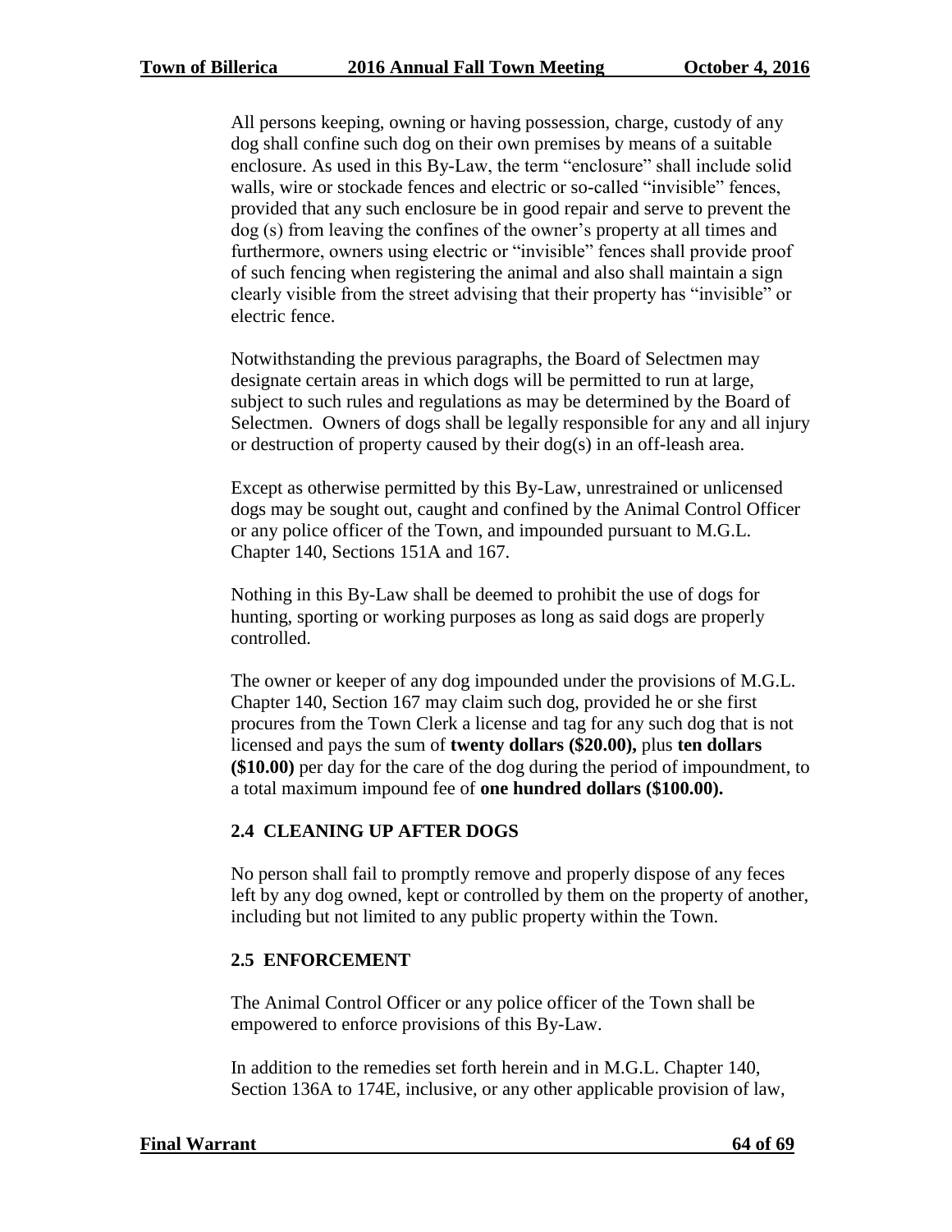All persons keeping, owning or having possession, charge, custody of any dog shall confine such dog on their own premises by means of a suitable enclosure. As used in this By-Law, the term "enclosure" shall include solid walls, wire or stockade fences and electric or so-called "invisible" fences, provided that any such enclosure be in good repair and serve to prevent the dog (s) from leaving the confines of the owner's property at all times and furthermore, owners using electric or "invisible" fences shall provide proof of such fencing when registering the animal and also shall maintain a sign clearly visible from the street advising that their property has "invisible" or electric fence.

Notwithstanding the previous paragraphs, the Board of Selectmen may designate certain areas in which dogs will be permitted to run at large, subject to such rules and regulations as may be determined by the Board of Selectmen. Owners of dogs shall be legally responsible for any and all injury or destruction of property caused by their dog(s) in an off-leash area.

Except as otherwise permitted by this By-Law, unrestrained or unlicensed dogs may be sought out, caught and confined by the Animal Control Officer or any police officer of the Town, and impounded pursuant to M.G.L. Chapter 140, Sections 151A and 167.

Nothing in this By-Law shall be deemed to prohibit the use of dogs for hunting, sporting or working purposes as long as said dogs are properly controlled.

The owner or keeper of any dog impounded under the provisions of M.G.L. Chapter 140, Section 167 may claim such dog, provided he or she first procures from the Town Clerk a license and tag for any such dog that is not licensed and pays the sum of **twenty dollars ($20.00),** plus **ten dollars ($10.00)** per day for the care of the dog during the period of impoundment, to a total maximum impound fee of **one hundred dollars ($100.00).**

### 2.4 CLEANING UP AFTER DOGS

No person shall fail to promptly remove and properly dispose of any feces left by any dog owned, kept or controlled by them on the property of another, including but not limited to any public property within the Town.

### 2.5 ENFORCEMENT

The Animal Control Officer or any police officer of the Town shall be empowered to enforce provisions of this By-Law.

In addition to the remedies set forth herein and in M.G.L. Chapter 140, Section 136A to 174E, inclusive, or any other applicable provision of law,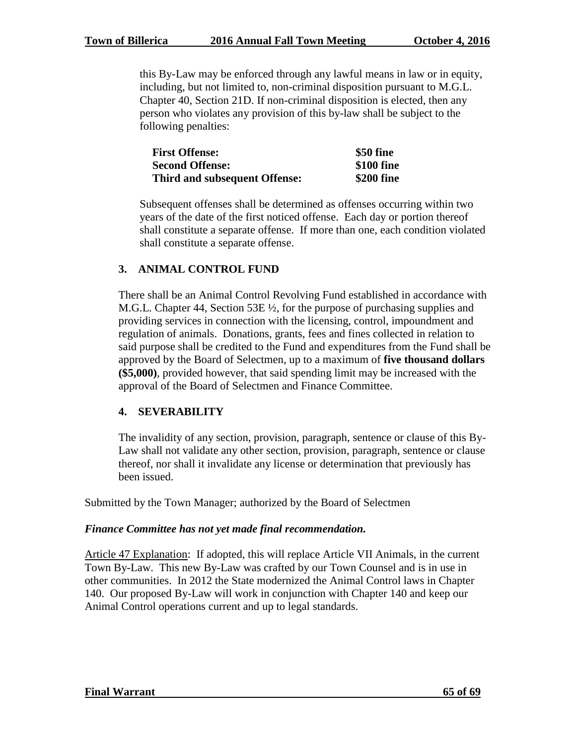this By-Law may be enforced through any lawful means in law or in equity, including, but not limited to, non-criminal disposition pursuant to M.G.L. Chapter 40, Section 21D. If non-criminal disposition is elected, then any person who violates any provision of this by-law shall be subject to the following penalties:

| | |
|---|---|
| **First Offense:** | **$50 fine** |
| **Second Offense:** | **$100 fine** |
| **Third and subsequent Offense:** | **$200 fine** |

Subsequent offenses shall be determined as offenses occurring within two years of the date of the first noticed offense. Each day or portion thereof shall constitute a separate offense. If more than one, each condition violated shall constitute a separate offense.

## 3. ANIMAL CONTROL FUND

There shall be an Animal Control Revolving Fund established in accordance with M.G.L. Chapter 44, Section 53E ½, for the purpose of purchasing supplies and providing services in connection with the licensing, control, impoundment and regulation of animals. Donations, grants, fees and fines collected in relation to said purpose shall be credited to the Fund and expenditures from the Fund shall be approved by the Board of Selectmen, up to a maximum of **five thousand dollars ($5,000)**, provided however, that said spending limit may be increased with the approval of the Board of Selectmen and Finance Committee.

## 4. SEVERABILITY

The invalidity of any section, provision, paragraph, sentence or clause of this By-Law shall not validate any other section, provision, paragraph, sentence or clause thereof, nor shall it invalidate any license or determination that previously has been issued.

Submitted by the Town Manager; authorized by the Board of Selectmen

***Finance Committee has not yet made final recommendation.***

Article 47 Explanation: If adopted, this will replace Article VII Animals, in the current Town By-Law. This new By-Law was crafted by our Town Counsel and is in use in other communities. In 2012 the State modernized the Animal Control laws in Chapter 140. Our proposed By-Law will work in conjunction with Chapter 140 and keep our Animal Control operations current and up to legal standards.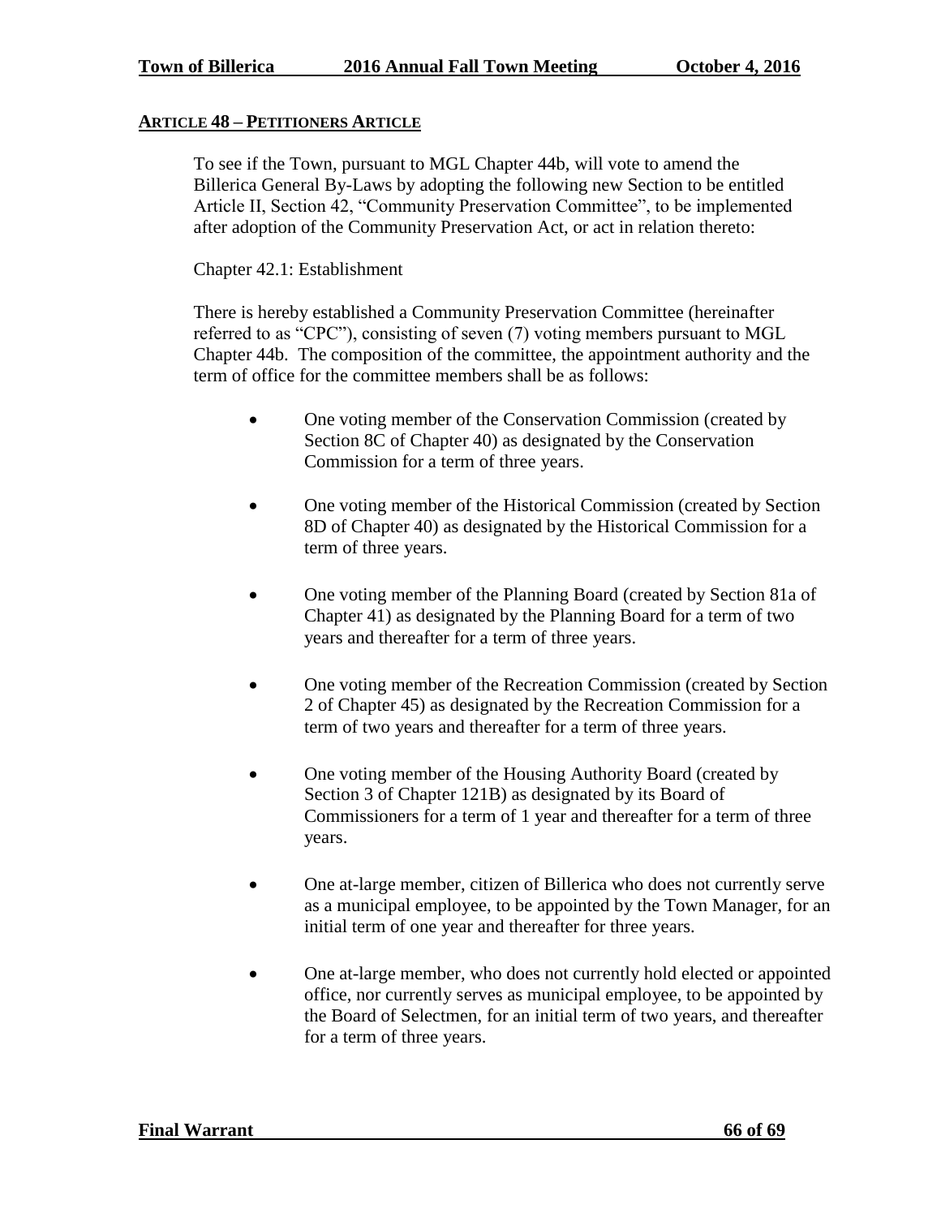**ARTICLE 48 – PETITIONERS ARTICLE**

To see if the Town, pursuant to MGL Chapter 44b, will vote to amend the Billerica General By-Laws by adopting the following new Section to be entitled Article II, Section 42, "Community Preservation Committee", to be implemented after adoption of the Community Preservation Act, or act in relation thereto:

Chapter 42.1: Establishment

There is hereby established a Community Preservation Committee (hereinafter referred to as "CPC"), consisting of seven (7) voting members pursuant to MGL Chapter 44b. The composition of the committee, the appointment authority and the term of office for the committee members shall be as follows:

- One voting member of the Conservation Commission (created by Section 8C of Chapter 40) as designated by the Conservation Commission for a term of three years.
- One voting member of the Historical Commission (created by Section 8D of Chapter 40) as designated by the Historical Commission for a term of three years.
- One voting member of the Planning Board (created by Section 81a of Chapter 41) as designated by the Planning Board for a term of two years and thereafter for a term of three years.
- One voting member of the Recreation Commission (created by Section 2 of Chapter 45) as designated by the Recreation Commission for a term of two years and thereafter for a term of three years.
- One voting member of the Housing Authority Board (created by Section 3 of Chapter 121B) as designated by its Board of Commissioners for a term of 1 year and thereafter for a term of three years.
- One at-large member, citizen of Billerica who does not currently serve as a municipal employee, to be appointed by the Town Manager, for an initial term of one year and thereafter for three years.
- One at-large member, who does not currently hold elected or appointed office, nor currently serves as municipal employee, to be appointed by the Board of Selectmen, for an initial term of two years, and thereafter for a term of three years.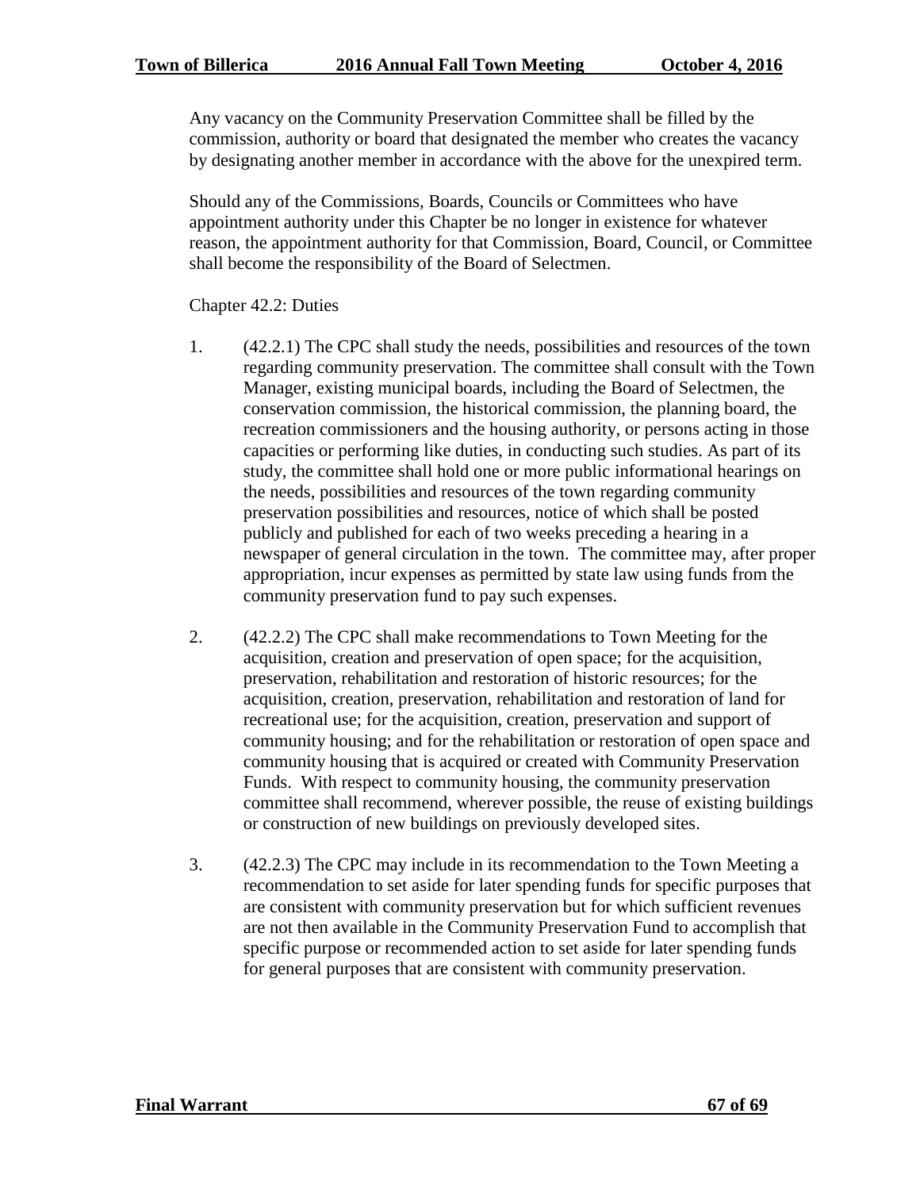Any vacancy on the Community Preservation Committee shall be filled by the commission, authority or board that designated the member who creates the vacancy by designating another member in accordance with the above for the unexpired term.

Should any of the Commissions, Boards, Councils or Committees who have appointment authority under this Chapter be no longer in existence for whatever reason, the appointment authority for that Commission, Board, Council, or Committee shall become the responsibility of the Board of Selectmen.

Chapter 42.2: Duties

1. (42.2.1) The CPC shall study the needs, possibilities and resources of the town regarding community preservation. The committee shall consult with the Town Manager, existing municipal boards, including the Board of Selectmen, the conservation commission, the historical commission, the planning board, the recreation commissioners and the housing authority, or persons acting in those capacities or performing like duties, in conducting such studies. As part of its study, the committee shall hold one or more public informational hearings on the needs, possibilities and resources of the town regarding community preservation possibilities and resources, notice of which shall be posted publicly and published for each of two weeks preceding a hearing in a newspaper of general circulation in the town. The committee may, after proper appropriation, incur expenses as permitted by state law using funds from the community preservation fund to pay such expenses.

2. (42.2.2) The CPC shall make recommendations to Town Meeting for the acquisition, creation and preservation of open space; for the acquisition, preservation, rehabilitation and restoration of historic resources; for the acquisition, creation, preservation, rehabilitation and restoration of land for recreational use; for the acquisition, creation, preservation and support of community housing; and for the rehabilitation or restoration of open space and community housing that is acquired or created with Community Preservation Funds. With respect to community housing, the community preservation committee shall recommend, wherever possible, the reuse of existing buildings or construction of new buildings on previously developed sites.

3. (42.2.3) The CPC may include in its recommendation to the Town Meeting a recommendation to set aside for later spending funds for specific purposes that are consistent with community preservation but for which sufficient revenues are not then available in the Community Preservation Fund to accomplish that specific purpose or recommended action to set aside for later spending funds for general purposes that are consistent with community preservation.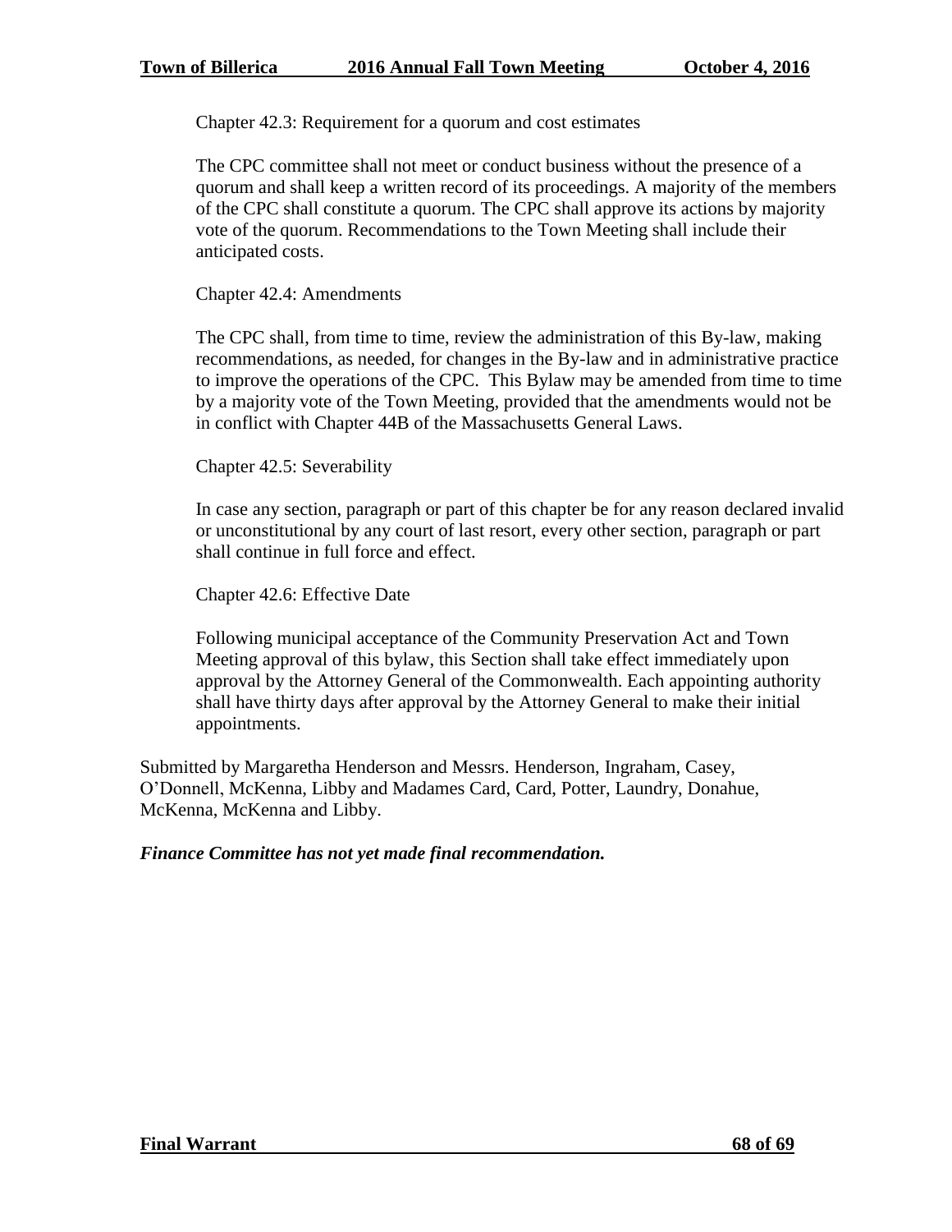Chapter 42.3: Requirement for a quorum and cost estimates

The CPC committee shall not meet or conduct business without the presence of a quorum and shall keep a written record of its proceedings. A majority of the members of the CPC shall constitute a quorum. The CPC shall approve its actions by majority vote of the quorum. Recommendations to the Town Meeting shall include their anticipated costs.

Chapter 42.4: Amendments

The CPC shall, from time to time, review the administration of this By-law, making recommendations, as needed, for changes in the By-law and in administrative practice to improve the operations of the CPC. This Bylaw may be amended from time to time by a majority vote of the Town Meeting, provided that the amendments would not be in conflict with Chapter 44B of the Massachusetts General Laws.

Chapter 42.5: Severability

In case any section, paragraph or part of this chapter be for any reason declared invalid or unconstitutional by any court of last resort, every other section, paragraph or part shall continue in full force and effect.

Chapter 42.6: Effective Date

Following municipal acceptance of the Community Preservation Act and Town Meeting approval of this bylaw, this Section shall take effect immediately upon approval by the Attorney General of the Commonwealth. Each appointing authority shall have thirty days after approval by the Attorney General to make their initial appointments.

Submitted by Margaretha Henderson and Messrs. Henderson, Ingraham, Casey, O'Donnell, McKenna, Libby and Madames Card, Card, Potter, Laundry, Donahue, McKenna, McKenna and Libby.

***Finance Committee has not yet made final recommendation.***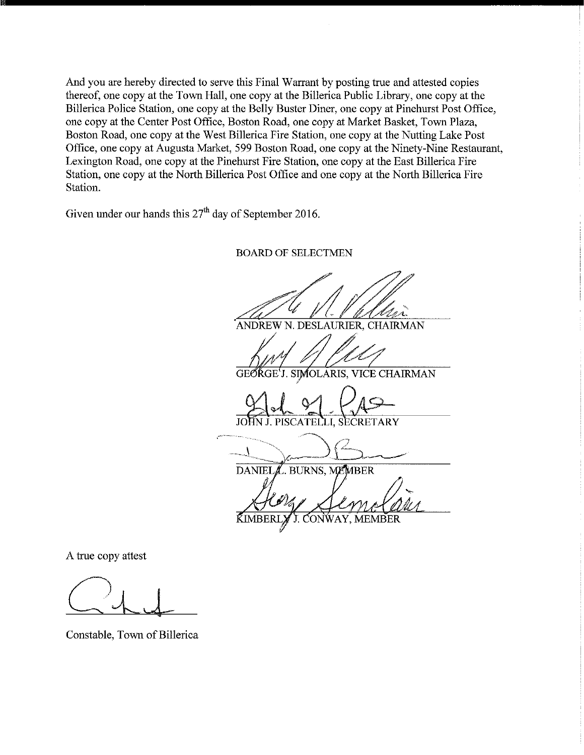And you are hereby directed to serve this Final Warrant by posting true and attested copies thereof, one copy at the Town Hall, one copy at the Billerica Public Library, one copy at the Billerica Police Station, one copy at the Belly Buster Diner, one copy at Pinehurst Post Office, one copy at the Center Post Office, Boston Road, one copy at Market Basket, Town Plaza, Boston Road, one copy at the West Billerica Fire Station, one copy at the Nutting Lake Post Office, one copy at Augusta Market, 599 Boston Road, one copy at the Ninety-Nine Restaurant, Lexington Road, one copy at the Pinehurst Fire Station, one copy at the East Billerica Fire Station, one copy at the North Billerica Post Office and one copy at the North Billerica Fire Station.

Given under our hands this 27th day of September 2016.

BOARD OF SELECTMEN

ANDREW N. DESLAURIER, CHAIRMAN

GEORGE J. SIMOLARIS, VICE CHAIRMAN

JOHN J. PISCATELLI, SECRETARY

DANIEL L. BURNS, MEMBER

KIMBERLY J. CONWAY, MEMBER

A true copy attest

Constable, Town of Billerica